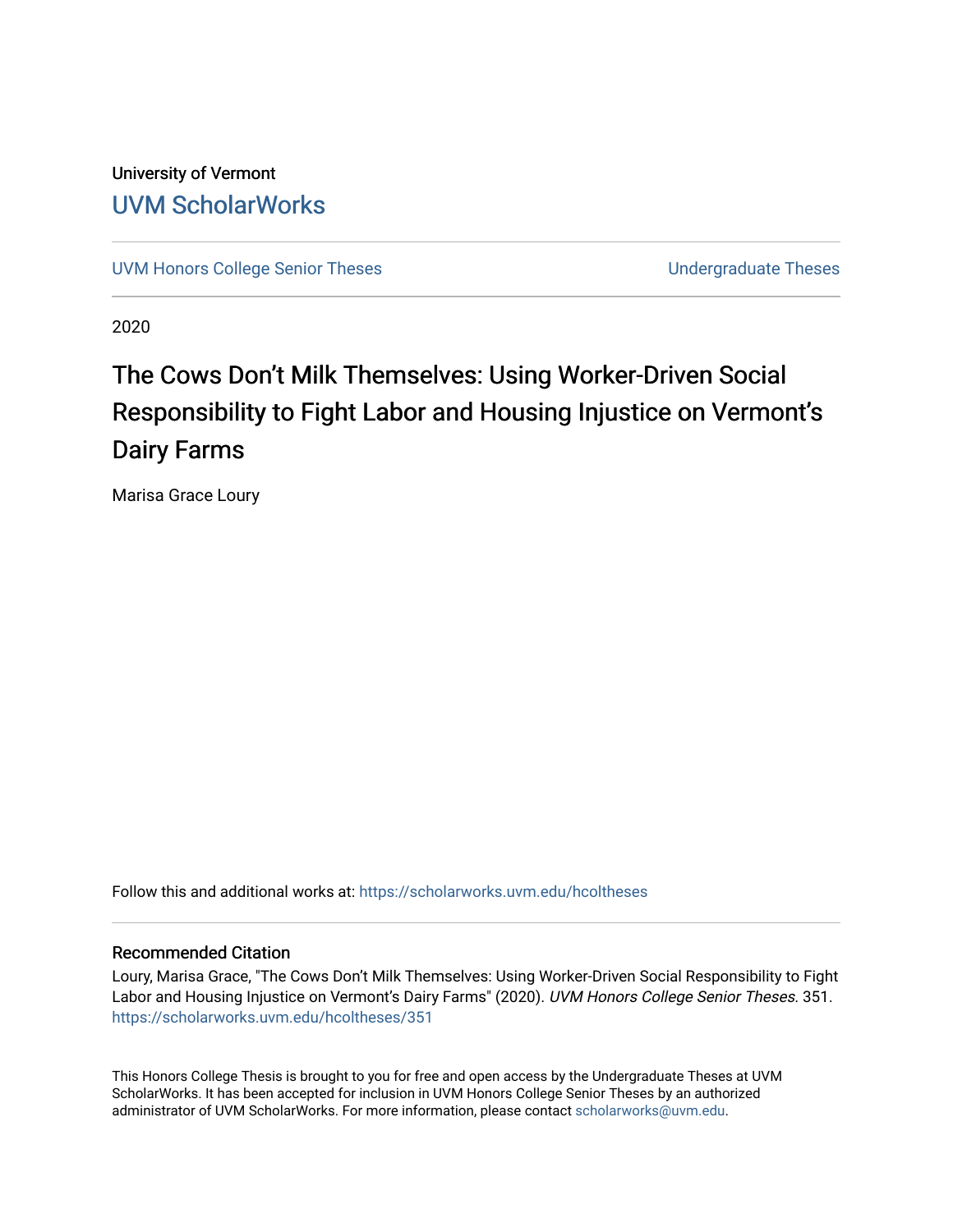University of Vermont

## UVM ScholarWorks

UVM Honors College Senior Theses | Undergraduate Theses

2020

# The Cows Don't Milk Themselves: Using Worker-Driven Social Responsibility to Fight Labor and Housing Injustice on Vermont's Dairy Farms

Marisa Grace Loury

Follow this and additional works at: https://scholarworks.uvm.edu/hcoltheses

### Recommended Citation

Loury, Marisa Grace, "The Cows Don't Milk Themselves: Using Worker-Driven Social Responsibility to Fight Labor and Housing Injustice on Vermont's Dairy Farms" (2020). *UVM Honors College Senior Theses*. 351.
https://scholarworks.uvm.edu/hcoltheses/351

This Honors College Thesis is brought to you for free and open access by the Undergraduate Theses at UVM ScholarWorks. It has been accepted for inclusion in UVM Honors College Senior Theses by an authorized administrator of UVM ScholarWorks. For more information, please contact scholarworks@uvm.edu.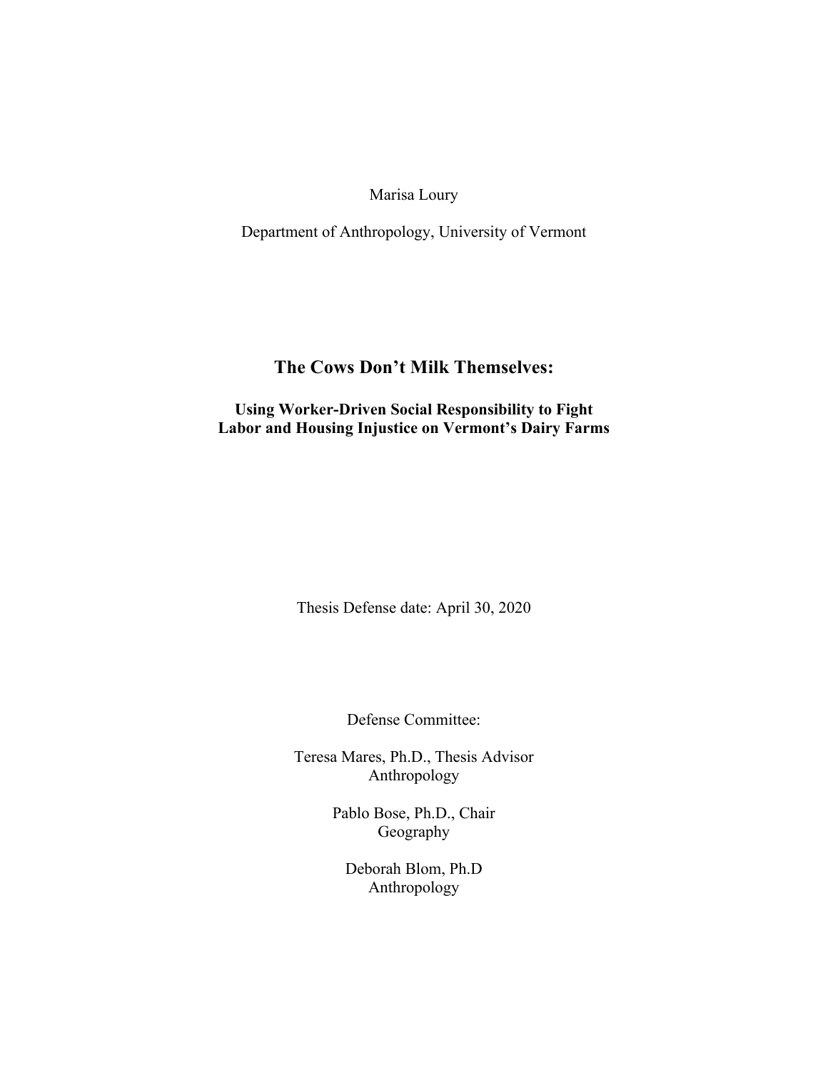Marisa Loury

Department of Anthropology, University of Vermont

# The Cows Don't Milk Themselves:

## Using Worker-Driven Social Responsibility to Fight Labor and Housing Injustice on Vermont's Dairy Farms

Thesis Defense date: April 30, 2020

Defense Committee:

Teresa Mares, Ph.D., Thesis Advisor
Anthropology

Pablo Bose, Ph.D., Chair
Geography

Deborah Blom, Ph.D
Anthropology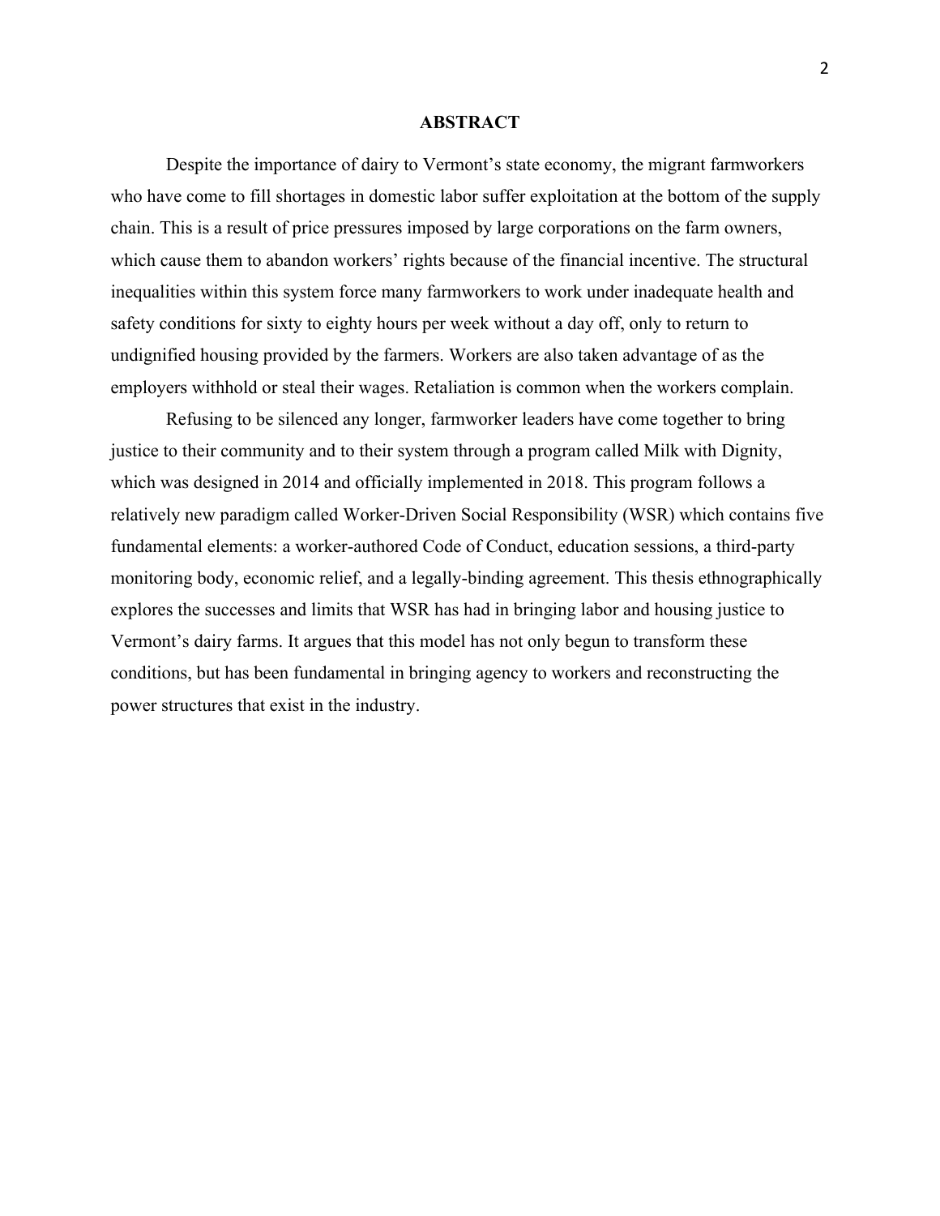## ABSTRACT

Despite the importance of dairy to Vermont's state economy, the migrant farmworkers who have come to fill shortages in domestic labor suffer exploitation at the bottom of the supply chain. This is a result of price pressures imposed by large corporations on the farm owners, which cause them to abandon workers' rights because of the financial incentive. The structural inequalities within this system force many farmworkers to work under inadequate health and safety conditions for sixty to eighty hours per week without a day off, only to return to undignified housing provided by the farmers. Workers are also taken advantage of as the employers withhold or steal their wages. Retaliation is common when the workers complain.

Refusing to be silenced any longer, farmworker leaders have come together to bring justice to their community and to their system through a program called Milk with Dignity, which was designed in 2014 and officially implemented in 2018. This program follows a relatively new paradigm called Worker-Driven Social Responsibility (WSR) which contains five fundamental elements: a worker-authored Code of Conduct, education sessions, a third-party monitoring body, economic relief, and a legally-binding agreement. This thesis ethnographically explores the successes and limits that WSR has had in bringing labor and housing justice to Vermont's dairy farms. It argues that this model has not only begun to transform these conditions, but has been fundamental in bringing agency to workers and reconstructing the power structures that exist in the industry.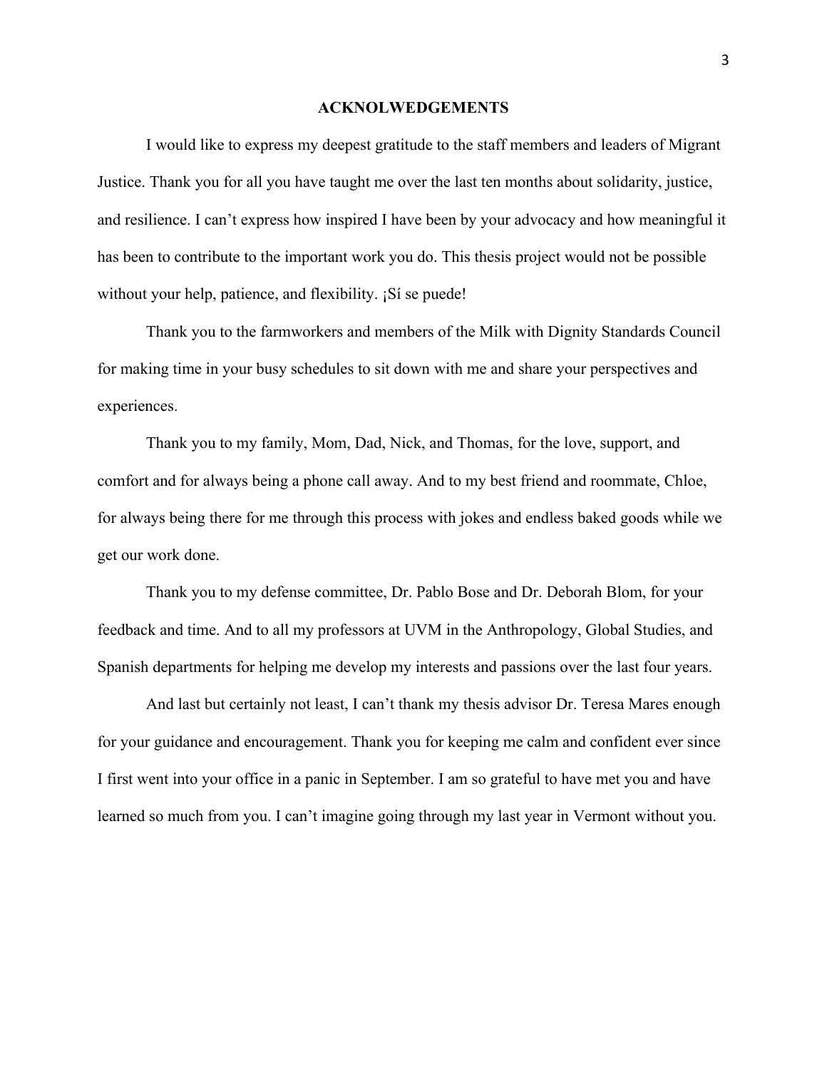## ACKNOLWEDGEMENTS

I would like to express my deepest gratitude to the staff members and leaders of Migrant Justice. Thank you for all you have taught me over the last ten months about solidarity, justice, and resilience. I can't express how inspired I have been by your advocacy and how meaningful it has been to contribute to the important work you do. This thesis project would not be possible without your help, patience, and flexibility. ¡Sí se puede!

Thank you to the farmworkers and members of the Milk with Dignity Standards Council for making time in your busy schedules to sit down with me and share your perspectives and experiences.

Thank you to my family, Mom, Dad, Nick, and Thomas, for the love, support, and comfort and for always being a phone call away. And to my best friend and roommate, Chloe, for always being there for me through this process with jokes and endless baked goods while we get our work done.

Thank you to my defense committee, Dr. Pablo Bose and Dr. Deborah Blom, for your feedback and time. And to all my professors at UVM in the Anthropology, Global Studies, and Spanish departments for helping me develop my interests and passions over the last four years.

And last but certainly not least, I can't thank my thesis advisor Dr. Teresa Mares enough for your guidance and encouragement. Thank you for keeping me calm and confident ever since I first went into your office in a panic in September. I am so grateful to have met you and have learned so much from you. I can't imagine going through my last year in Vermont without you.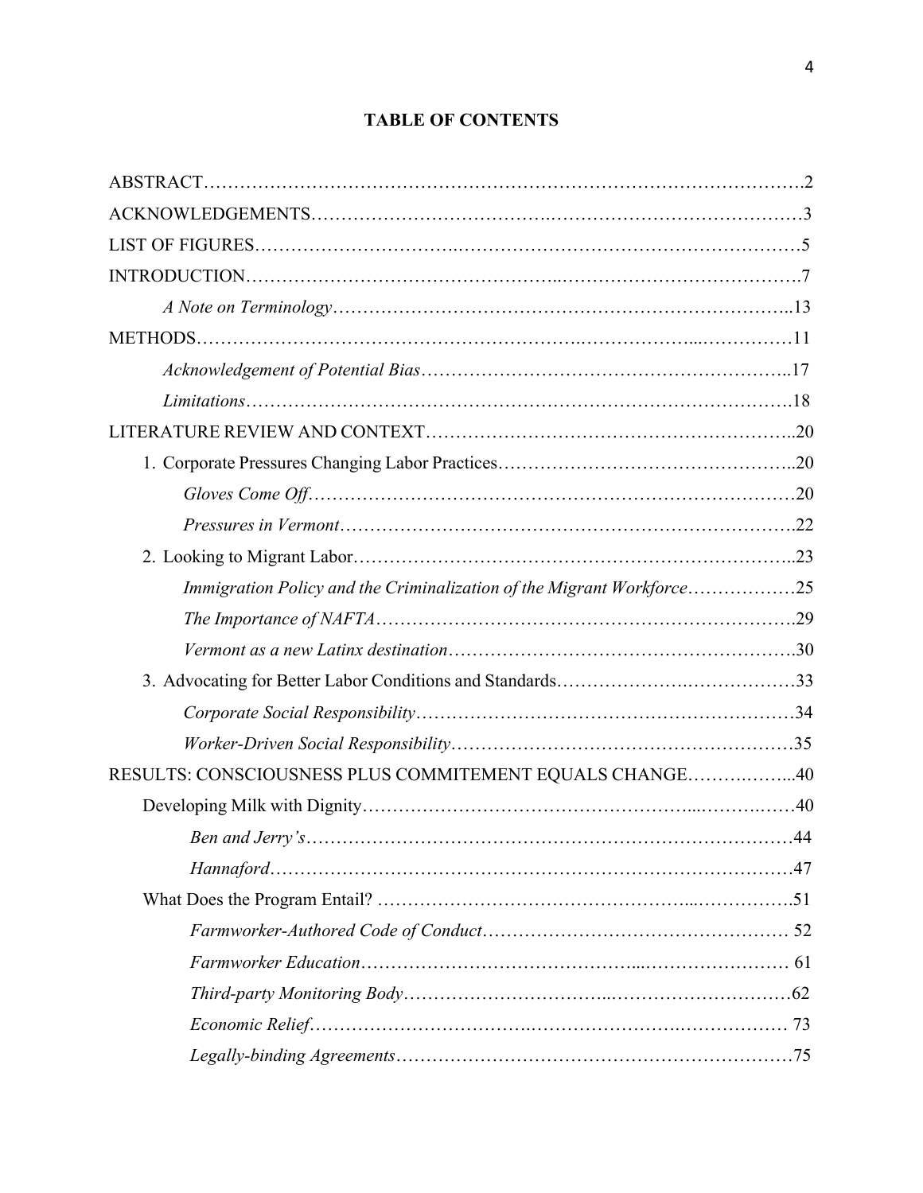# TABLE OF CONTENTS

ABSTRACT……………………………………………………………………………………….2

ACKNOWLEDGEMENTS………………………………………………………………………3

LIST OF FIGURES………………………………………………………………………………5

INTRODUCTION……………………………………………………………………………….7

*A Note on Terminology*………………………………………………………………..13

METHODS…………………………………………………………………………………11

*Acknowledgement of Potential Bias*………………………………………………..17

*Limitations*……………………………………………………………………………….18

LITERATURE REVIEW AND CONTEXT…………………………………………………..20

1. Corporate Pressures Changing Labor Practices………………………………………..20

   *Gloves Come Off*………………………………………………………………………20

   *Pressures in Vermont*…………………………………………………………………….22

2. Looking to Migrant Labor………………………………………………………………..23

   *Immigration Policy and the Criminalization of the Migrant Workforce*………………25

   *The Importance of NAFTA*……………………………………………………………….29

   *Vermont as a new Latinx destination*…………………………………………………….30

3. Advocating for Better Labor Conditions and Standards…………………………………33

   *Corporate Social Responsibility*…………………………………………………………34

   *Worker-Driven Social Responsibility*……………………………………………………35

RESULTS: CONSCIOUSNESS PLUS COMMITEMENT EQUALS CHANGE……………...40

Developing Milk with Dignity……………………………………………………………40

*Ben and Jerry's*………………………………………………………………………44

*Hannaford*……………………………………………………………………………47

What Does the Program Entail? ……………………………………………………………..51

*Farmworker-Authored Code of Conduct*…………………………………………… 52

*Farmworker Education*………………………………………………………………… 61

*Third-party Monitoring Body*……………………………………………………………62

*Economic Relief*………………………………………………………………………… 73

*Legally-binding Agreements*……………………………………………………………75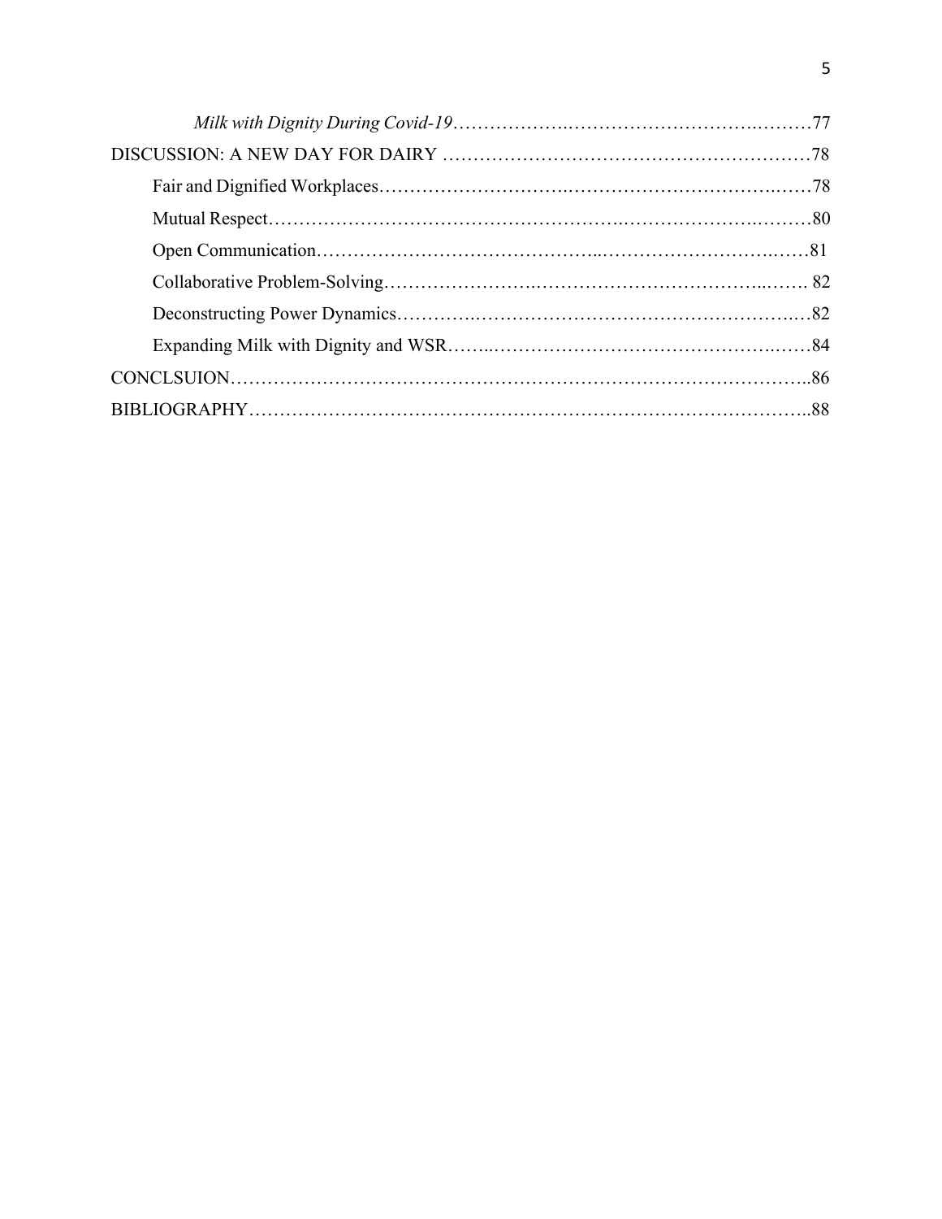*Milk with Dignity During Covid-19*……………….………………….…………….………77

DISCUSSION: A NEW DAY FOR DAIRY ……………………………………………………78

Fair and Dignified Workplaces……………………….………………………………..……78

Mutual Respect…………………………………….……………….…………….…………….………80

Open Communication……………………………………..………………………….……81

Collaborative Problem-Solving…………………..…………………………………..……. 82

Deconstructing Power Dynamics………….…………………………………………….…82

Expanding Milk with Dignity and WSR……..……………………………………..……84

CONCLSUION………………………………………….……………………………….……..86

BIBLIOGRAPHY…………………………………………………………………………..88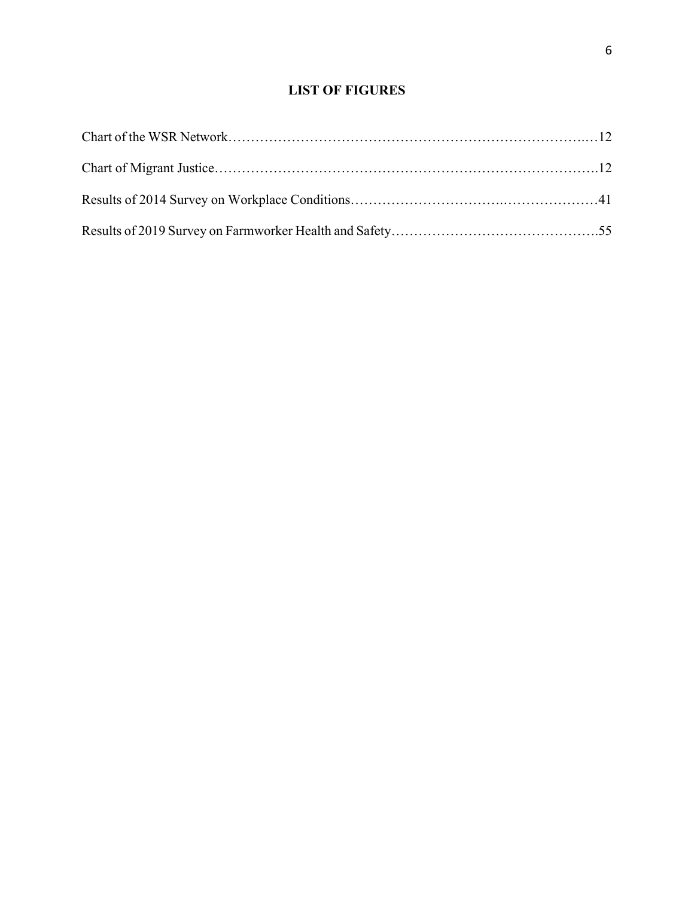# LIST OF FIGURES

Chart of the WSR Network……………………………………………………………………..…12

Chart of Migrant Justice……………………………………………………………………….12

Results of 2014 Survey on Workplace Conditions……………………………..…………………41

Results of 2019 Survey on Farmworker Health and Safety……………………………………….55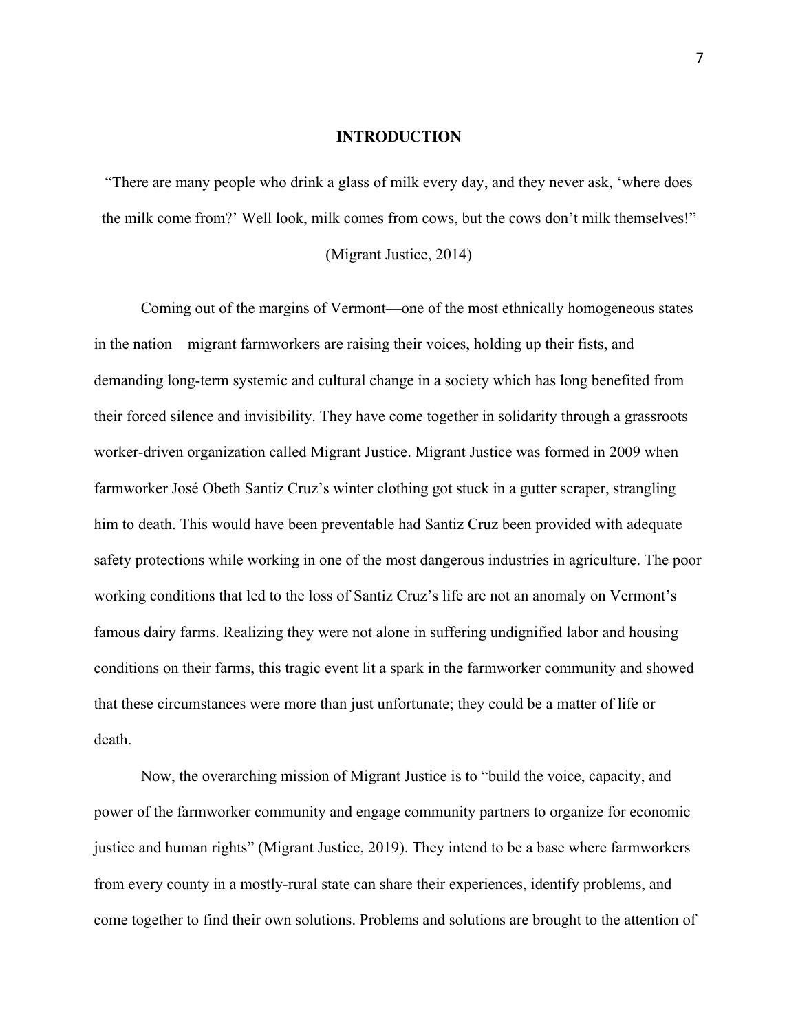# INTRODUCTION

"There are many people who drink a glass of milk every day, and they never ask, 'where does the milk come from?' Well look, milk comes from cows, but the cows don't milk themselves!" (Migrant Justice, 2014)

Coming out of the margins of Vermont—one of the most ethnically homogeneous states in the nation—migrant farmworkers are raising their voices, holding up their fists, and demanding long-term systemic and cultural change in a society which has long benefited from their forced silence and invisibility. They have come together in solidarity through a grassroots worker-driven organization called Migrant Justice. Migrant Justice was formed in 2009 when farmworker José Obeth Santiz Cruz's winter clothing got stuck in a gutter scraper, strangling him to death. This would have been preventable had Santiz Cruz been provided with adequate safety protections while working in one of the most dangerous industries in agriculture. The poor working conditions that led to the loss of Santiz Cruz's life are not an anomaly on Vermont's famous dairy farms. Realizing they were not alone in suffering undignified labor and housing conditions on their farms, this tragic event lit a spark in the farmworker community and showed that these circumstances were more than just unfortunate; they could be a matter of life or death.

Now, the overarching mission of Migrant Justice is to "build the voice, capacity, and power of the farmworker community and engage community partners to organize for economic justice and human rights" (Migrant Justice, 2019). They intend to be a base where farmworkers from every county in a mostly-rural state can share their experiences, identify problems, and come together to find their own solutions. Problems and solutions are brought to the attention of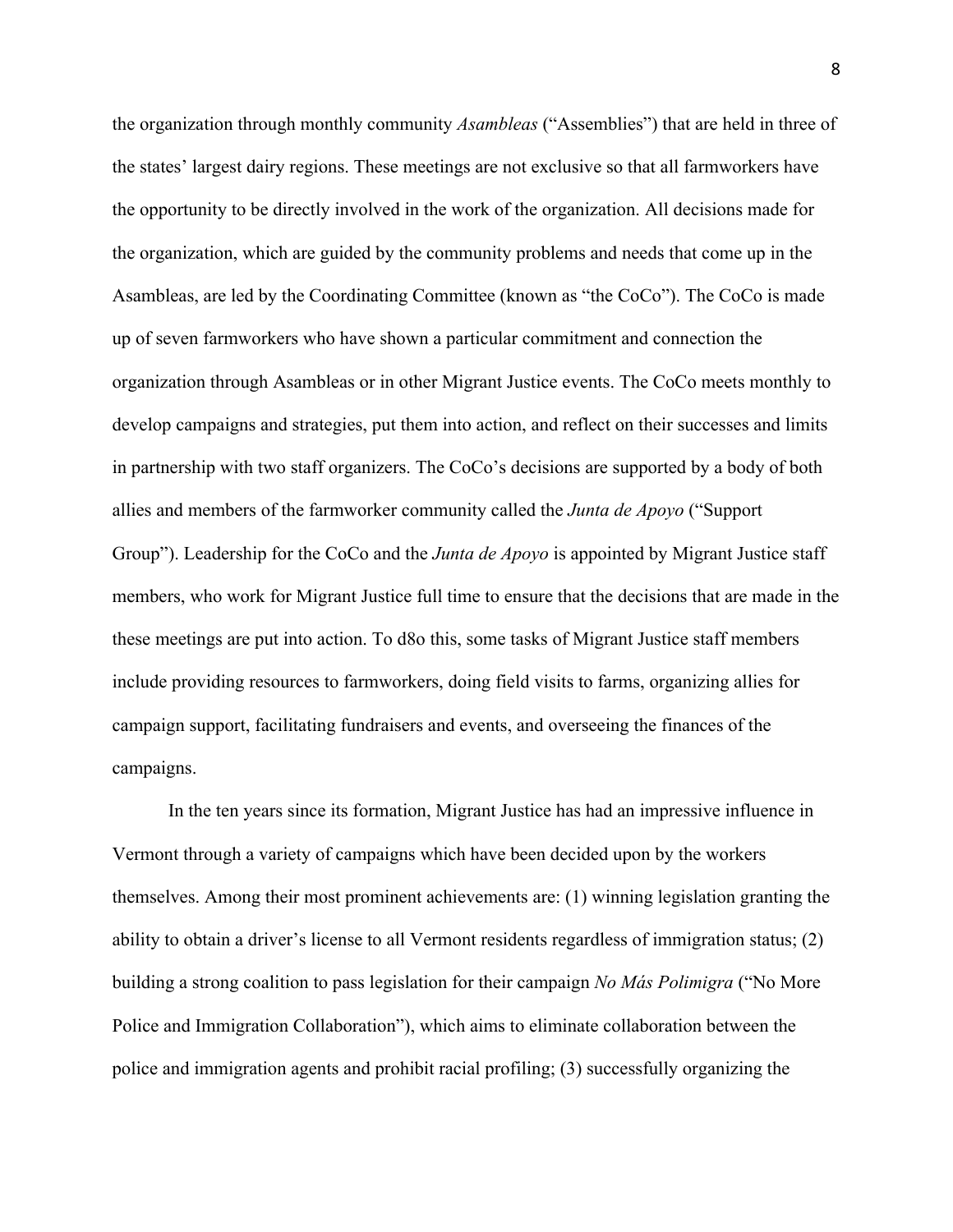the organization through monthly community *Asambleas* ("Assemblies") that are held in three of the states' largest dairy regions. These meetings are not exclusive so that all farmworkers have the opportunity to be directly involved in the work of the organization. All decisions made for the organization, which are guided by the community problems and needs that come up in the Asambleas, are led by the Coordinating Committee (known as "the CoCo"). The CoCo is made up of seven farmworkers who have shown a particular commitment and connection the organization through Asambleas or in other Migrant Justice events. The CoCo meets monthly to develop campaigns and strategies, put them into action, and reflect on their successes and limits in partnership with two staff organizers. The CoCo's decisions are supported by a body of both allies and members of the farmworker community called the *Junta de Apoyo* ("Support Group"). Leadership for the CoCo and the *Junta de Apoyo* is appointed by Migrant Justice staff members, who work for Migrant Justice full time to ensure that the decisions that are made in the these meetings are put into action. To d8o this, some tasks of Migrant Justice staff members include providing resources to farmworkers, doing field visits to farms, organizing allies for campaign support, facilitating fundraisers and events, and overseeing the finances of the campaigns.

In the ten years since its formation, Migrant Justice has had an impressive influence in Vermont through a variety of campaigns which have been decided upon by the workers themselves. Among their most prominent achievements are: (1) winning legislation granting the ability to obtain a driver's license to all Vermont residents regardless of immigration status; (2) building a strong coalition to pass legislation for their campaign *No Más Polimigra* ("No More Police and Immigration Collaboration"), which aims to eliminate collaboration between the police and immigration agents and prohibit racial profiling; (3) successfully organizing the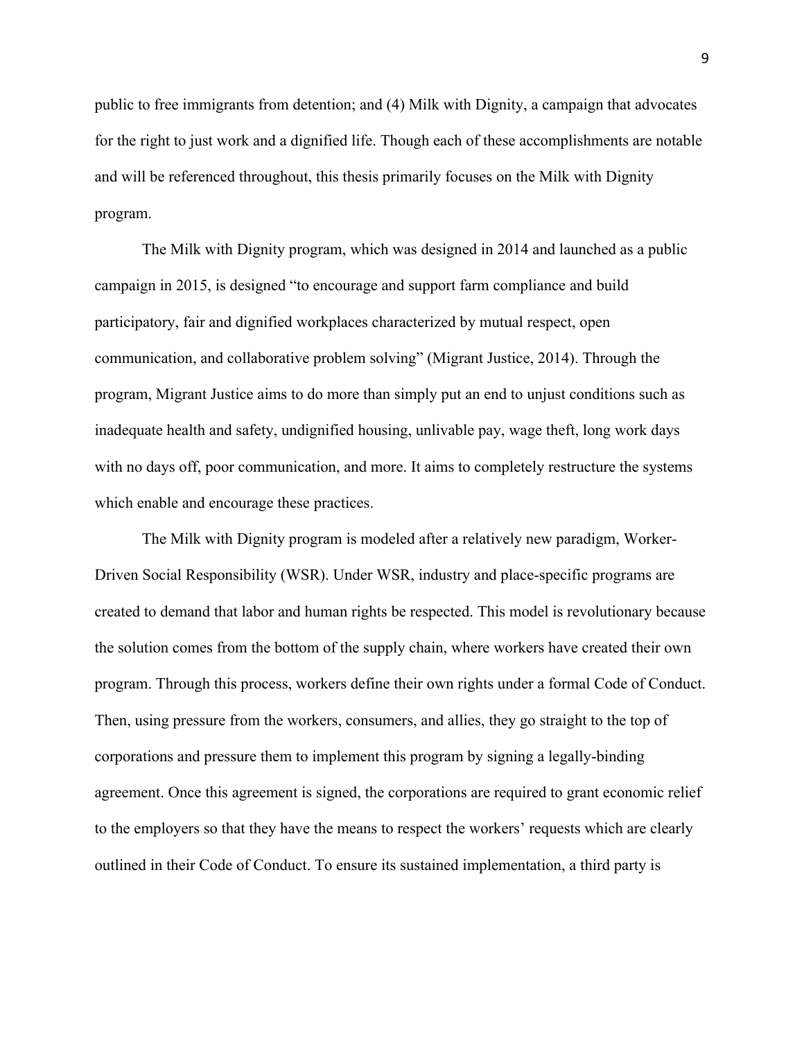public to free immigrants from detention; and (4) Milk with Dignity, a campaign that advocates for the right to just work and a dignified life. Though each of these accomplishments are notable and will be referenced throughout, this thesis primarily focuses on the Milk with Dignity program.

The Milk with Dignity program, which was designed in 2014 and launched as a public campaign in 2015, is designed "to encourage and support farm compliance and build participatory, fair and dignified workplaces characterized by mutual respect, open communication, and collaborative problem solving" (Migrant Justice, 2014). Through the program, Migrant Justice aims to do more than simply put an end to unjust conditions such as inadequate health and safety, undignified housing, unlivable pay, wage theft, long work days with no days off, poor communication, and more. It aims to completely restructure the systems which enable and encourage these practices.

The Milk with Dignity program is modeled after a relatively new paradigm, Worker-Driven Social Responsibility (WSR). Under WSR, industry and place-specific programs are created to demand that labor and human rights be respected. This model is revolutionary because the solution comes from the bottom of the supply chain, where workers have created their own program. Through this process, workers define their own rights under a formal Code of Conduct. Then, using pressure from the workers, consumers, and allies, they go straight to the top of corporations and pressure them to implement this program by signing a legally-binding agreement. Once this agreement is signed, the corporations are required to grant economic relief to the employers so that they have the means to respect the workers' requests which are clearly outlined in their Code of Conduct. To ensure its sustained implementation, a third party is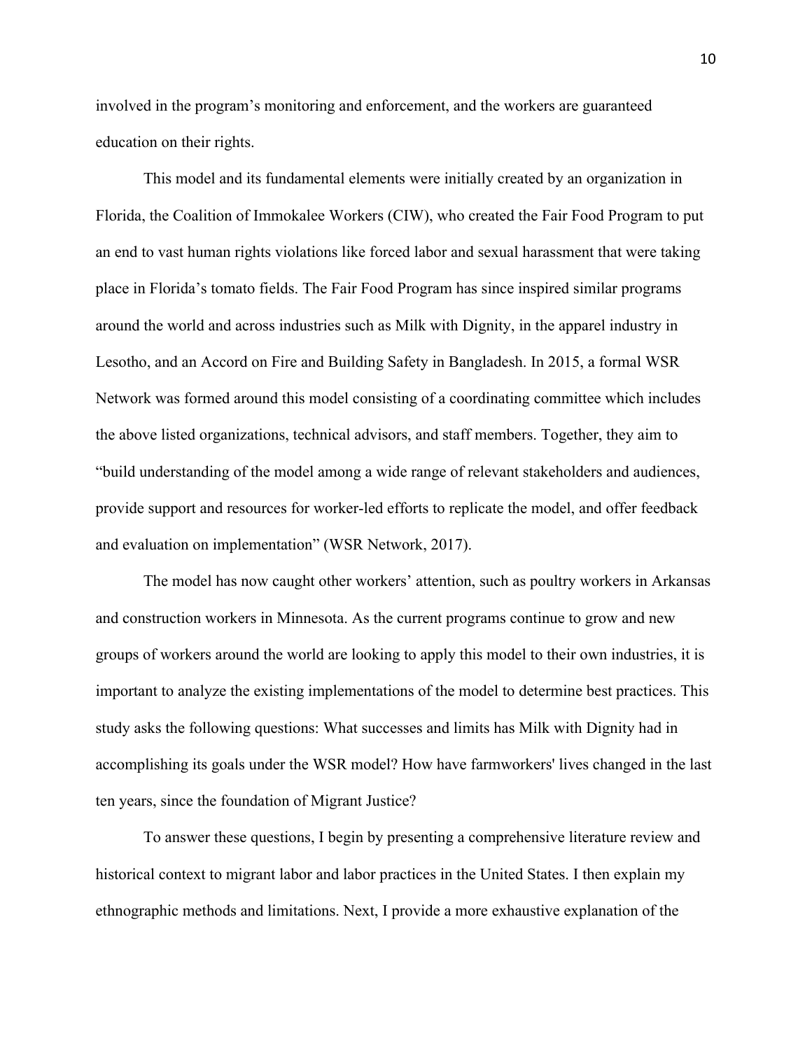involved in the program's monitoring and enforcement, and the workers are guaranteed education on their rights.

This model and its fundamental elements were initially created by an organization in Florida, the Coalition of Immokalee Workers (CIW), who created the Fair Food Program to put an end to vast human rights violations like forced labor and sexual harassment that were taking place in Florida's tomato fields. The Fair Food Program has since inspired similar programs around the world and across industries such as Milk with Dignity, in the apparel industry in Lesotho, and an Accord on Fire and Building Safety in Bangladesh. In 2015, a formal WSR Network was formed around this model consisting of a coordinating committee which includes the above listed organizations, technical advisors, and staff members. Together, they aim to "build understanding of the model among a wide range of relevant stakeholders and audiences, provide support and resources for worker-led efforts to replicate the model, and offer feedback and evaluation on implementation" (WSR Network, 2017).

The model has now caught other workers' attention, such as poultry workers in Arkansas and construction workers in Minnesota. As the current programs continue to grow and new groups of workers around the world are looking to apply this model to their own industries, it is important to analyze the existing implementations of the model to determine best practices. This study asks the following questions: What successes and limits has Milk with Dignity had in accomplishing its goals under the WSR model? How have farmworkers' lives changed in the last ten years, since the foundation of Migrant Justice?

To answer these questions, I begin by presenting a comprehensive literature review and historical context to migrant labor and labor practices in the United States. I then explain my ethnographic methods and limitations. Next, I provide a more exhaustive explanation of the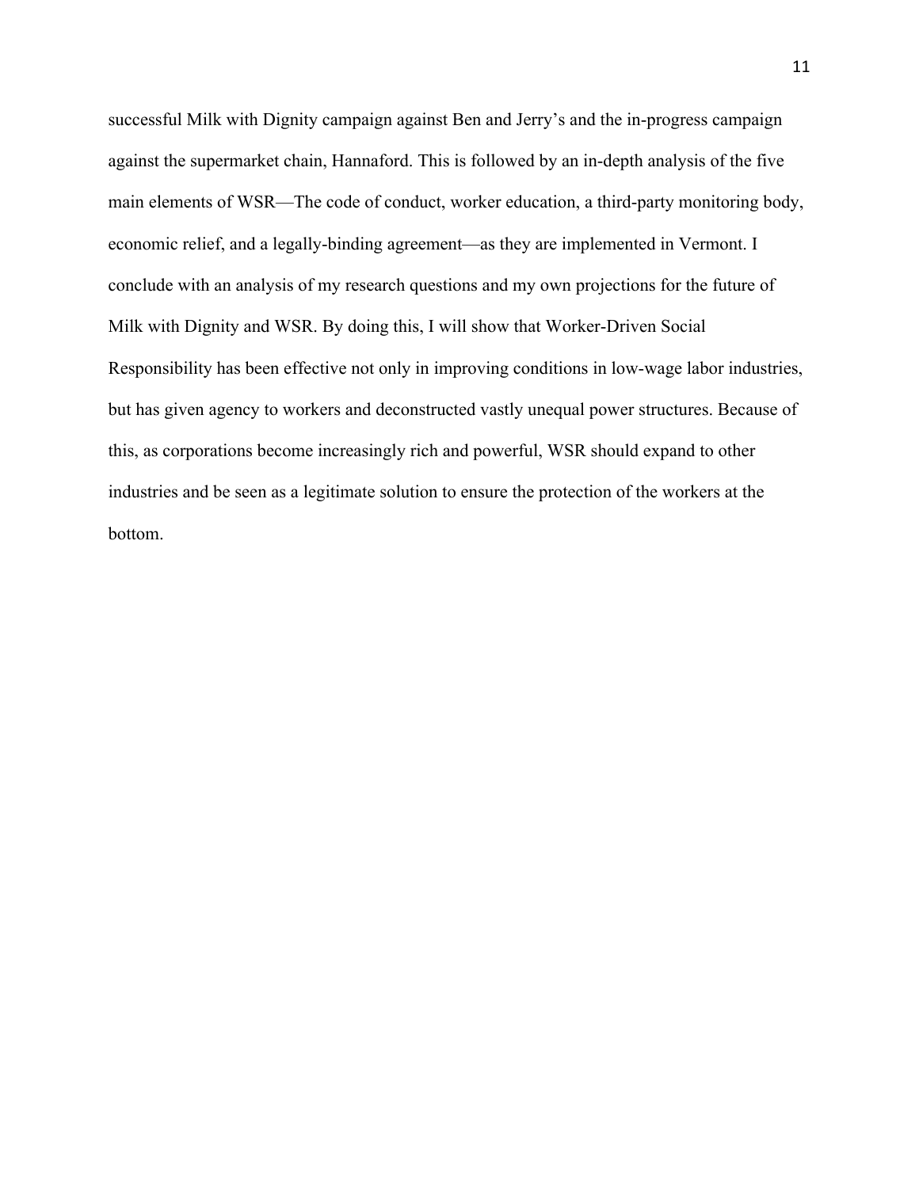successful Milk with Dignity campaign against Ben and Jerry's and the in-progress campaign against the supermarket chain, Hannaford. This is followed by an in-depth analysis of the five main elements of WSR—The code of conduct, worker education, a third-party monitoring body, economic relief, and a legally-binding agreement—as they are implemented in Vermont. I conclude with an analysis of my research questions and my own projections for the future of Milk with Dignity and WSR. By doing this, I will show that Worker-Driven Social Responsibility has been effective not only in improving conditions in low-wage labor industries, but has given agency to workers and deconstructed vastly unequal power structures. Because of this, as corporations become increasingly rich and powerful, WSR should expand to other industries and be seen as a legitimate solution to ensure the protection of the workers at the bottom.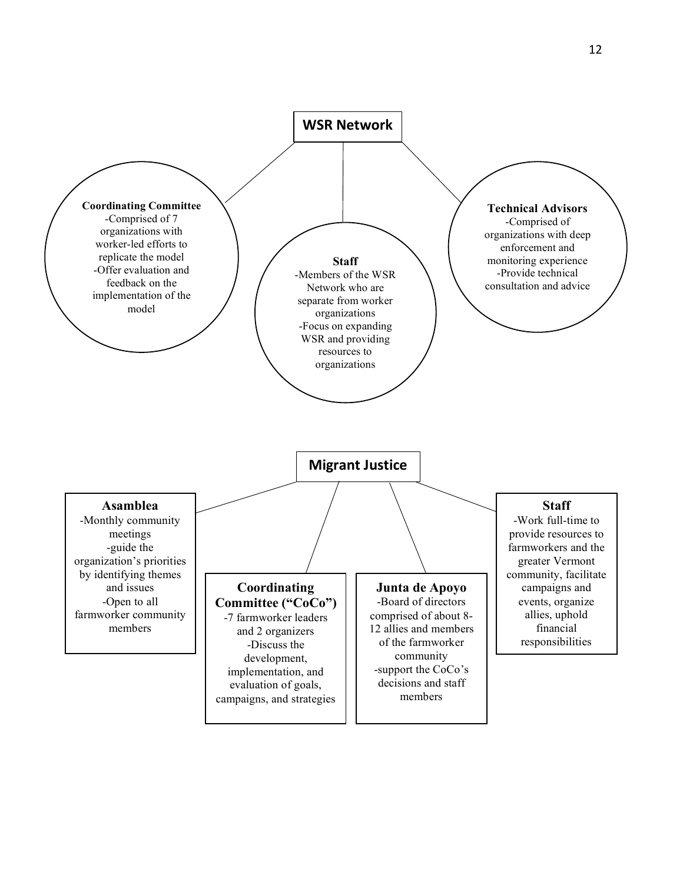**WSR Network**

**Coordinating Committee**
-Comprised of 7 organizations with worker-led efforts to replicate the model
-Offer evaluation and feedback on the implementation of the model

**Staff**
-Members of the WSR Network who are separate from worker organizations
-Focus on expanding WSR and providing resources to organizations

**Technical Advisors**
-Comprised of organizations with deep enforcement and monitoring experience
-Provide technical consultation and advice

**Migrant Justice**

**Asamblea**
-Monthly community meetings
-guide the organization's priorities by identifying themes and issues
-Open to all farmworker community members

**Coordinating Committee ("CoCo")**
-7 farmworker leaders and 2 organizers
-Discuss the development, implementation, and evaluation of goals, campaigns, and strategies

**Junta de Apoyo**
-Board of directors comprised of about 8-12 allies and members of the farmworker community
-support the CoCo's decisions and staff members

**Staff**
-Work full-time to provide resources to farmworkers and the greater Vermont community, facilitate campaigns and events, organize allies, uphold financial responsibilities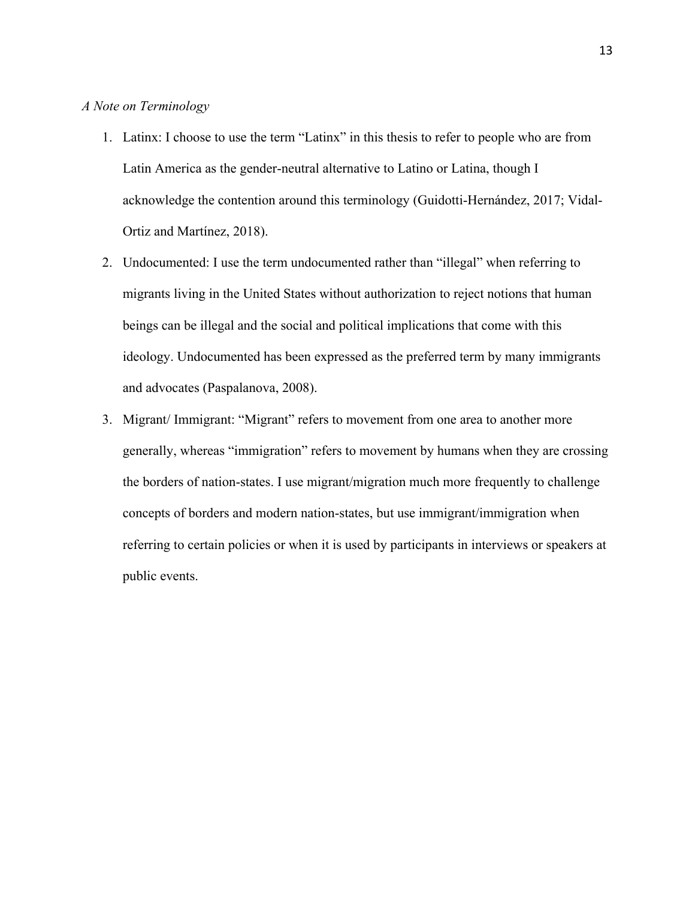*A Note on Terminology*

1. Latinx: I choose to use the term "Latinx" in this thesis to refer to people who are from Latin America as the gender-neutral alternative to Latino or Latina, though I acknowledge the contention around this terminology (Guidotti-Hernández, 2017; Vidal-Ortiz and Martínez, 2018).
2. Undocumented: I use the term undocumented rather than "illegal" when referring to migrants living in the United States without authorization to reject notions that human beings can be illegal and the social and political implications that come with this ideology. Undocumented has been expressed as the preferred term by many immigrants and advocates (Paspalanova, 2008).
3. Migrant/ Immigrant: "Migrant" refers to movement from one area to another more generally, whereas "immigration" refers to movement by humans when they are crossing the borders of nation-states. I use migrant/migration much more frequently to challenge concepts of borders and modern nation-states, but use immigrant/immigration when referring to certain policies or when it is used by participants in interviews or speakers at public events.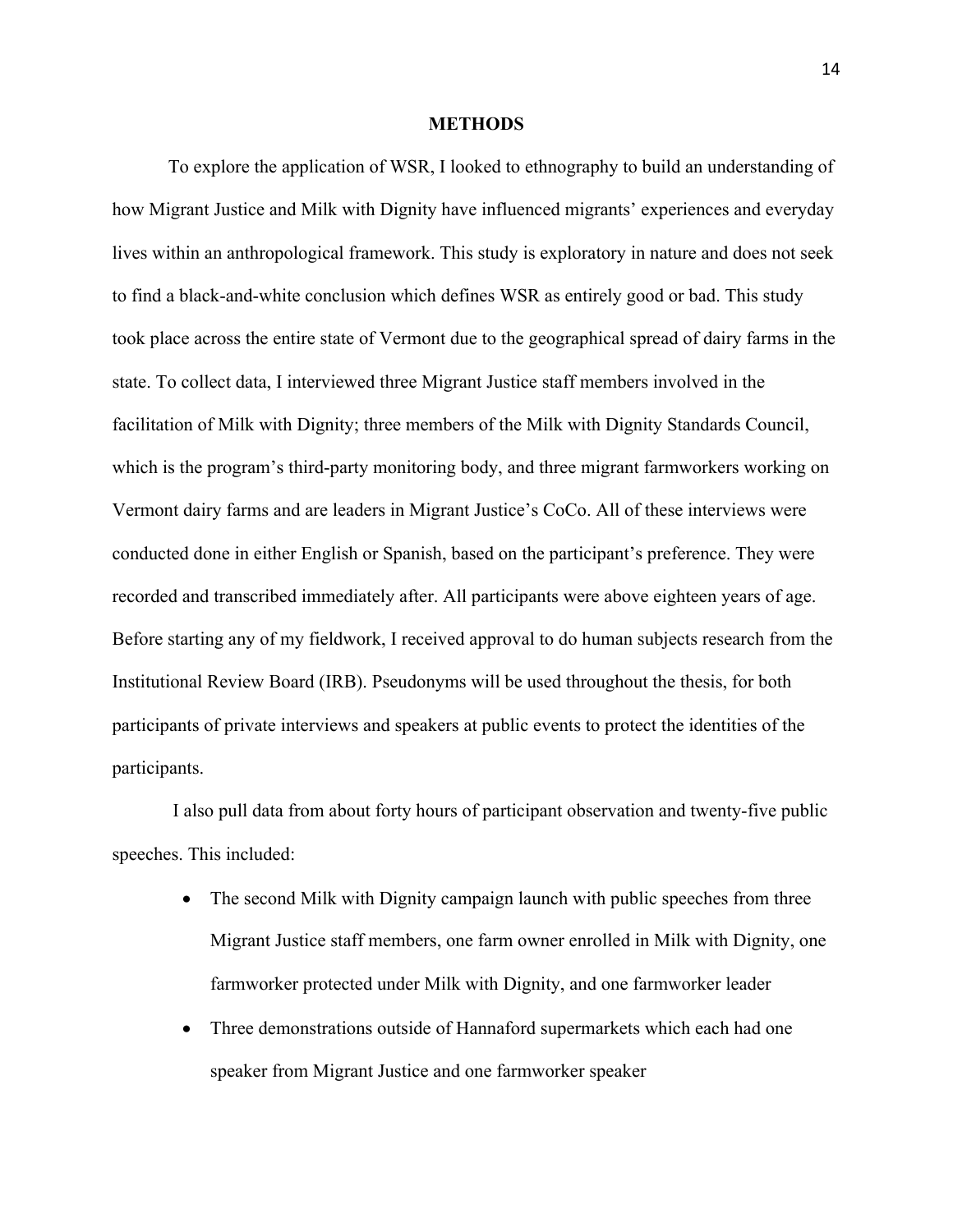# METHODS

To explore the application of WSR, I looked to ethnography to build an understanding of how Migrant Justice and Milk with Dignity have influenced migrants' experiences and everyday lives within an anthropological framework. This study is exploratory in nature and does not seek to find a black-and-white conclusion which defines WSR as entirely good or bad. This study took place across the entire state of Vermont due to the geographical spread of dairy farms in the state. To collect data, I interviewed three Migrant Justice staff members involved in the facilitation of Milk with Dignity; three members of the Milk with Dignity Standards Council, which is the program's third-party monitoring body, and three migrant farmworkers working on Vermont dairy farms and are leaders in Migrant Justice's CoCo. All of these interviews were conducted done in either English or Spanish, based on the participant's preference. They were recorded and transcribed immediately after. All participants were above eighteen years of age. Before starting any of my fieldwork, I received approval to do human subjects research from the Institutional Review Board (IRB). Pseudonyms will be used throughout the thesis, for both participants of private interviews and speakers at public events to protect the identities of the participants.

I also pull data from about forty hours of participant observation and twenty-five public speeches. This included:

- The second Milk with Dignity campaign launch with public speeches from three Migrant Justice staff members, one farm owner enrolled in Milk with Dignity, one farmworker protected under Milk with Dignity, and one farmworker leader
- Three demonstrations outside of Hannaford supermarkets which each had one speaker from Migrant Justice and one farmworker speaker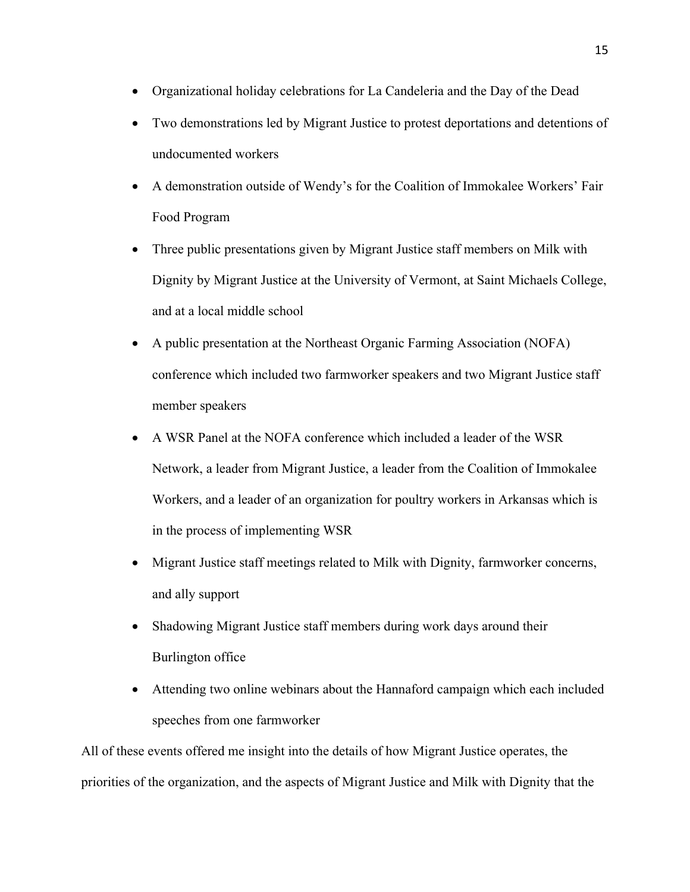- Organizational holiday celebrations for La Candeleria and the Day of the Dead
- Two demonstrations led by Migrant Justice to protest deportations and detentions of undocumented workers
- A demonstration outside of Wendy's for the Coalition of Immokalee Workers' Fair Food Program
- Three public presentations given by Migrant Justice staff members on Milk with Dignity by Migrant Justice at the University of Vermont, at Saint Michaels College, and at a local middle school
- A public presentation at the Northeast Organic Farming Association (NOFA) conference which included two farmworker speakers and two Migrant Justice staff member speakers
- A WSR Panel at the NOFA conference which included a leader of the WSR Network, a leader from Migrant Justice, a leader from the Coalition of Immokalee Workers, and a leader of an organization for poultry workers in Arkansas which is in the process of implementing WSR
- Migrant Justice staff meetings related to Milk with Dignity, farmworker concerns, and ally support
- Shadowing Migrant Justice staff members during work days around their Burlington office
- Attending two online webinars about the Hannaford campaign which each included speeches from one farmworker

All of these events offered me insight into the details of how Migrant Justice operates, the priorities of the organization, and the aspects of Migrant Justice and Milk with Dignity that the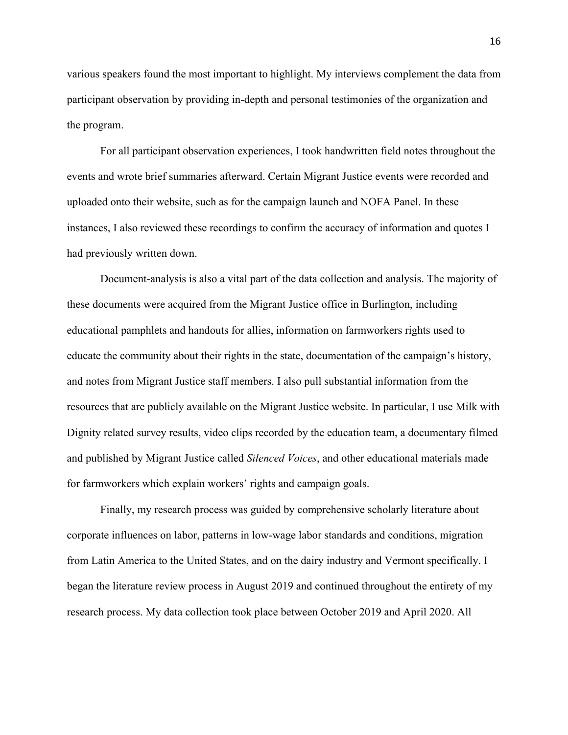various speakers found the most important to highlight. My interviews complement the data from participant observation by providing in-depth and personal testimonies of the organization and the program.

For all participant observation experiences, I took handwritten field notes throughout the events and wrote brief summaries afterward. Certain Migrant Justice events were recorded and uploaded onto their website, such as for the campaign launch and NOFA Panel. In these instances, I also reviewed these recordings to confirm the accuracy of information and quotes I had previously written down.

Document-analysis is also a vital part of the data collection and analysis. The majority of these documents were acquired from the Migrant Justice office in Burlington, including educational pamphlets and handouts for allies, information on farmworkers rights used to educate the community about their rights in the state, documentation of the campaign's history, and notes from Migrant Justice staff members. I also pull substantial information from the resources that are publicly available on the Migrant Justice website. In particular, I use Milk with Dignity related survey results, video clips recorded by the education team, a documentary filmed and published by Migrant Justice called *Silenced Voices*, and other educational materials made for farmworkers which explain workers' rights and campaign goals.

Finally, my research process was guided by comprehensive scholarly literature about corporate influences on labor, patterns in low-wage labor standards and conditions, migration from Latin America to the United States, and on the dairy industry and Vermont specifically. I began the literature review process in August 2019 and continued throughout the entirety of my research process. My data collection took place between October 2019 and April 2020. All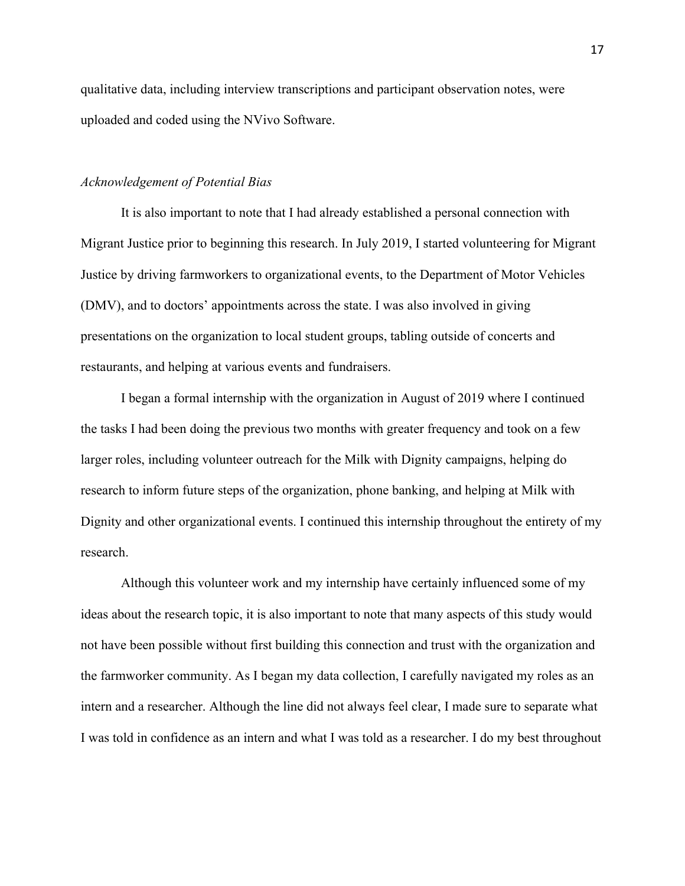qualitative data, including interview transcriptions and participant observation notes, were uploaded and coded using the NVivo Software.

*Acknowledgement of Potential Bias*

It is also important to note that I had already established a personal connection with Migrant Justice prior to beginning this research. In July 2019, I started volunteering for Migrant Justice by driving farmworkers to organizational events, to the Department of Motor Vehicles (DMV), and to doctors' appointments across the state. I was also involved in giving presentations on the organization to local student groups, tabling outside of concerts and restaurants, and helping at various events and fundraisers.

I began a formal internship with the organization in August of 2019 where I continued the tasks I had been doing the previous two months with greater frequency and took on a few larger roles, including volunteer outreach for the Milk with Dignity campaigns, helping do research to inform future steps of the organization, phone banking, and helping at Milk with Dignity and other organizational events. I continued this internship throughout the entirety of my research.

Although this volunteer work and my internship have certainly influenced some of my ideas about the research topic, it is also important to note that many aspects of this study would not have been possible without first building this connection and trust with the organization and the farmworker community. As I began my data collection, I carefully navigated my roles as an intern and a researcher. Although the line did not always feel clear, I made sure to separate what I was told in confidence as an intern and what I was told as a researcher. I do my best throughout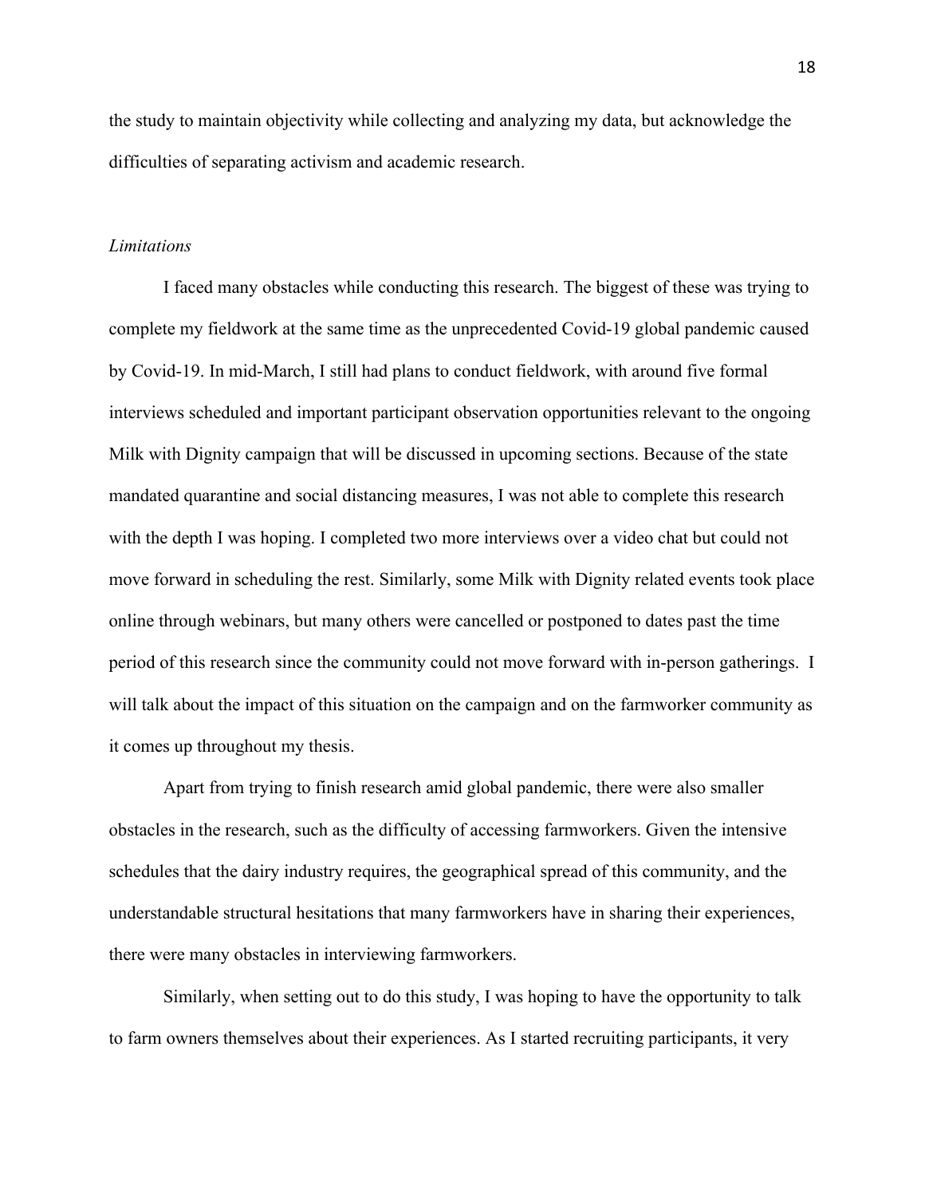the study to maintain objectivity while collecting and analyzing my data, but acknowledge the difficulties of separating activism and academic research.

*Limitations*

I faced many obstacles while conducting this research. The biggest of these was trying to complete my fieldwork at the same time as the unprecedented Covid-19 global pandemic caused by Covid-19. In mid-March, I still had plans to conduct fieldwork, with around five formal interviews scheduled and important participant observation opportunities relevant to the ongoing Milk with Dignity campaign that will be discussed in upcoming sections. Because of the state mandated quarantine and social distancing measures, I was not able to complete this research with the depth I was hoping. I completed two more interviews over a video chat but could not move forward in scheduling the rest. Similarly, some Milk with Dignity related events took place online through webinars, but many others were cancelled or postponed to dates past the time period of this research since the community could not move forward with in-person gatherings. I will talk about the impact of this situation on the campaign and on the farmworker community as it comes up throughout my thesis.

Apart from trying to finish research amid global pandemic, there were also smaller obstacles in the research, such as the difficulty of accessing farmworkers. Given the intensive schedules that the dairy industry requires, the geographical spread of this community, and the understandable structural hesitations that many farmworkers have in sharing their experiences, there were many obstacles in interviewing farmworkers.

Similarly, when setting out to do this study, I was hoping to have the opportunity to talk to farm owners themselves about their experiences. As I started recruiting participants, it very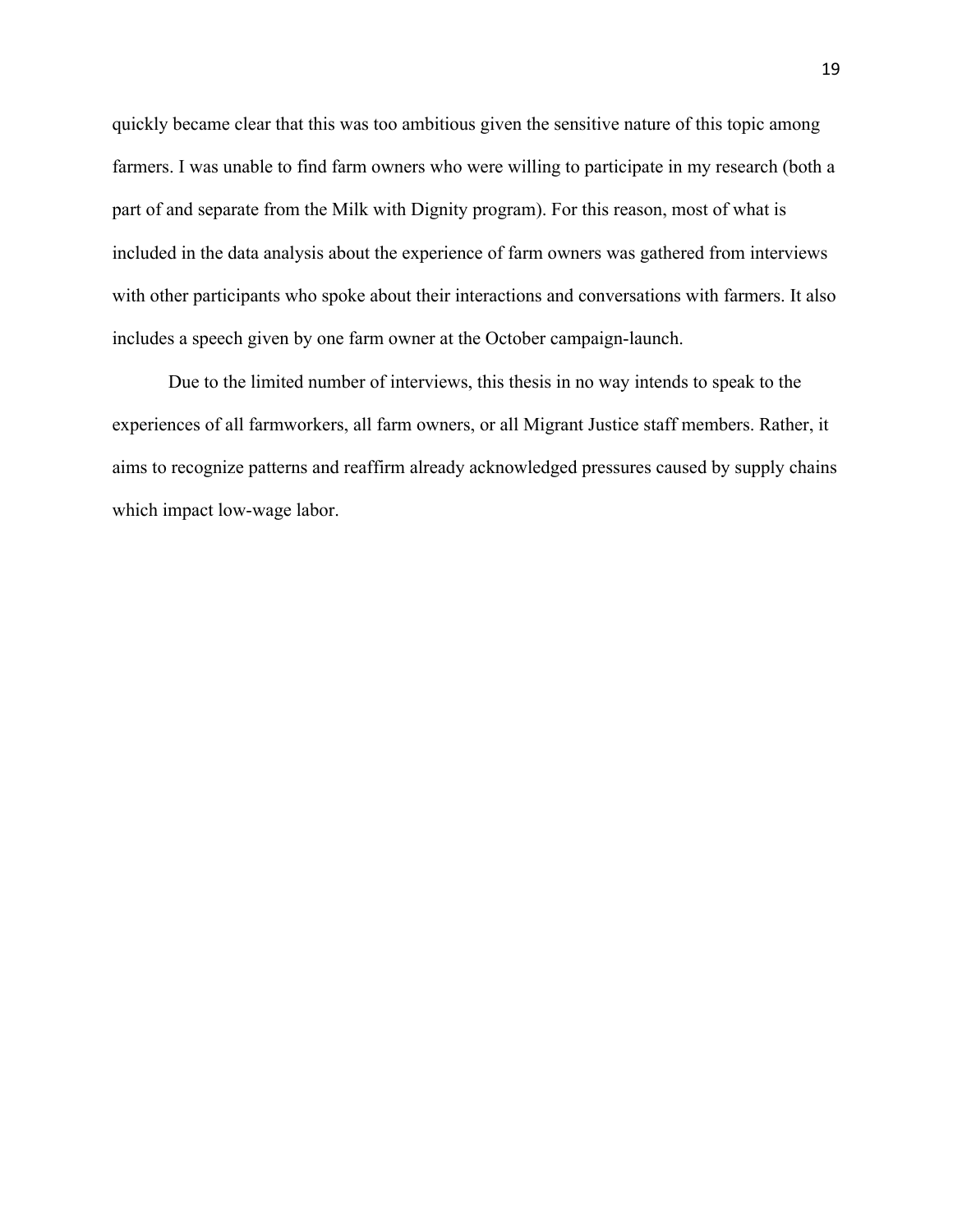quickly became clear that this was too ambitious given the sensitive nature of this topic among farmers. I was unable to find farm owners who were willing to participate in my research (both a part of and separate from the Milk with Dignity program). For this reason, most of what is included in the data analysis about the experience of farm owners was gathered from interviews with other participants who spoke about their interactions and conversations with farmers. It also includes a speech given by one farm owner at the October campaign-launch.

Due to the limited number of interviews, this thesis in no way intends to speak to the experiences of all farmworkers, all farm owners, or all Migrant Justice staff members. Rather, it aims to recognize patterns and reaffirm already acknowledged pressures caused by supply chains which impact low-wage labor.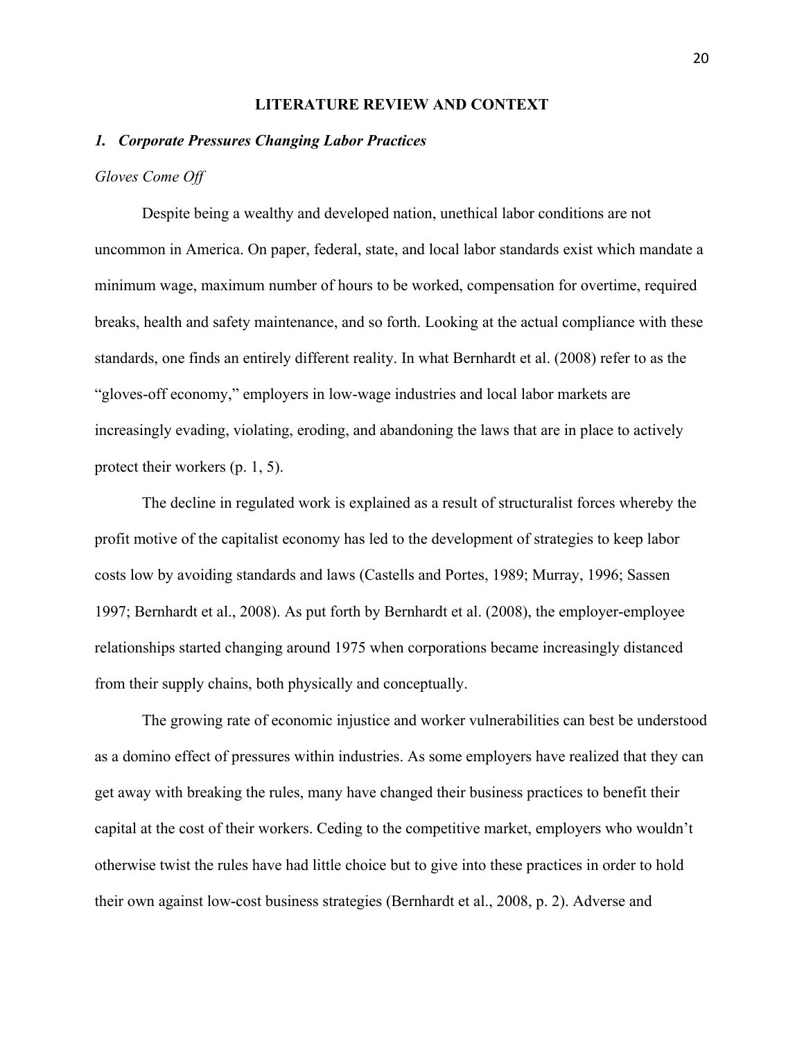## LITERATURE REVIEW AND CONTEXT

### *1. Corporate Pressures Changing Labor Practices*

*Gloves Come Off*

Despite being a wealthy and developed nation, unethical labor conditions are not uncommon in America. On paper, federal, state, and local labor standards exist which mandate a minimum wage, maximum number of hours to be worked, compensation for overtime, required breaks, health and safety maintenance, and so forth. Looking at the actual compliance with these standards, one finds an entirely different reality. In what Bernhardt et al. (2008) refer to as the "gloves-off economy," employers in low-wage industries and local labor markets are increasingly evading, violating, eroding, and abandoning the laws that are in place to actively protect their workers (p. 1, 5).

The decline in regulated work is explained as a result of structuralist forces whereby the profit motive of the capitalist economy has led to the development of strategies to keep labor costs low by avoiding standards and laws (Castells and Portes, 1989; Murray, 1996; Sassen 1997; Bernhardt et al., 2008). As put forth by Bernhardt et al. (2008), the employer-employee relationships started changing around 1975 when corporations became increasingly distanced from their supply chains, both physically and conceptually.

The growing rate of economic injustice and worker vulnerabilities can best be understood as a domino effect of pressures within industries. As some employers have realized that they can get away with breaking the rules, many have changed their business practices to benefit their capital at the cost of their workers. Ceding to the competitive market, employers who wouldn't otherwise twist the rules have had little choice but to give into these practices in order to hold their own against low-cost business strategies (Bernhardt et al., 2008, p. 2). Adverse and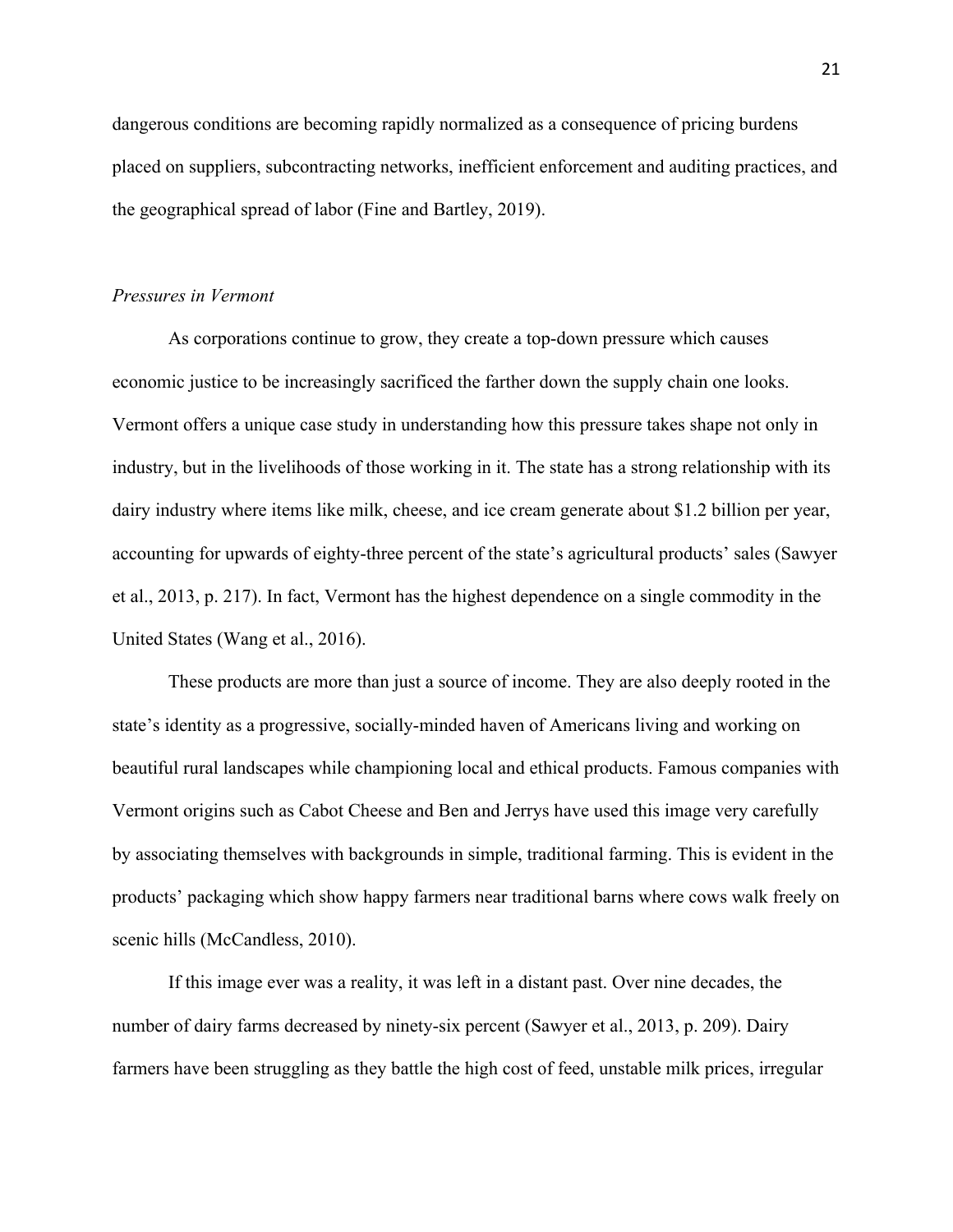dangerous conditions are becoming rapidly normalized as a consequence of pricing burdens placed on suppliers, subcontracting networks, inefficient enforcement and auditing practices, and the geographical spread of labor (Fine and Bartley, 2019).

*Pressures in Vermont*

As corporations continue to grow, they create a top-down pressure which causes economic justice to be increasingly sacrificed the farther down the supply chain one looks. Vermont offers a unique case study in understanding how this pressure takes shape not only in industry, but in the livelihoods of those working in it. The state has a strong relationship with its dairy industry where items like milk, cheese, and ice cream generate about $1.2 billion per year, accounting for upwards of eighty-three percent of the state's agricultural products' sales (Sawyer et al., 2013, p. 217). In fact, Vermont has the highest dependence on a single commodity in the United States (Wang et al., 2016).

These products are more than just a source of income. They are also deeply rooted in the state's identity as a progressive, socially-minded haven of Americans living and working on beautiful rural landscapes while championing local and ethical products. Famous companies with Vermont origins such as Cabot Cheese and Ben and Jerrys have used this image very carefully by associating themselves with backgrounds in simple, traditional farming. This is evident in the products' packaging which show happy farmers near traditional barns where cows walk freely on scenic hills (McCandless, 2010).

If this image ever was a reality, it was left in a distant past. Over nine decades, the number of dairy farms decreased by ninety-six percent (Sawyer et al., 2013, p. 209). Dairy farmers have been struggling as they battle the high cost of feed, unstable milk prices, irregular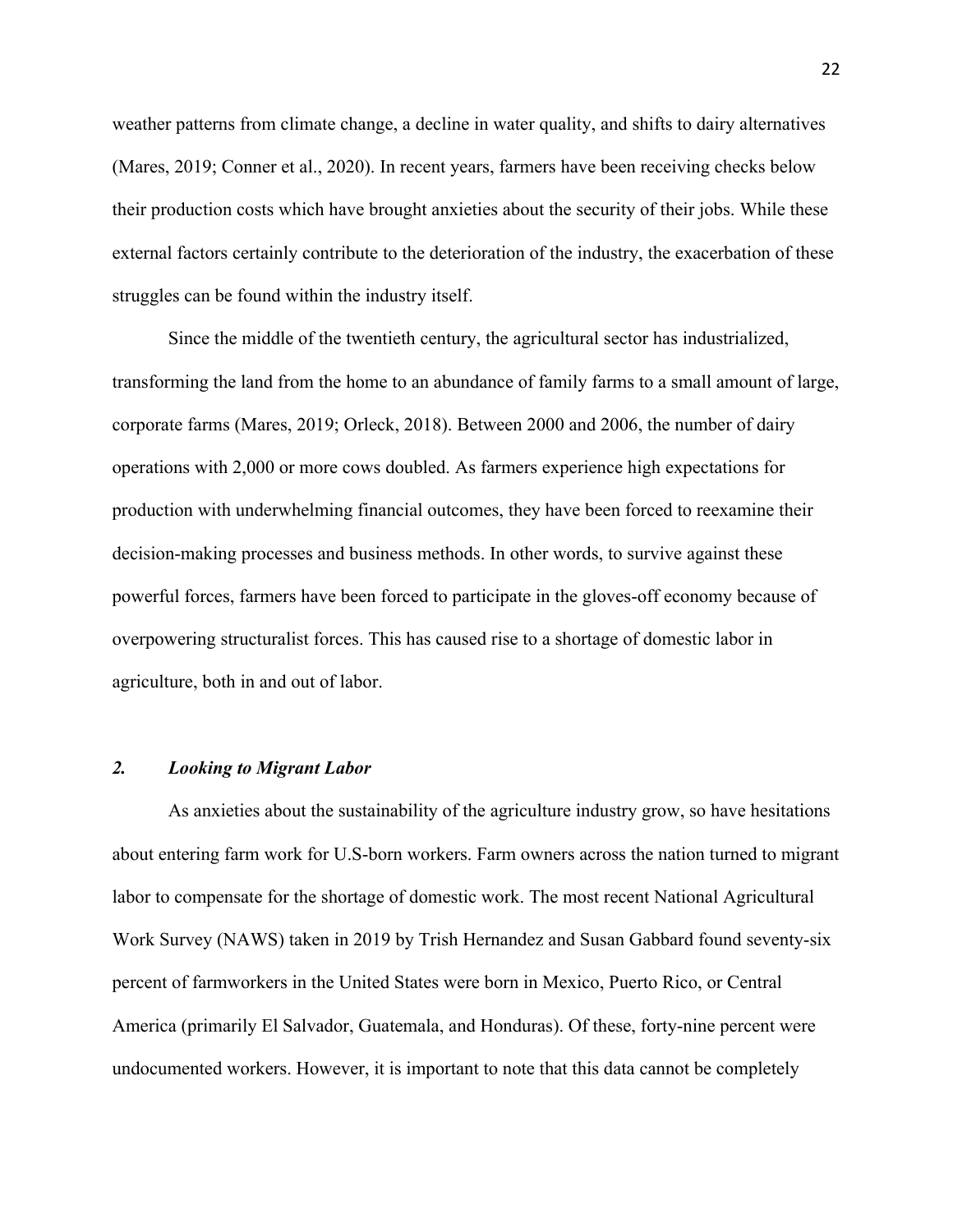weather patterns from climate change, a decline in water quality, and shifts to dairy alternatives (Mares, 2019; Conner et al., 2020). In recent years, farmers have been receiving checks below their production costs which have brought anxieties about the security of their jobs. While these external factors certainly contribute to the deterioration of the industry, the exacerbation of these struggles can be found within the industry itself.

Since the middle of the twentieth century, the agricultural sector has industrialized, transforming the land from the home to an abundance of family farms to a small amount of large, corporate farms (Mares, 2019; Orleck, 2018). Between 2000 and 2006, the number of dairy operations with 2,000 or more cows doubled. As farmers experience high expectations for production with underwhelming financial outcomes, they have been forced to reexamine their decision-making processes and business methods. In other words, to survive against these powerful forces, farmers have been forced to participate in the gloves-off economy because of overpowering structuralist forces. This has caused rise to a shortage of domestic labor in agriculture, both in and out of labor.

### *2. Looking to Migrant Labor*

As anxieties about the sustainability of the agriculture industry grow, so have hesitations about entering farm work for U.S-born workers. Farm owners across the nation turned to migrant labor to compensate for the shortage of domestic work. The most recent National Agricultural Work Survey (NAWS) taken in 2019 by Trish Hernandez and Susan Gabbard found seventy-six percent of farmworkers in the United States were born in Mexico, Puerto Rico, or Central America (primarily El Salvador, Guatemala, and Honduras). Of these, forty-nine percent were undocumented workers. However, it is important to note that this data cannot be completely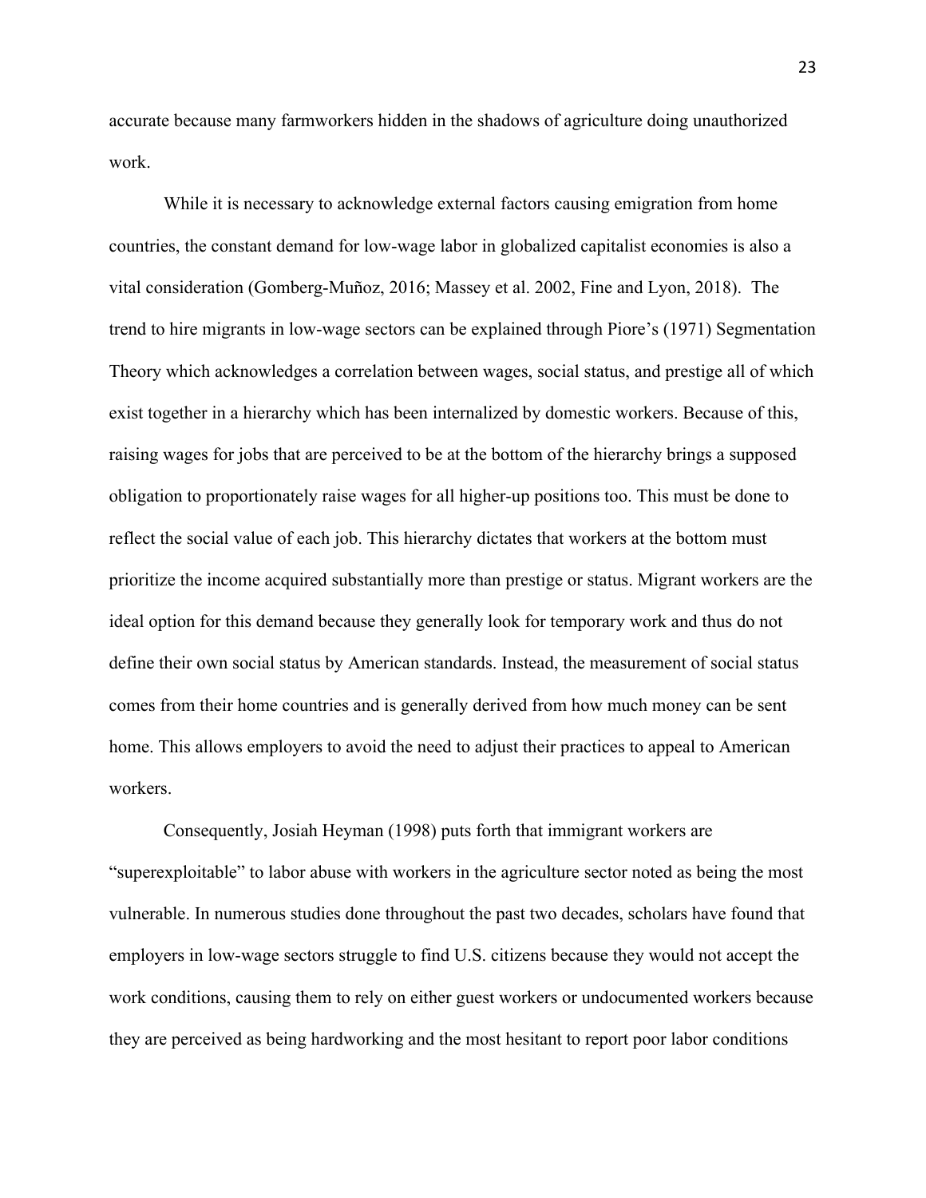accurate because many farmworkers hidden in the shadows of agriculture doing unauthorized work.

While it is necessary to acknowledge external factors causing emigration from home countries, the constant demand for low-wage labor in globalized capitalist economies is also a vital consideration (Gomberg-Muñoz, 2016; Massey et al. 2002, Fine and Lyon, 2018). The trend to hire migrants in low-wage sectors can be explained through Piore's (1971) Segmentation Theory which acknowledges a correlation between wages, social status, and prestige all of which exist together in a hierarchy which has been internalized by domestic workers. Because of this, raising wages for jobs that are perceived to be at the bottom of the hierarchy brings a supposed obligation to proportionately raise wages for all higher-up positions too. This must be done to reflect the social value of each job. This hierarchy dictates that workers at the bottom must prioritize the income acquired substantially more than prestige or status. Migrant workers are the ideal option for this demand because they generally look for temporary work and thus do not define their own social status by American standards. Instead, the measurement of social status comes from their home countries and is generally derived from how much money can be sent home. This allows employers to avoid the need to adjust their practices to appeal to American workers.

Consequently, Josiah Heyman (1998) puts forth that immigrant workers are "superexploitable" to labor abuse with workers in the agriculture sector noted as being the most vulnerable. In numerous studies done throughout the past two decades, scholars have found that employers in low-wage sectors struggle to find U.S. citizens because they would not accept the work conditions, causing them to rely on either guest workers or undocumented workers because they are perceived as being hardworking and the most hesitant to report poor labor conditions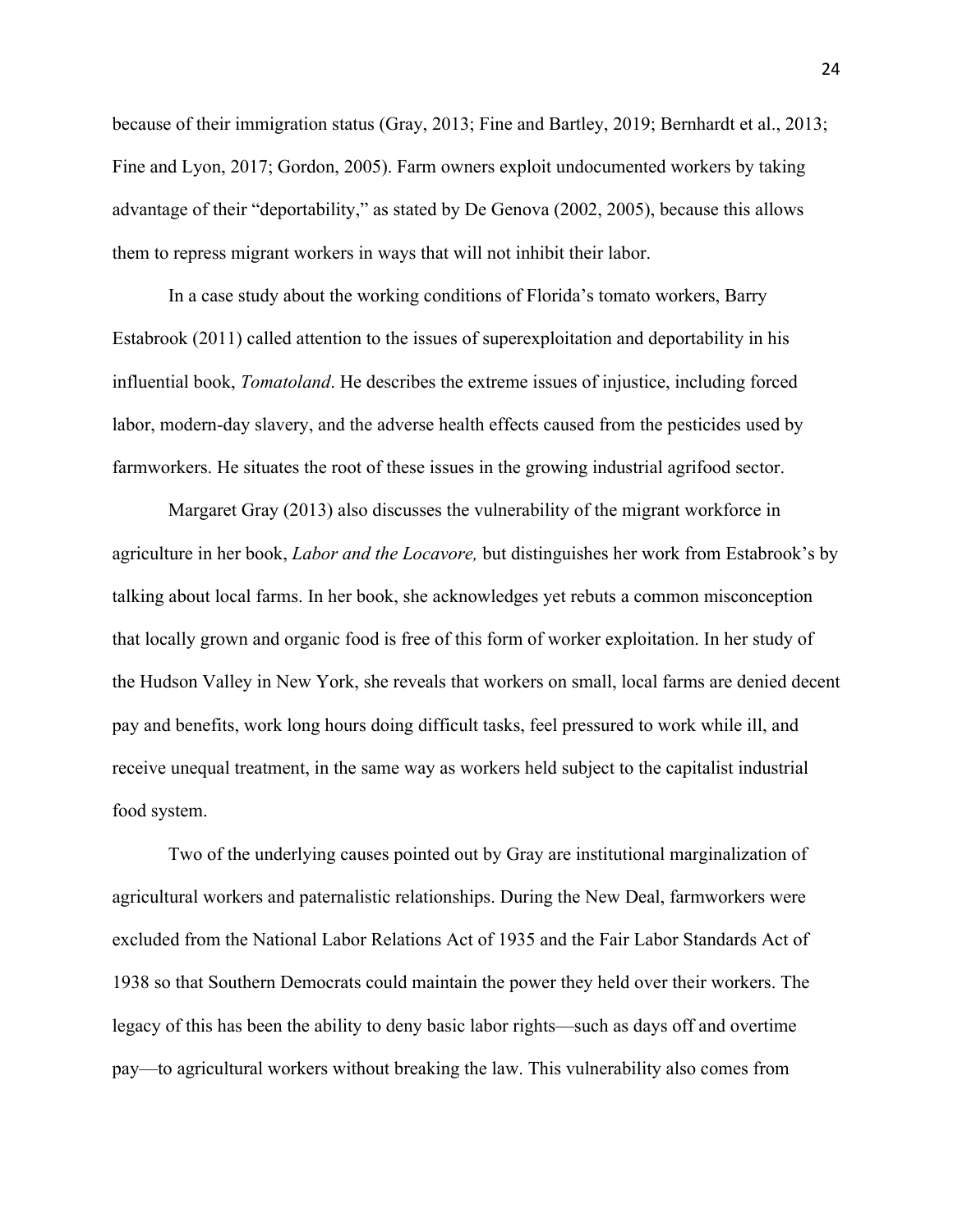because of their immigration status (Gray, 2013; Fine and Bartley, 2019; Bernhardt et al., 2013; Fine and Lyon, 2017; Gordon, 2005). Farm owners exploit undocumented workers by taking advantage of their "deportability," as stated by De Genova (2002, 2005), because this allows them to repress migrant workers in ways that will not inhibit their labor.

In a case study about the working conditions of Florida's tomato workers, Barry Estabrook (2011) called attention to the issues of superexploitation and deportability in his influential book, *Tomatoland*. He describes the extreme issues of injustice, including forced labor, modern-day slavery, and the adverse health effects caused from the pesticides used by farmworkers. He situates the root of these issues in the growing industrial agrifood sector.

Margaret Gray (2013) also discusses the vulnerability of the migrant workforce in agriculture in her book, *Labor and the Locavore,* but distinguishes her work from Estabrook's by talking about local farms. In her book, she acknowledges yet rebuts a common misconception that locally grown and organic food is free of this form of worker exploitation. In her study of the Hudson Valley in New York, she reveals that workers on small, local farms are denied decent pay and benefits, work long hours doing difficult tasks, feel pressured to work while ill, and receive unequal treatment, in the same way as workers held subject to the capitalist industrial food system.

Two of the underlying causes pointed out by Gray are institutional marginalization of agricultural workers and paternalistic relationships. During the New Deal, farmworkers were excluded from the National Labor Relations Act of 1935 and the Fair Labor Standards Act of 1938 so that Southern Democrats could maintain the power they held over their workers. The legacy of this has been the ability to deny basic labor rights—such as days off and overtime pay—to agricultural workers without breaking the law. This vulnerability also comes from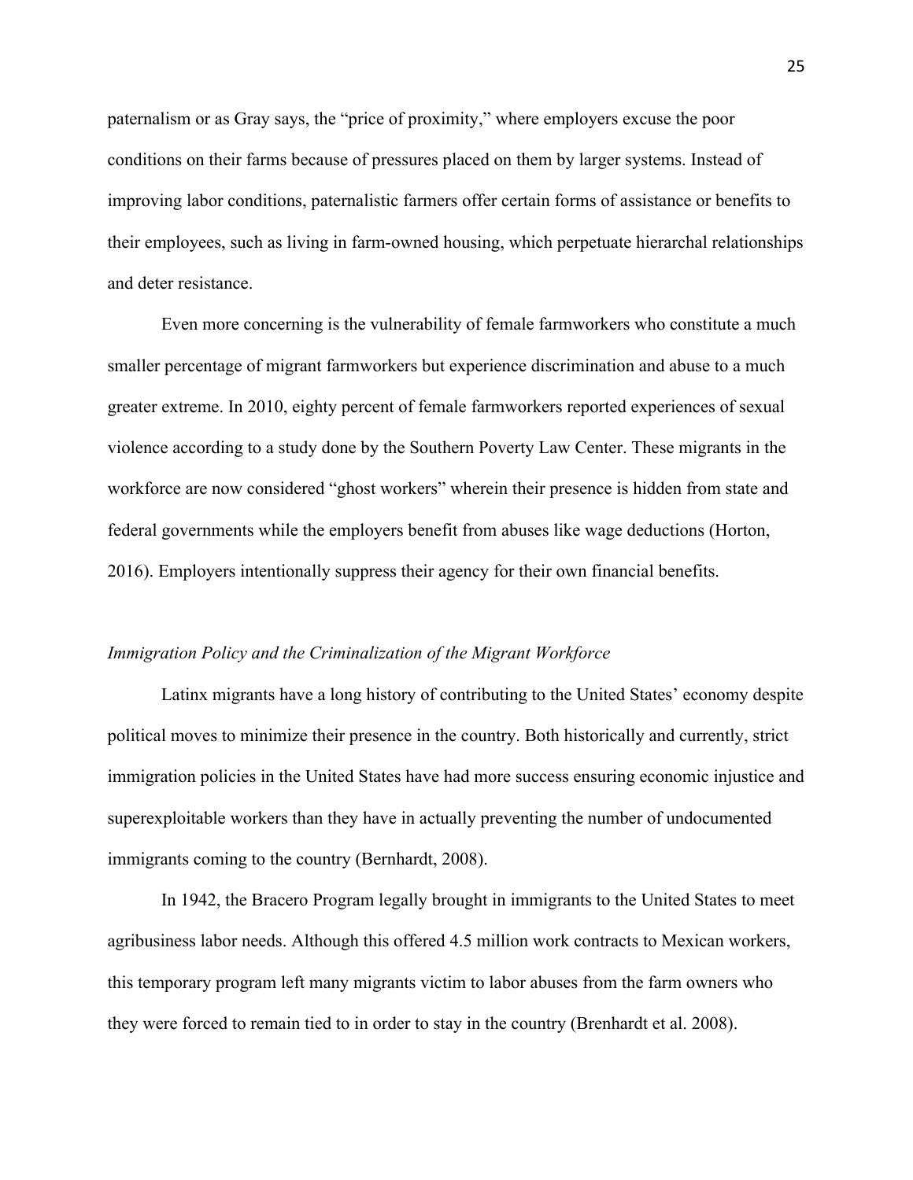paternalism or as Gray says, the "price of proximity," where employers excuse the poor conditions on their farms because of pressures placed on them by larger systems. Instead of improving labor conditions, paternalistic farmers offer certain forms of assistance or benefits to their employees, such as living in farm-owned housing, which perpetuate hierarchal relationships and deter resistance.

Even more concerning is the vulnerability of female farmworkers who constitute a much smaller percentage of migrant farmworkers but experience discrimination and abuse to a much greater extreme. In 2010, eighty percent of female farmworkers reported experiences of sexual violence according to a study done by the Southern Poverty Law Center. These migrants in the workforce are now considered "ghost workers" wherein their presence is hidden from state and federal governments while the employers benefit from abuses like wage deductions (Horton, 2016). Employers intentionally suppress their agency for their own financial benefits.

*Immigration Policy and the Criminalization of the Migrant Workforce*

Latinx migrants have a long history of contributing to the United States' economy despite political moves to minimize their presence in the country. Both historically and currently, strict immigration policies in the United States have had more success ensuring economic injustice and superexploitable workers than they have in actually preventing the number of undocumented immigrants coming to the country (Bernhardt, 2008).

In 1942, the Bracero Program legally brought in immigrants to the United States to meet agribusiness labor needs. Although this offered 4.5 million work contracts to Mexican workers, this temporary program left many migrants victim to labor abuses from the farm owners who they were forced to remain tied to in order to stay in the country (Brenhardt et al. 2008).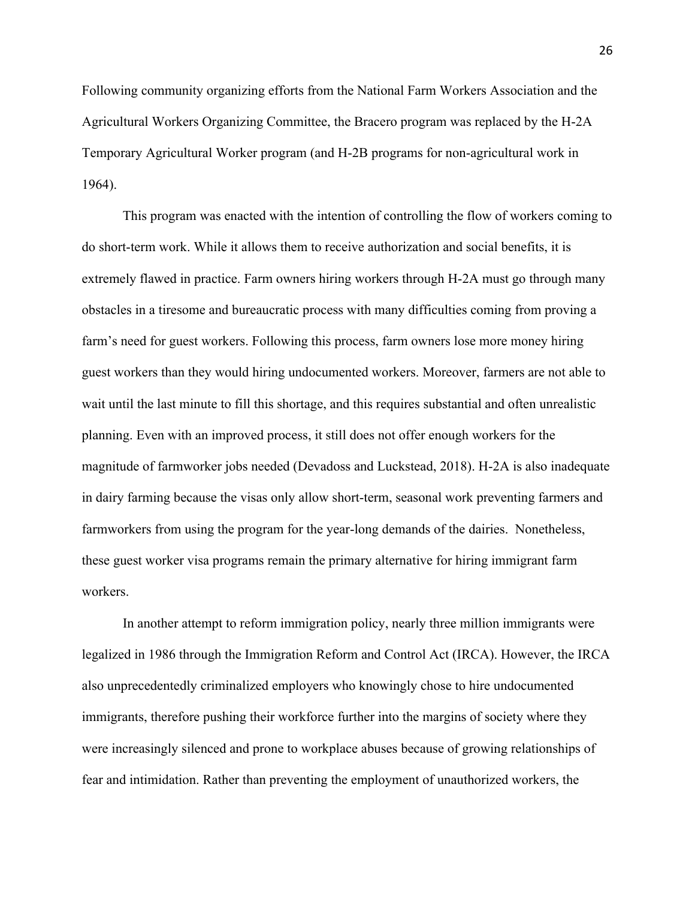Following community organizing efforts from the National Farm Workers Association and the Agricultural Workers Organizing Committee, the Bracero program was replaced by the H-2A Temporary Agricultural Worker program (and H-2B programs for non-agricultural work in 1964).

This program was enacted with the intention of controlling the flow of workers coming to do short-term work. While it allows them to receive authorization and social benefits, it is extremely flawed in practice. Farm owners hiring workers through H-2A must go through many obstacles in a tiresome and bureaucratic process with many difficulties coming from proving a farm's need for guest workers. Following this process, farm owners lose more money hiring guest workers than they would hiring undocumented workers. Moreover, farmers are not able to wait until the last minute to fill this shortage, and this requires substantial and often unrealistic planning. Even with an improved process, it still does not offer enough workers for the magnitude of farmworker jobs needed (Devadoss and Luckstead, 2018). H-2A is also inadequate in dairy farming because the visas only allow short-term, seasonal work preventing farmers and farmworkers from using the program for the year-long demands of the dairies. Nonetheless, these guest worker visa programs remain the primary alternative for hiring immigrant farm workers.

In another attempt to reform immigration policy, nearly three million immigrants were legalized in 1986 through the Immigration Reform and Control Act (IRCA). However, the IRCA also unprecedentedly criminalized employers who knowingly chose to hire undocumented immigrants, therefore pushing their workforce further into the margins of society where they were increasingly silenced and prone to workplace abuses because of growing relationships of fear and intimidation. Rather than preventing the employment of unauthorized workers, the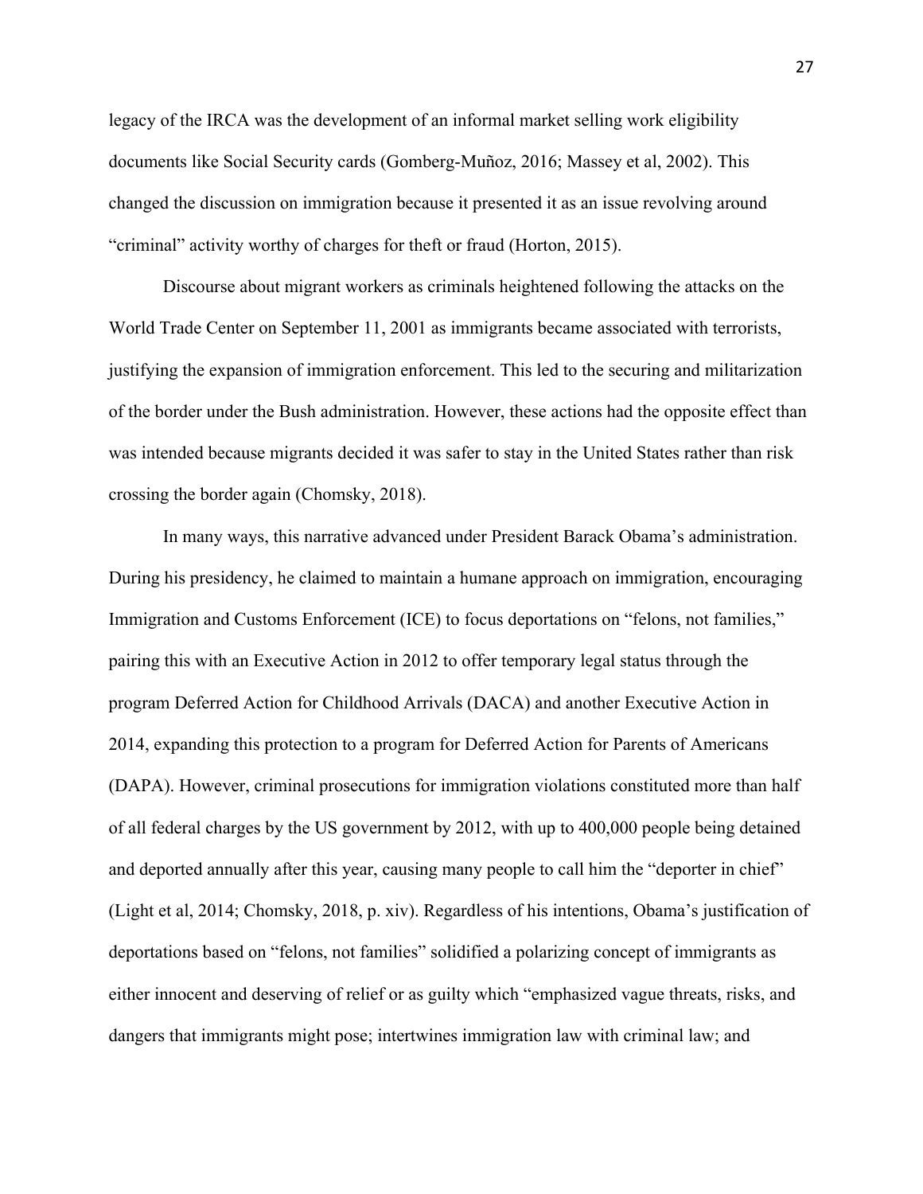legacy of the IRCA was the development of an informal market selling work eligibility documents like Social Security cards (Gomberg-Muñoz, 2016; Massey et al, 2002). This changed the discussion on immigration because it presented it as an issue revolving around "criminal" activity worthy of charges for theft or fraud (Horton, 2015).

Discourse about migrant workers as criminals heightened following the attacks on the World Trade Center on September 11, 2001 as immigrants became associated with terrorists, justifying the expansion of immigration enforcement. This led to the securing and militarization of the border under the Bush administration. However, these actions had the opposite effect than was intended because migrants decided it was safer to stay in the United States rather than risk crossing the border again (Chomsky, 2018).

In many ways, this narrative advanced under President Barack Obama's administration. During his presidency, he claimed to maintain a humane approach on immigration, encouraging Immigration and Customs Enforcement (ICE) to focus deportations on "felons, not families," pairing this with an Executive Action in 2012 to offer temporary legal status through the program Deferred Action for Childhood Arrivals (DACA) and another Executive Action in 2014, expanding this protection to a program for Deferred Action for Parents of Americans (DAPA). However, criminal prosecutions for immigration violations constituted more than half of all federal charges by the US government by 2012, with up to 400,000 people being detained and deported annually after this year, causing many people to call him the "deporter in chief" (Light et al, 2014; Chomsky, 2018, p. xiv). Regardless of his intentions, Obama's justification of deportations based on "felons, not families" solidified a polarizing concept of immigrants as either innocent and deserving of relief or as guilty which "emphasized vague threats, risks, and dangers that immigrants might pose; intertwines immigration law with criminal law; and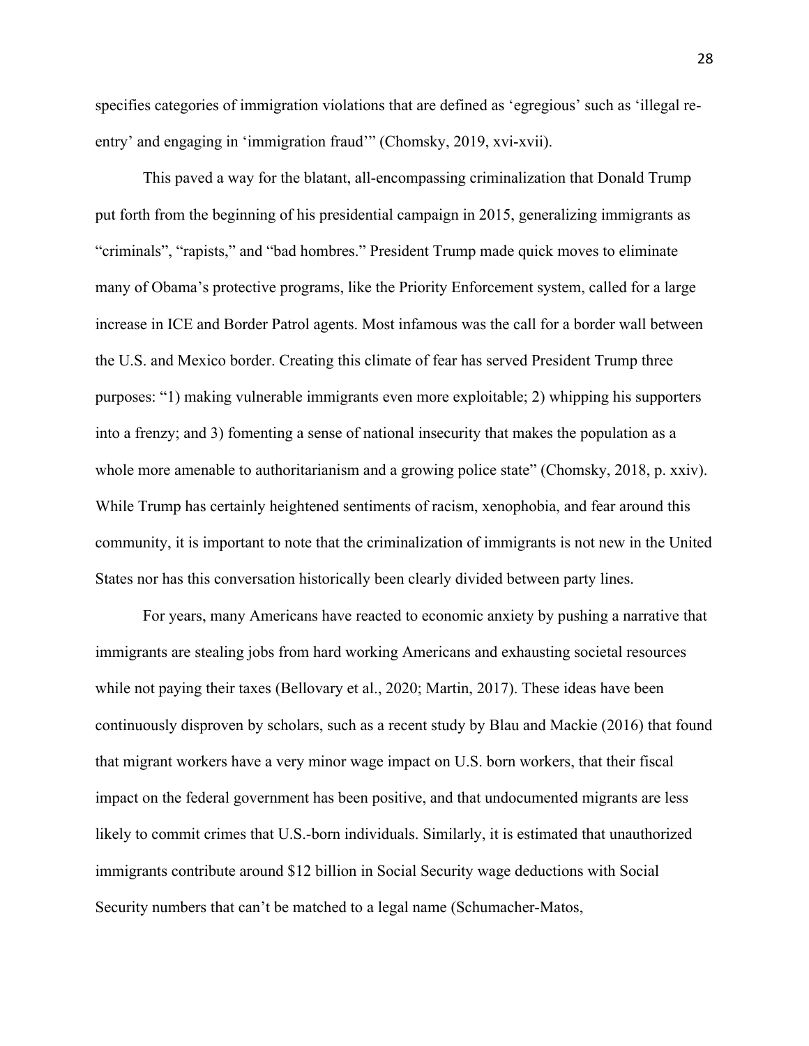specifies categories of immigration violations that are defined as 'egregious' such as 'illegal re-entry' and engaging in 'immigration fraud'" (Chomsky, 2019, xvi-xvii).

This paved a way for the blatant, all-encompassing criminalization that Donald Trump put forth from the beginning of his presidential campaign in 2015, generalizing immigrants as "criminals", "rapists," and "bad hombres." President Trump made quick moves to eliminate many of Obama's protective programs, like the Priority Enforcement system, called for a large increase in ICE and Border Patrol agents. Most infamous was the call for a border wall between the U.S. and Mexico border. Creating this climate of fear has served President Trump three purposes: "1) making vulnerable immigrants even more exploitable; 2) whipping his supporters into a frenzy; and 3) fomenting a sense of national insecurity that makes the population as a whole more amenable to authoritarianism and a growing police state" (Chomsky, 2018, p. xxiv). While Trump has certainly heightened sentiments of racism, xenophobia, and fear around this community, it is important to note that the criminalization of immigrants is not new in the United States nor has this conversation historically been clearly divided between party lines.

For years, many Americans have reacted to economic anxiety by pushing a narrative that immigrants are stealing jobs from hard working Americans and exhausting societal resources while not paying their taxes (Bellovary et al., 2020; Martin, 2017). These ideas have been continuously disproven by scholars, such as a recent study by Blau and Mackie (2016) that found that migrant workers have a very minor wage impact on U.S. born workers, that their fiscal impact on the federal government has been positive, and that undocumented migrants are less likely to commit crimes that U.S.-born individuals. Similarly, it is estimated that unauthorized immigrants contribute around $12 billion in Social Security wage deductions with Social Security numbers that can't be matched to a legal name (Schumacher-Matos,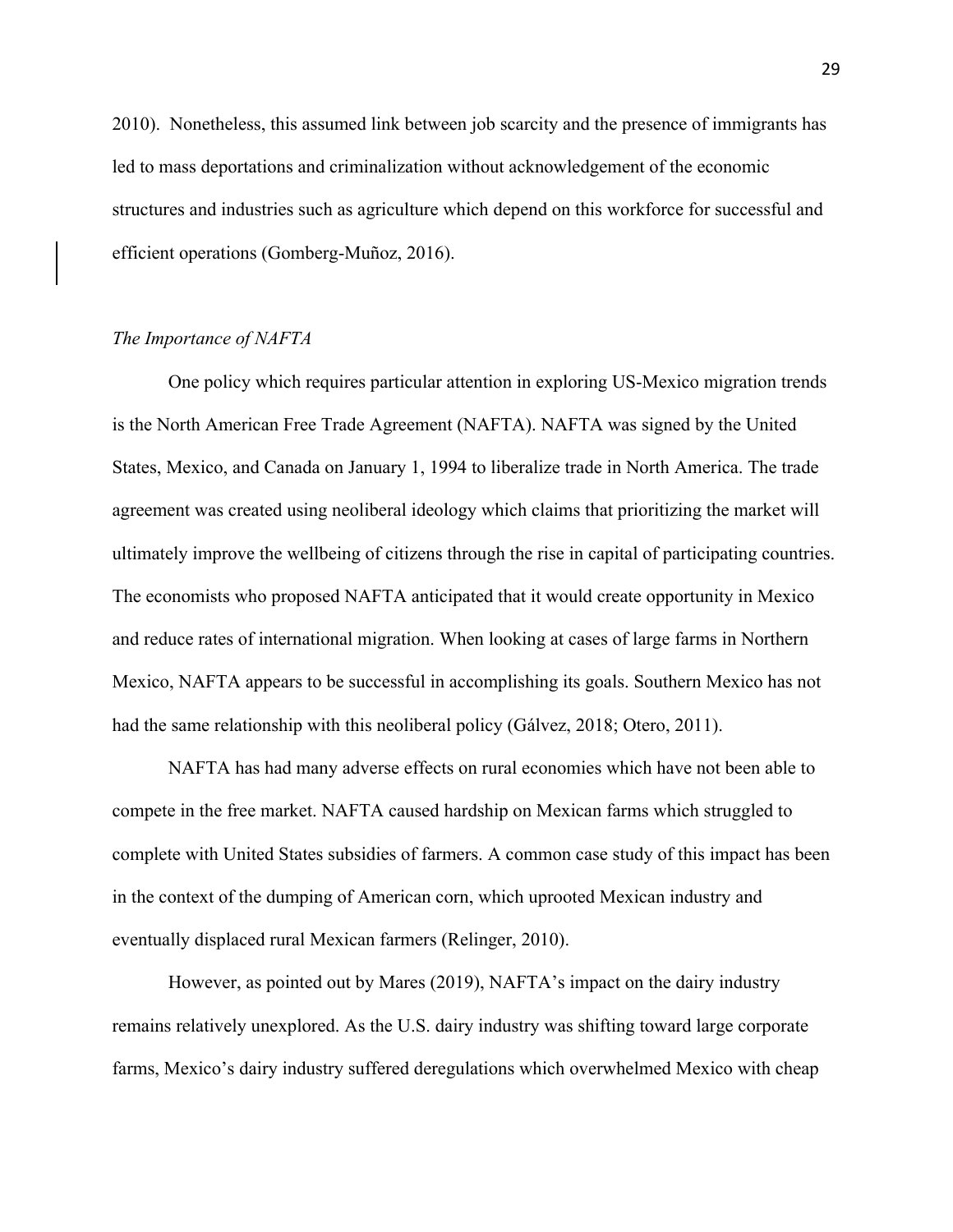2010). Nonetheless, this assumed link between job scarcity and the presence of immigrants has led to mass deportations and criminalization without acknowledgement of the economic structures and industries such as agriculture which depend on this workforce for successful and efficient operations (Gomberg-Muñoz, 2016).

*The Importance of NAFTA*

One policy which requires particular attention in exploring US-Mexico migration trends is the North American Free Trade Agreement (NAFTA). NAFTA was signed by the United States, Mexico, and Canada on January 1, 1994 to liberalize trade in North America. The trade agreement was created using neoliberal ideology which claims that prioritizing the market will ultimately improve the wellbeing of citizens through the rise in capital of participating countries. The economists who proposed NAFTA anticipated that it would create opportunity in Mexico and reduce rates of international migration. When looking at cases of large farms in Northern Mexico, NAFTA appears to be successful in accomplishing its goals. Southern Mexico has not had the same relationship with this neoliberal policy (Gálvez, 2018; Otero, 2011).

NAFTA has had many adverse effects on rural economies which have not been able to compete in the free market. NAFTA caused hardship on Mexican farms which struggled to complete with United States subsidies of farmers. A common case study of this impact has been in the context of the dumping of American corn, which uprooted Mexican industry and eventually displaced rural Mexican farmers (Relinger, 2010).

However, as pointed out by Mares (2019), NAFTA's impact on the dairy industry remains relatively unexplored. As the U.S. dairy industry was shifting toward large corporate farms, Mexico's dairy industry suffered deregulations which overwhelmed Mexico with cheap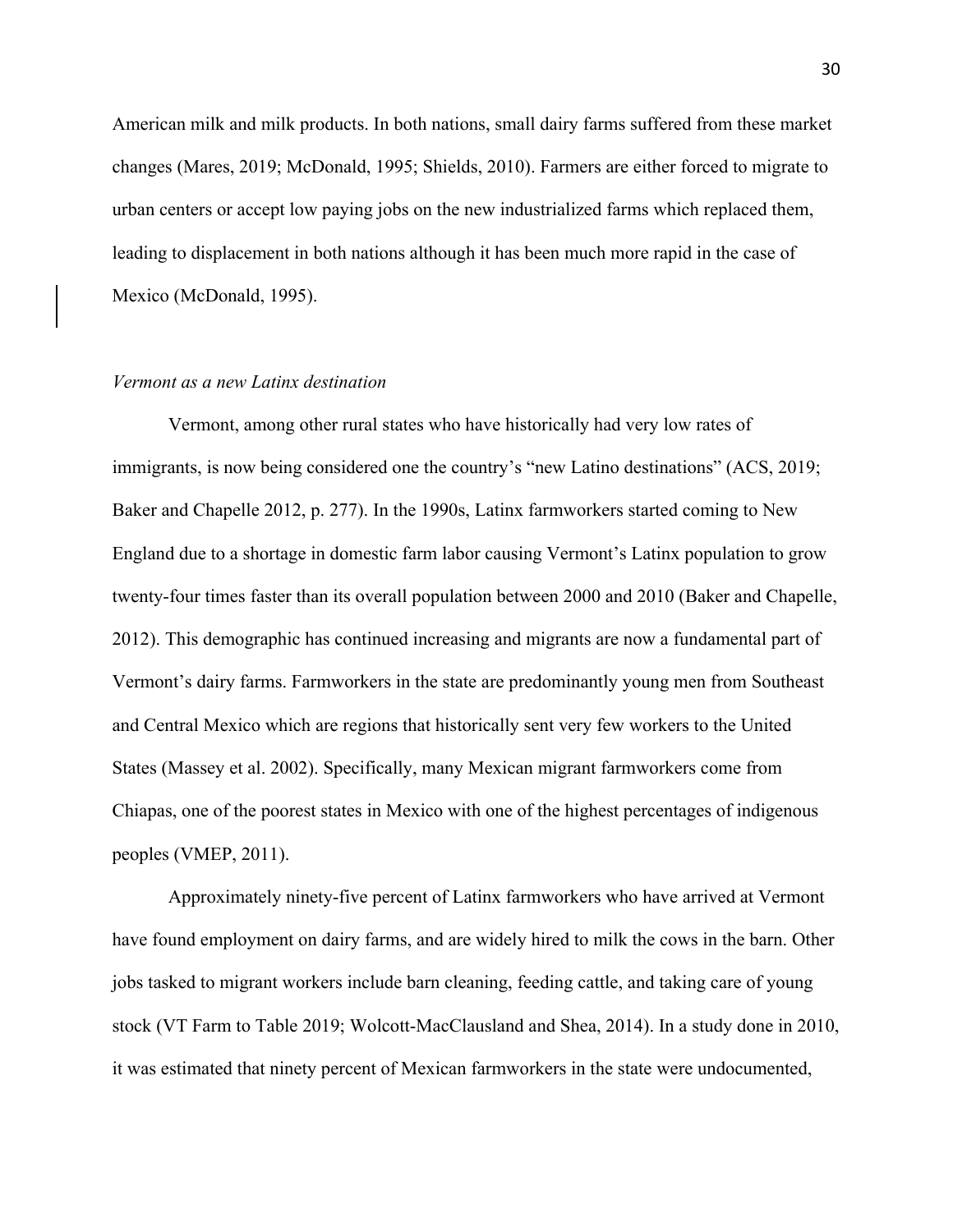American milk and milk products. In both nations, small dairy farms suffered from these market changes (Mares, 2019; McDonald, 1995; Shields, 2010). Farmers are either forced to migrate to urban centers or accept low paying jobs on the new industrialized farms which replaced them, leading to displacement in both nations although it has been much more rapid in the case of Mexico (McDonald, 1995).

*Vermont as a new Latinx destination*

Vermont, among other rural states who have historically had very low rates of immigrants, is now being considered one the country's "new Latino destinations" (ACS, 2019; Baker and Chapelle 2012, p. 277). In the 1990s, Latinx farmworkers started coming to New England due to a shortage in domestic farm labor causing Vermont's Latinx population to grow twenty-four times faster than its overall population between 2000 and 2010 (Baker and Chapelle, 2012). This demographic has continued increasing and migrants are now a fundamental part of Vermont's dairy farms. Farmworkers in the state are predominantly young men from Southeast and Central Mexico which are regions that historically sent very few workers to the United States (Massey et al. 2002). Specifically, many Mexican migrant farmworkers come from Chiapas, one of the poorest states in Mexico with one of the highest percentages of indigenous peoples (VMEP, 2011).

Approximately ninety-five percent of Latinx farmworkers who have arrived at Vermont have found employment on dairy farms, and are widely hired to milk the cows in the barn. Other jobs tasked to migrant workers include barn cleaning, feeding cattle, and taking care of young stock (VT Farm to Table 2019; Wolcott-MacClausland and Shea, 2014). In a study done in 2010, it was estimated that ninety percent of Mexican farmworkers in the state were undocumented,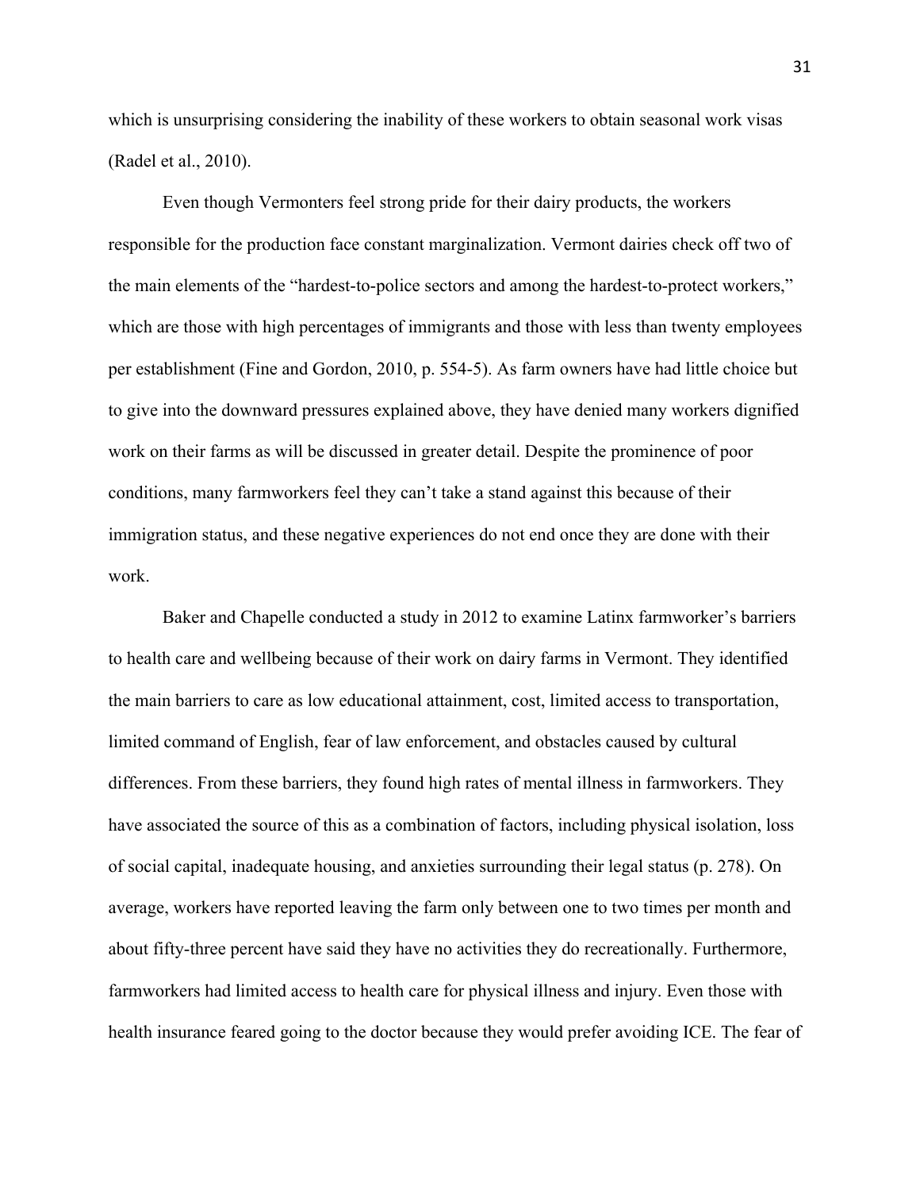which is unsurprising considering the inability of these workers to obtain seasonal work visas (Radel et al., 2010).

Even though Vermonters feel strong pride for their dairy products, the workers responsible for the production face constant marginalization. Vermont dairies check off two of the main elements of the "hardest-to-police sectors and among the hardest-to-protect workers," which are those with high percentages of immigrants and those with less than twenty employees per establishment (Fine and Gordon, 2010, p. 554-5). As farm owners have had little choice but to give into the downward pressures explained above, they have denied many workers dignified work on their farms as will be discussed in greater detail. Despite the prominence of poor conditions, many farmworkers feel they can't take a stand against this because of their immigration status, and these negative experiences do not end once they are done with their work.

Baker and Chapelle conducted a study in 2012 to examine Latinx farmworker's barriers to health care and wellbeing because of their work on dairy farms in Vermont. They identified the main barriers to care as low educational attainment, cost, limited access to transportation, limited command of English, fear of law enforcement, and obstacles caused by cultural differences. From these barriers, they found high rates of mental illness in farmworkers. They have associated the source of this as a combination of factors, including physical isolation, loss of social capital, inadequate housing, and anxieties surrounding their legal status (p. 278). On average, workers have reported leaving the farm only between one to two times per month and about fifty-three percent have said they have no activities they do recreationally. Furthermore, farmworkers had limited access to health care for physical illness and injury. Even those with health insurance feared going to the doctor because they would prefer avoiding ICE. The fear of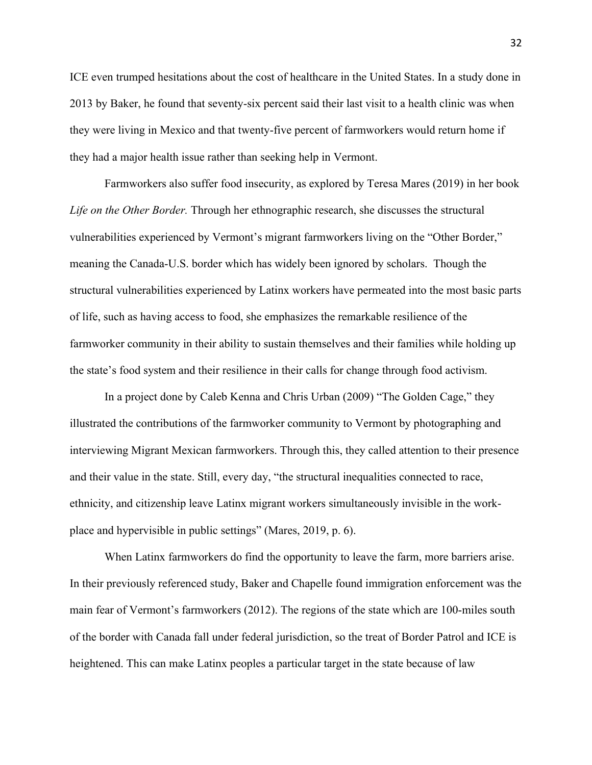ICE even trumped hesitations about the cost of healthcare in the United States. In a study done in 2013 by Baker, he found that seventy-six percent said their last visit to a health clinic was when they were living in Mexico and that twenty-five percent of farmworkers would return home if they had a major health issue rather than seeking help in Vermont.

Farmworkers also suffer food insecurity, as explored by Teresa Mares (2019) in her book *Life on the Other Border.* Through her ethnographic research, she discusses the structural vulnerabilities experienced by Vermont's migrant farmworkers living on the "Other Border," meaning the Canada-U.S. border which has widely been ignored by scholars. Though the structural vulnerabilities experienced by Latinx workers have permeated into the most basic parts of life, such as having access to food, she emphasizes the remarkable resilience of the farmworker community in their ability to sustain themselves and their families while holding up the state's food system and their resilience in their calls for change through food activism.

In a project done by Caleb Kenna and Chris Urban (2009) "The Golden Cage," they illustrated the contributions of the farmworker community to Vermont by photographing and interviewing Migrant Mexican farmworkers. Through this, they called attention to their presence and their value in the state. Still, every day, "the structural inequalities connected to race, ethnicity, and citizenship leave Latinx migrant workers simultaneously invisible in the work-place and hypervisible in public settings" (Mares, 2019, p. 6).

When Latinx farmworkers do find the opportunity to leave the farm, more barriers arise. In their previously referenced study, Baker and Chapelle found immigration enforcement was the main fear of Vermont's farmworkers (2012). The regions of the state which are 100-miles south of the border with Canada fall under federal jurisdiction, so the treat of Border Patrol and ICE is heightened. This can make Latinx peoples a particular target in the state because of law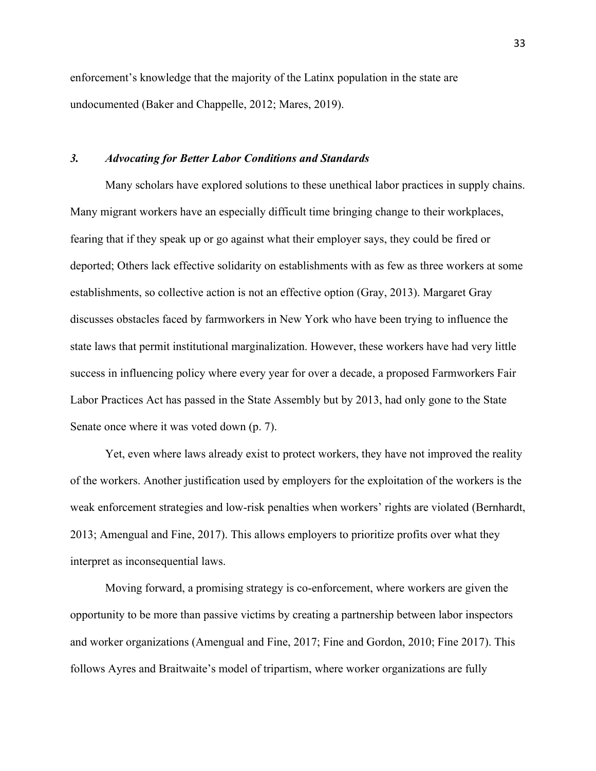enforcement's knowledge that the majority of the Latinx population in the state are undocumented (Baker and Chappelle, 2012; Mares, 2019).

### *3. Advocating for Better Labor Conditions and Standards*

Many scholars have explored solutions to these unethical labor practices in supply chains. Many migrant workers have an especially difficult time bringing change to their workplaces, fearing that if they speak up or go against what their employer says, they could be fired or deported; Others lack effective solidarity on establishments with as few as three workers at some establishments, so collective action is not an effective option (Gray, 2013). Margaret Gray discusses obstacles faced by farmworkers in New York who have been trying to influence the state laws that permit institutional marginalization. However, these workers have had very little success in influencing policy where every year for over a decade, a proposed Farmworkers Fair Labor Practices Act has passed in the State Assembly but by 2013, had only gone to the State Senate once where it was voted down (p. 7).

Yet, even where laws already exist to protect workers, they have not improved the reality of the workers. Another justification used by employers for the exploitation of the workers is the weak enforcement strategies and low-risk penalties when workers' rights are violated (Bernhardt, 2013; Amengual and Fine, 2017). This allows employers to prioritize profits over what they interpret as inconsequential laws.

Moving forward, a promising strategy is co-enforcement, where workers are given the opportunity to be more than passive victims by creating a partnership between labor inspectors and worker organizations (Amengual and Fine, 2017; Fine and Gordon, 2010; Fine 2017). This follows Ayres and Braitwaite's model of tripartism, where worker organizations are fully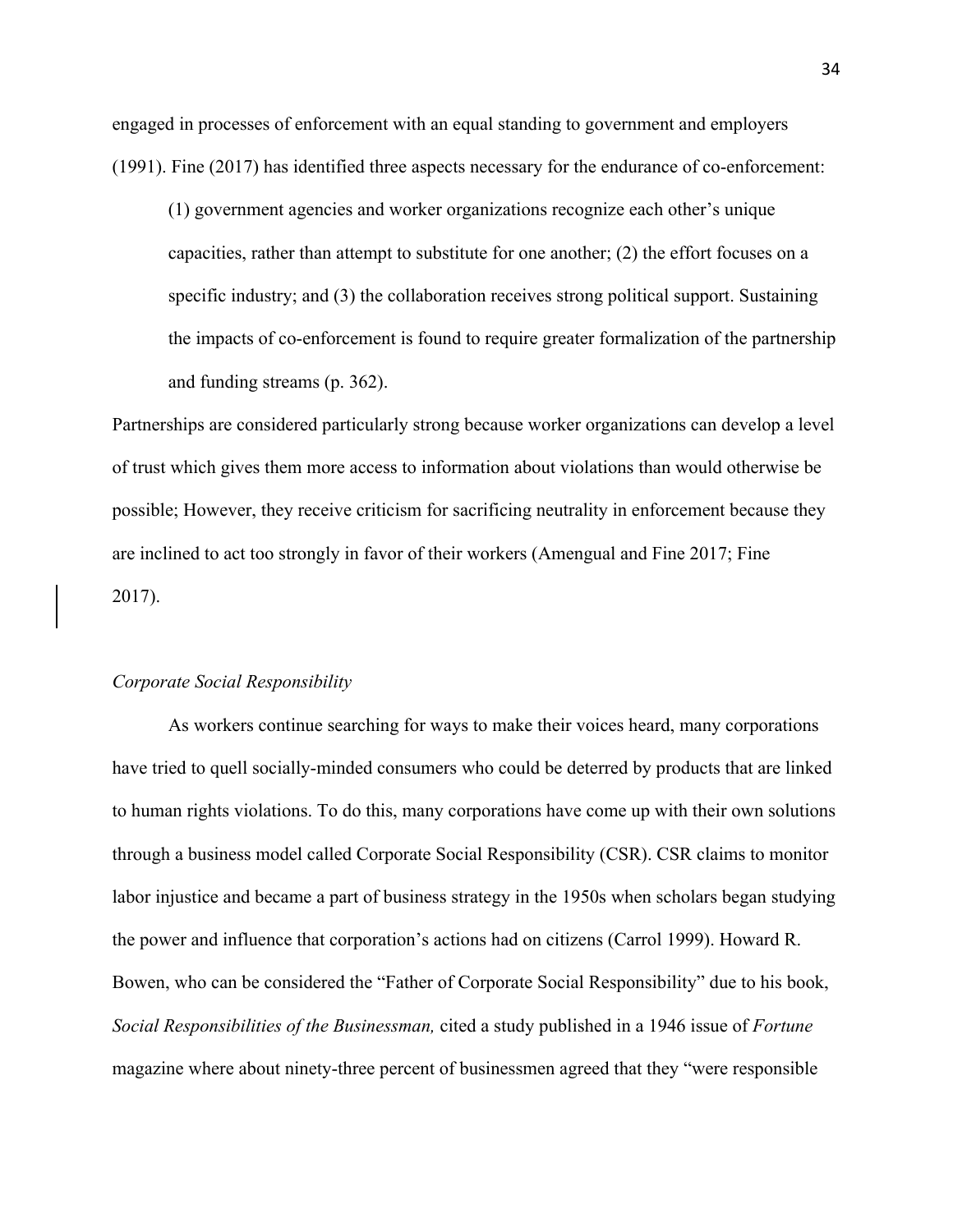engaged in processes of enforcement with an equal standing to government and employers (1991). Fine (2017) has identified three aspects necessary for the endurance of co-enforcement:

> (1) government agencies and worker organizations recognize each other's unique capacities, rather than attempt to substitute for one another; (2) the effort focuses on a specific industry; and (3) the collaboration receives strong political support. Sustaining the impacts of co-enforcement is found to require greater formalization of the partnership and funding streams (p. 362).

Partnerships are considered particularly strong because worker organizations can develop a level of trust which gives them more access to information about violations than would otherwise be possible; However, they receive criticism for sacrificing neutrality in enforcement because they are inclined to act too strongly in favor of their workers (Amengual and Fine 2017; Fine 2017).

*Corporate Social Responsibility*

As workers continue searching for ways to make their voices heard, many corporations have tried to quell socially-minded consumers who could be deterred by products that are linked to human rights violations. To do this, many corporations have come up with their own solutions through a business model called Corporate Social Responsibility (CSR). CSR claims to monitor labor injustice and became a part of business strategy in the 1950s when scholars began studying the power and influence that corporation's actions had on citizens (Carrol 1999). Howard R. Bowen, who can be considered the "Father of Corporate Social Responsibility" due to his book, *Social Responsibilities of the Businessman,* cited a study published in a 1946 issue of *Fortune* magazine where about ninety-three percent of businessmen agreed that they "were responsible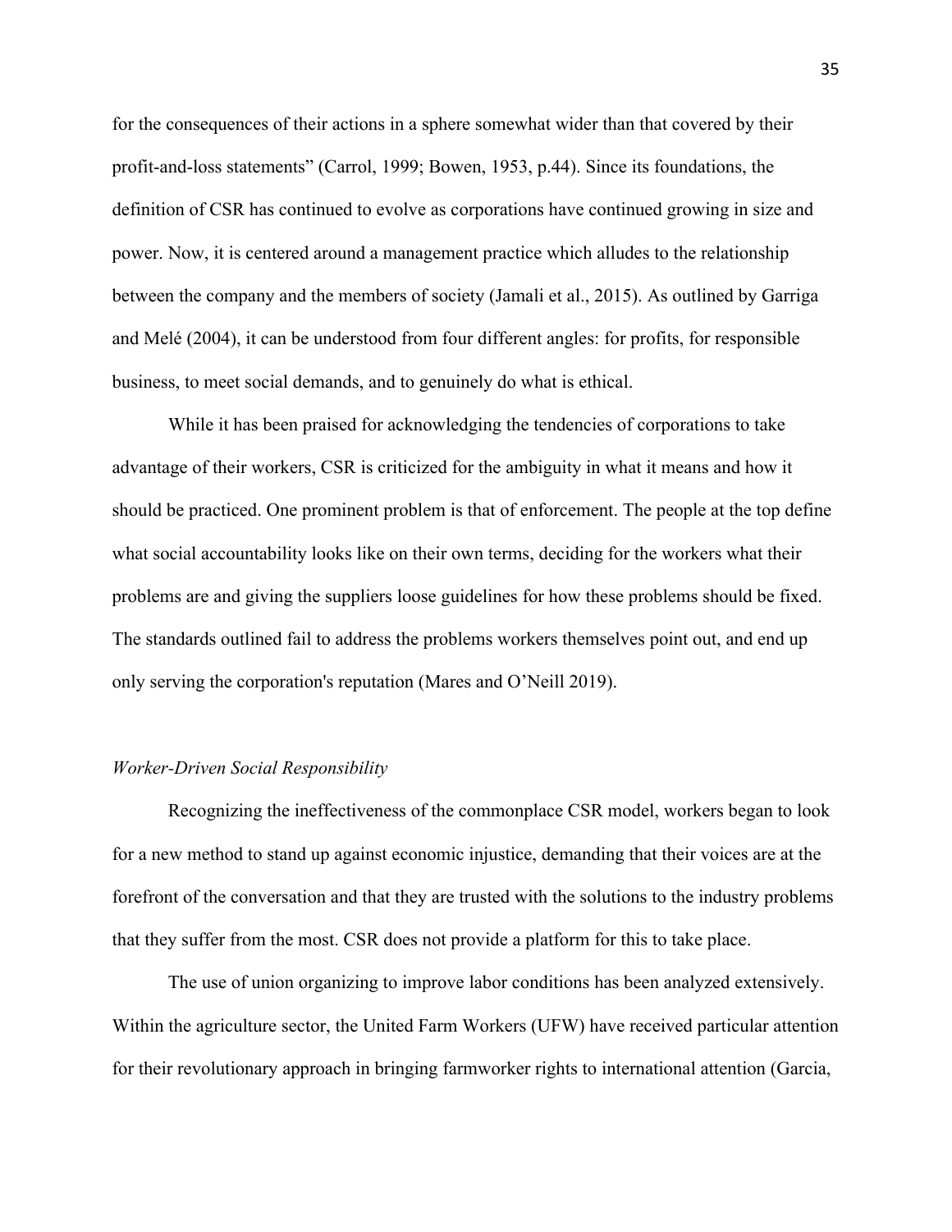for the consequences of their actions in a sphere somewhat wider than that covered by their profit-and-loss statements" (Carrol, 1999; Bowen, 1953, p.44). Since its foundations, the definition of CSR has continued to evolve as corporations have continued growing in size and power. Now, it is centered around a management practice which alludes to the relationship between the company and the members of society (Jamali et al., 2015). As outlined by Garriga and Melé (2004), it can be understood from four different angles: for profits, for responsible business, to meet social demands, and to genuinely do what is ethical.

While it has been praised for acknowledging the tendencies of corporations to take advantage of their workers, CSR is criticized for the ambiguity in what it means and how it should be practiced. One prominent problem is that of enforcement. The people at the top define what social accountability looks like on their own terms, deciding for the workers what their problems are and giving the suppliers loose guidelines for how these problems should be fixed. The standards outlined fail to address the problems workers themselves point out, and end up only serving the corporation's reputation (Mares and O'Neill 2019).

*Worker-Driven Social Responsibility*

Recognizing the ineffectiveness of the commonplace CSR model, workers began to look for a new method to stand up against economic injustice, demanding that their voices are at the forefront of the conversation and that they are trusted with the solutions to the industry problems that they suffer from the most. CSR does not provide a platform for this to take place.

The use of union organizing to improve labor conditions has been analyzed extensively. Within the agriculture sector, the United Farm Workers (UFW) have received particular attention for their revolutionary approach in bringing farmworker rights to international attention (Garcia,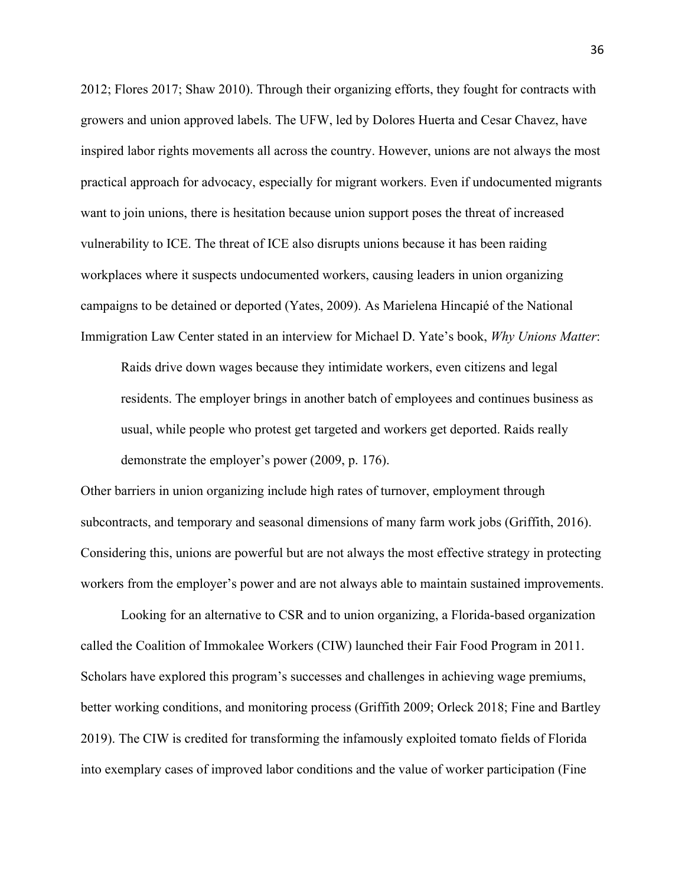2012; Flores 2017; Shaw 2010). Through their organizing efforts, they fought for contracts with growers and union approved labels. The UFW, led by Dolores Huerta and Cesar Chavez, have inspired labor rights movements all across the country. However, unions are not always the most practical approach for advocacy, especially for migrant workers. Even if undocumented migrants want to join unions, there is hesitation because union support poses the threat of increased vulnerability to ICE. The threat of ICE also disrupts unions because it has been raiding workplaces where it suspects undocumented workers, causing leaders in union organizing campaigns to be detained or deported (Yates, 2009). As Marielena Hincapié of the National Immigration Law Center stated in an interview for Michael D. Yate's book, *Why Unions Matter*:

> Raids drive down wages because they intimidate workers, even citizens and legal residents. The employer brings in another batch of employees and continues business as usual, while people who protest get targeted and workers get deported. Raids really demonstrate the employer's power (2009, p. 176).

Other barriers in union organizing include high rates of turnover, employment through subcontracts, and temporary and seasonal dimensions of many farm work jobs (Griffith, 2016). Considering this, unions are powerful but are not always the most effective strategy in protecting workers from the employer's power and are not always able to maintain sustained improvements.

Looking for an alternative to CSR and to union organizing, a Florida-based organization called the Coalition of Immokalee Workers (CIW) launched their Fair Food Program in 2011. Scholars have explored this program's successes and challenges in achieving wage premiums, better working conditions, and monitoring process (Griffith 2009; Orleck 2018; Fine and Bartley 2019). The CIW is credited for transforming the infamously exploited tomato fields of Florida into exemplary cases of improved labor conditions and the value of worker participation (Fine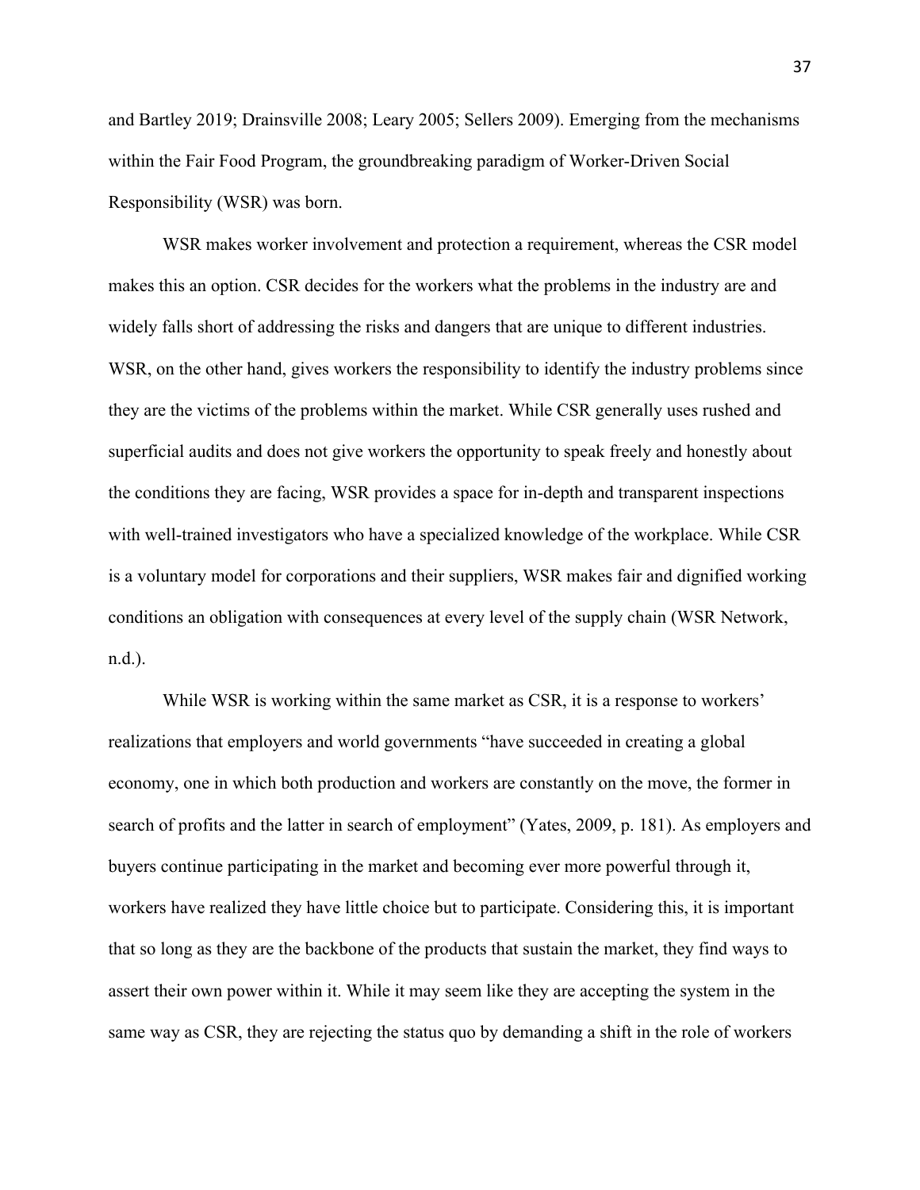and Bartley 2019; Drainsville 2008; Leary 2005; Sellers 2009). Emerging from the mechanisms within the Fair Food Program, the groundbreaking paradigm of Worker-Driven Social Responsibility (WSR) was born.

WSR makes worker involvement and protection a requirement, whereas the CSR model makes this an option. CSR decides for the workers what the problems in the industry are and widely falls short of addressing the risks and dangers that are unique to different industries. WSR, on the other hand, gives workers the responsibility to identify the industry problems since they are the victims of the problems within the market. While CSR generally uses rushed and superficial audits and does not give workers the opportunity to speak freely and honestly about the conditions they are facing, WSR provides a space for in-depth and transparent inspections with well-trained investigators who have a specialized knowledge of the workplace. While CSR is a voluntary model for corporations and their suppliers, WSR makes fair and dignified working conditions an obligation with consequences at every level of the supply chain (WSR Network, n.d.).

While WSR is working within the same market as CSR, it is a response to workers' realizations that employers and world governments "have succeeded in creating a global economy, one in which both production and workers are constantly on the move, the former in search of profits and the latter in search of employment" (Yates, 2009, p. 181). As employers and buyers continue participating in the market and becoming ever more powerful through it, workers have realized they have little choice but to participate. Considering this, it is important that so long as they are the backbone of the products that sustain the market, they find ways to assert their own power within it. While it may seem like they are accepting the system in the same way as CSR, they are rejecting the status quo by demanding a shift in the role of workers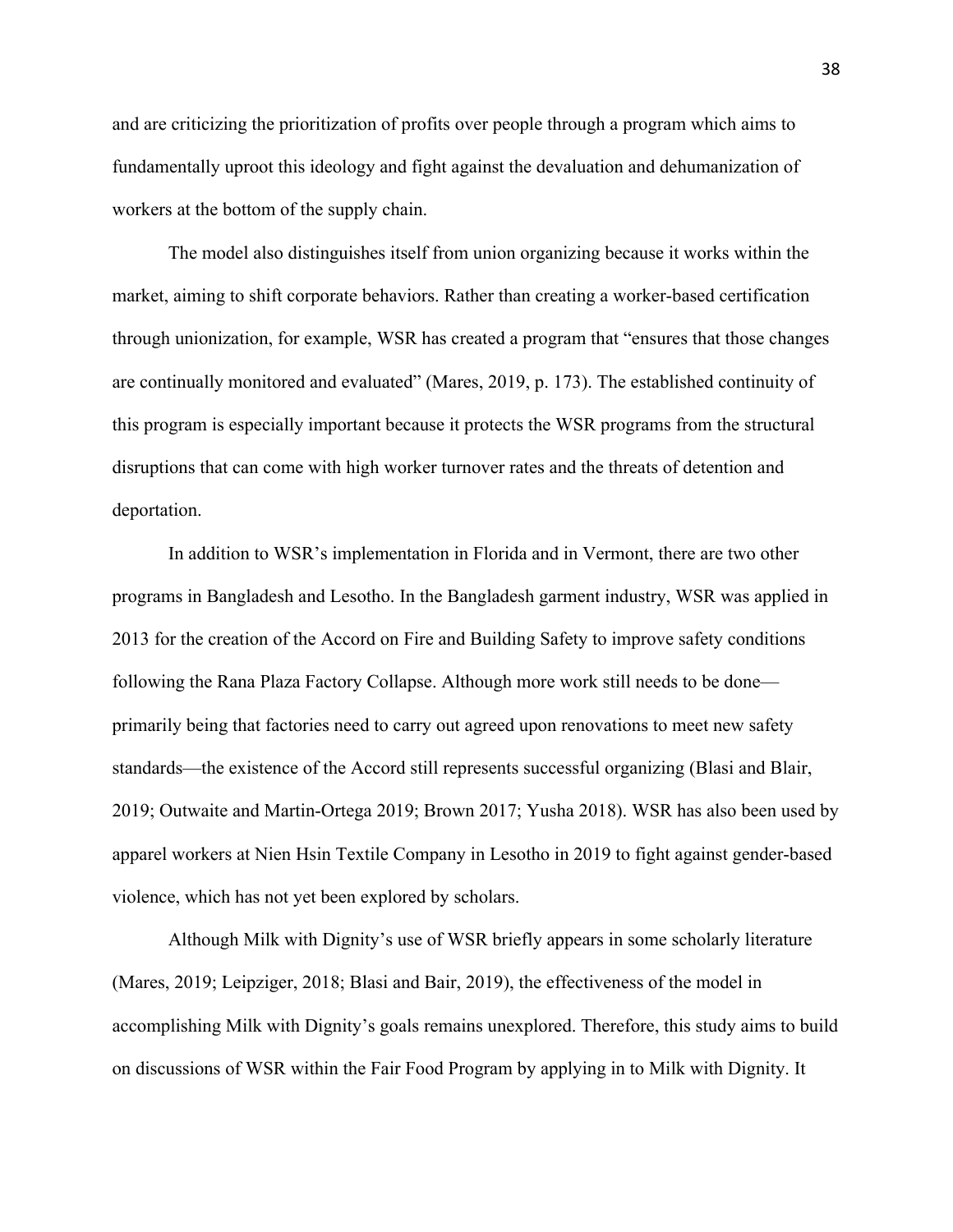and are criticizing the prioritization of profits over people through a program which aims to fundamentally uproot this ideology and fight against the devaluation and dehumanization of workers at the bottom of the supply chain.

The model also distinguishes itself from union organizing because it works within the market, aiming to shift corporate behaviors. Rather than creating a worker-based certification through unionization, for example, WSR has created a program that "ensures that those changes are continually monitored and evaluated" (Mares, 2019, p. 173). The established continuity of this program is especially important because it protects the WSR programs from the structural disruptions that can come with high worker turnover rates and the threats of detention and deportation.

In addition to WSR's implementation in Florida and in Vermont, there are two other programs in Bangladesh and Lesotho. In the Bangladesh garment industry, WSR was applied in 2013 for the creation of the Accord on Fire and Building Safety to improve safety conditions following the Rana Plaza Factory Collapse. Although more work still needs to be done—primarily being that factories need to carry out agreed upon renovations to meet new safety standards—the existence of the Accord still represents successful organizing (Blasi and Blair, 2019; Outwaite and Martin-Ortega 2019; Brown 2017; Yusha 2018). WSR has also been used by apparel workers at Nien Hsin Textile Company in Lesotho in 2019 to fight against gender-based violence, which has not yet been explored by scholars.

Although Milk with Dignity's use of WSR briefly appears in some scholarly literature (Mares, 2019; Leipziger, 2018; Blasi and Bair, 2019), the effectiveness of the model in accomplishing Milk with Dignity's goals remains unexplored. Therefore, this study aims to build on discussions of WSR within the Fair Food Program by applying in to Milk with Dignity. It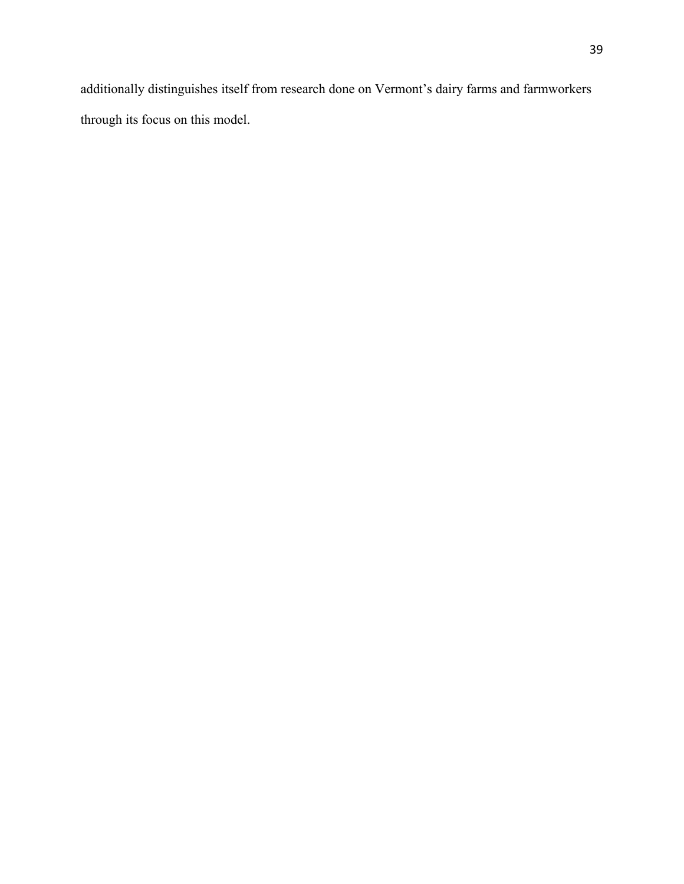additionally distinguishes itself from research done on Vermont's dairy farms and farmworkers through its focus on this model.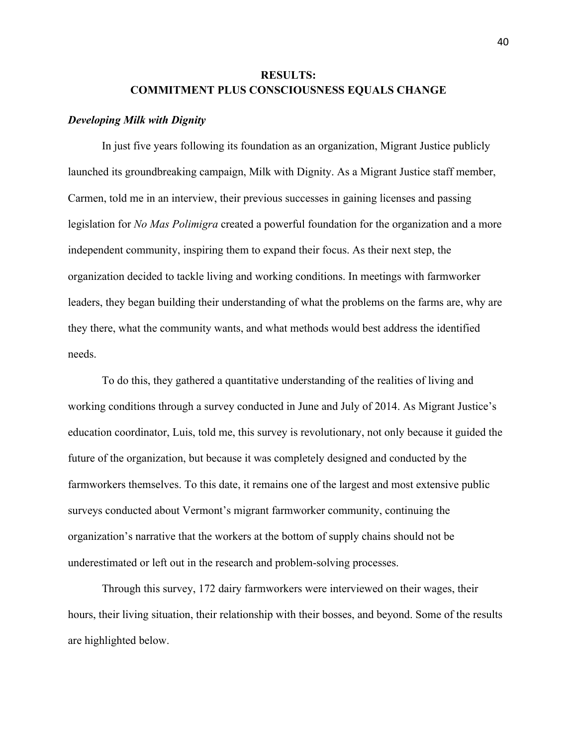## RESULTS:
## COMMITMENT PLUS CONSCIOUSNESS EQUALS CHANGE

### *Developing Milk with Dignity*

In just five years following its foundation as an organization, Migrant Justice publicly launched its groundbreaking campaign, Milk with Dignity. As a Migrant Justice staff member, Carmen, told me in an interview, their previous successes in gaining licenses and passing legislation for *No Mas Polimigra* created a powerful foundation for the organization and a more independent community, inspiring them to expand their focus. As their next step, the organization decided to tackle living and working conditions. In meetings with farmworker leaders, they began building their understanding of what the problems on the farms are, why are they there, what the community wants, and what methods would best address the identified needs.

To do this, they gathered a quantitative understanding of the realities of living and working conditions through a survey conducted in June and July of 2014. As Migrant Justice's education coordinator, Luis, told me, this survey is revolutionary, not only because it guided the future of the organization, but because it was completely designed and conducted by the farmworkers themselves. To this date, it remains one of the largest and most extensive public surveys conducted about Vermont's migrant farmworker community, continuing the organization's narrative that the workers at the bottom of supply chains should not be underestimated or left out in the research and problem-solving processes.

Through this survey, 172 dairy farmworkers were interviewed on their wages, their hours, their living situation, their relationship with their bosses, and beyond. Some of the results are highlighted below.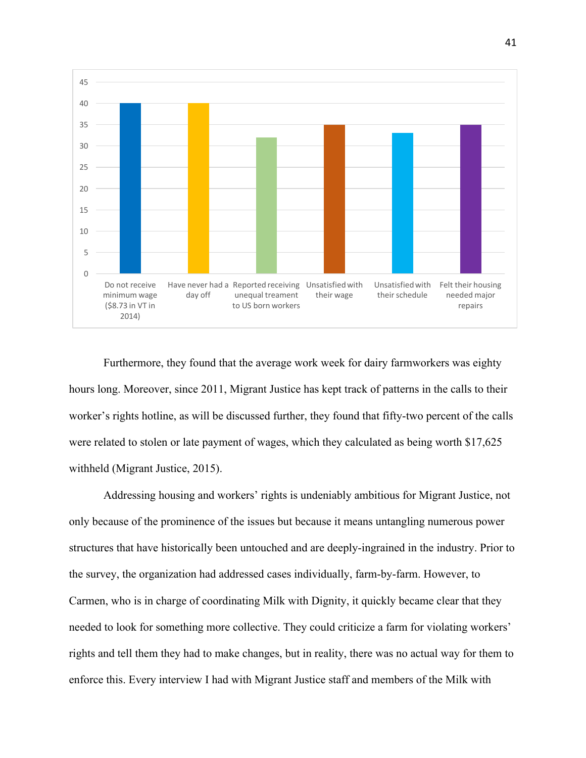45
40
35
30
25
20
15
10
5
0

Do not receive minimum wage ($8.73 in VT in 2014)

Have never had a day off

Reported receiving unequal treament to US born workers

Unsatisfied with their wage

Unsatisfied with their schedule

Felt their housing needed major repairs

Furthermore, they found that the average work week for dairy farmworkers was eighty hours long. Moreover, since 2011, Migrant Justice has kept track of patterns in the calls to their worker's rights hotline, as will be discussed further, they found that fifty-two percent of the calls were related to stolen or late payment of wages, which they calculated as being worth $17,625 withheld (Migrant Justice, 2015).

Addressing housing and workers' rights is undeniably ambitious for Migrant Justice, not only because of the prominence of the issues but because it means untangling numerous power structures that have historically been untouched and are deeply-ingrained in the industry. Prior to the survey, the organization had addressed cases individually, farm-by-farm. However, to Carmen, who is in charge of coordinating Milk with Dignity, it quickly became clear that they needed to look for something more collective. They could criticize a farm for violating workers' rights and tell them they had to make changes, but in reality, there was no actual way for them to enforce this. Every interview I had with Migrant Justice staff and members of the Milk with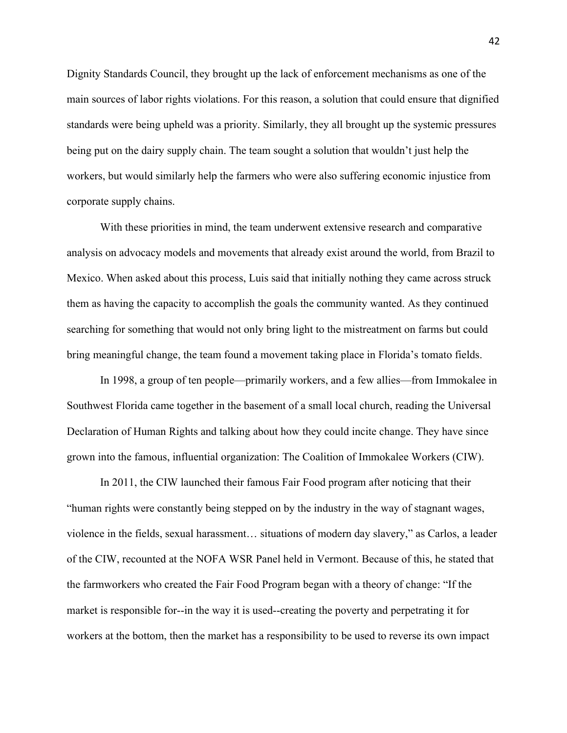Dignity Standards Council, they brought up the lack of enforcement mechanisms as one of the main sources of labor rights violations. For this reason, a solution that could ensure that dignified standards were being upheld was a priority. Similarly, they all brought up the systemic pressures being put on the dairy supply chain. The team sought a solution that wouldn't just help the workers, but would similarly help the farmers who were also suffering economic injustice from corporate supply chains.

With these priorities in mind, the team underwent extensive research and comparative analysis on advocacy models and movements that already exist around the world, from Brazil to Mexico. When asked about this process, Luis said that initially nothing they came across struck them as having the capacity to accomplish the goals the community wanted. As they continued searching for something that would not only bring light to the mistreatment on farms but could bring meaningful change, the team found a movement taking place in Florida's tomato fields.

In 1998, a group of ten people—primarily workers, and a few allies—from Immokalee in Southwest Florida came together in the basement of a small local church, reading the Universal Declaration of Human Rights and talking about how they could incite change. They have since grown into the famous, influential organization: The Coalition of Immokalee Workers (CIW).

In 2011, the CIW launched their famous Fair Food program after noticing that their "human rights were constantly being stepped on by the industry in the way of stagnant wages, violence in the fields, sexual harassment… situations of modern day slavery," as Carlos, a leader of the CIW, recounted at the NOFA WSR Panel held in Vermont. Because of this, he stated that the farmworkers who created the Fair Food Program began with a theory of change: "If the market is responsible for--in the way it is used--creating the poverty and perpetrating it for workers at the bottom, then the market has a responsibility to be used to reverse its own impact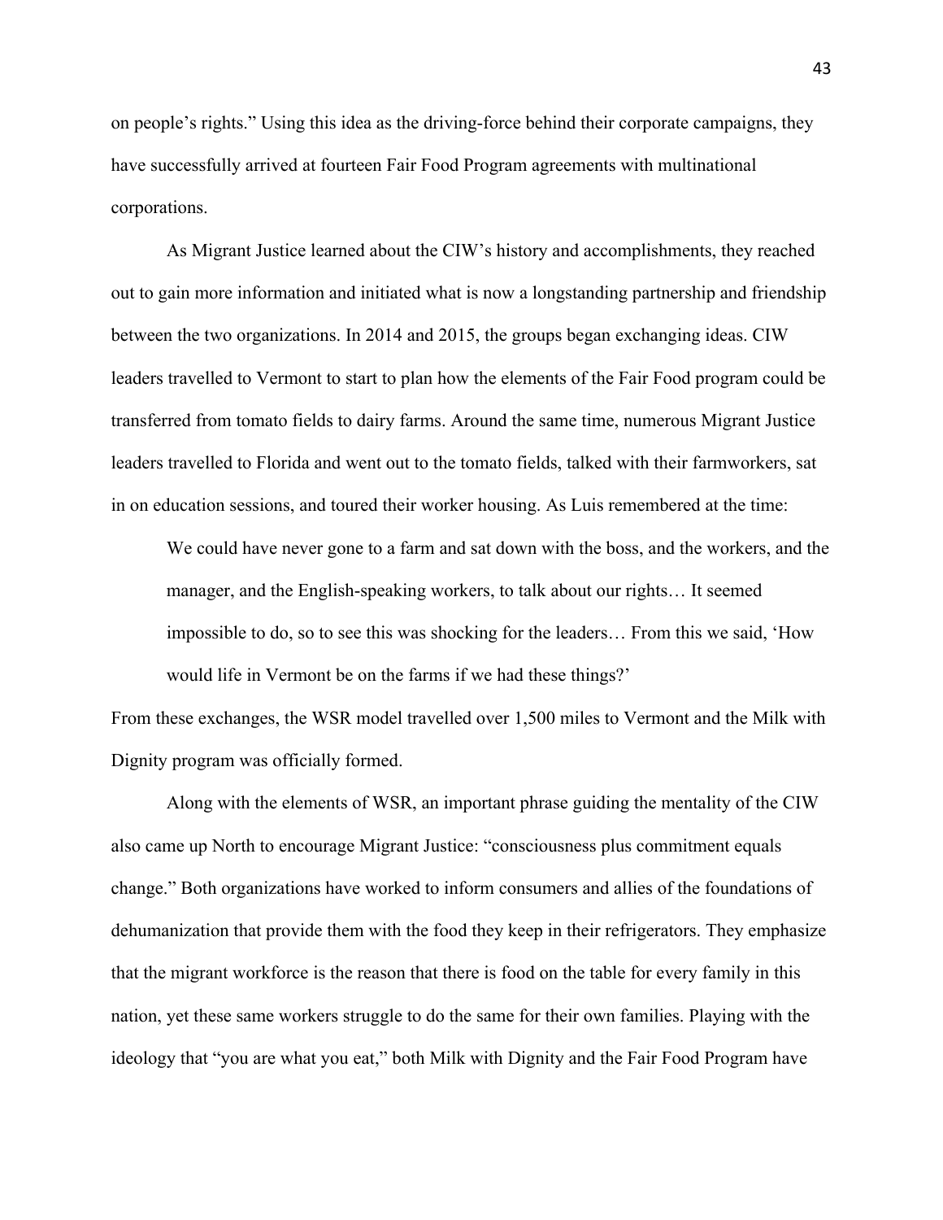on people's rights." Using this idea as the driving-force behind their corporate campaigns, they have successfully arrived at fourteen Fair Food Program agreements with multinational corporations.

As Migrant Justice learned about the CIW's history and accomplishments, they reached out to gain more information and initiated what is now a longstanding partnership and friendship between the two organizations. In 2014 and 2015, the groups began exchanging ideas. CIW leaders travelled to Vermont to start to plan how the elements of the Fair Food program could be transferred from tomato fields to dairy farms. Around the same time, numerous Migrant Justice leaders travelled to Florida and went out to the tomato fields, talked with their farmworkers, sat in on education sessions, and toured their worker housing. As Luis remembered at the time:

> We could have never gone to a farm and sat down with the boss, and the workers, and the manager, and the English-speaking workers, to talk about our rights… It seemed impossible to do, so to see this was shocking for the leaders… From this we said, 'How would life in Vermont be on the farms if we had these things?'

From these exchanges, the WSR model travelled over 1,500 miles to Vermont and the Milk with Dignity program was officially formed.

Along with the elements of WSR, an important phrase guiding the mentality of the CIW also came up North to encourage Migrant Justice: "consciousness plus commitment equals change." Both organizations have worked to inform consumers and allies of the foundations of dehumanization that provide them with the food they keep in their refrigerators. They emphasize that the migrant workforce is the reason that there is food on the table for every family in this nation, yet these same workers struggle to do the same for their own families. Playing with the ideology that "you are what you eat," both Milk with Dignity and the Fair Food Program have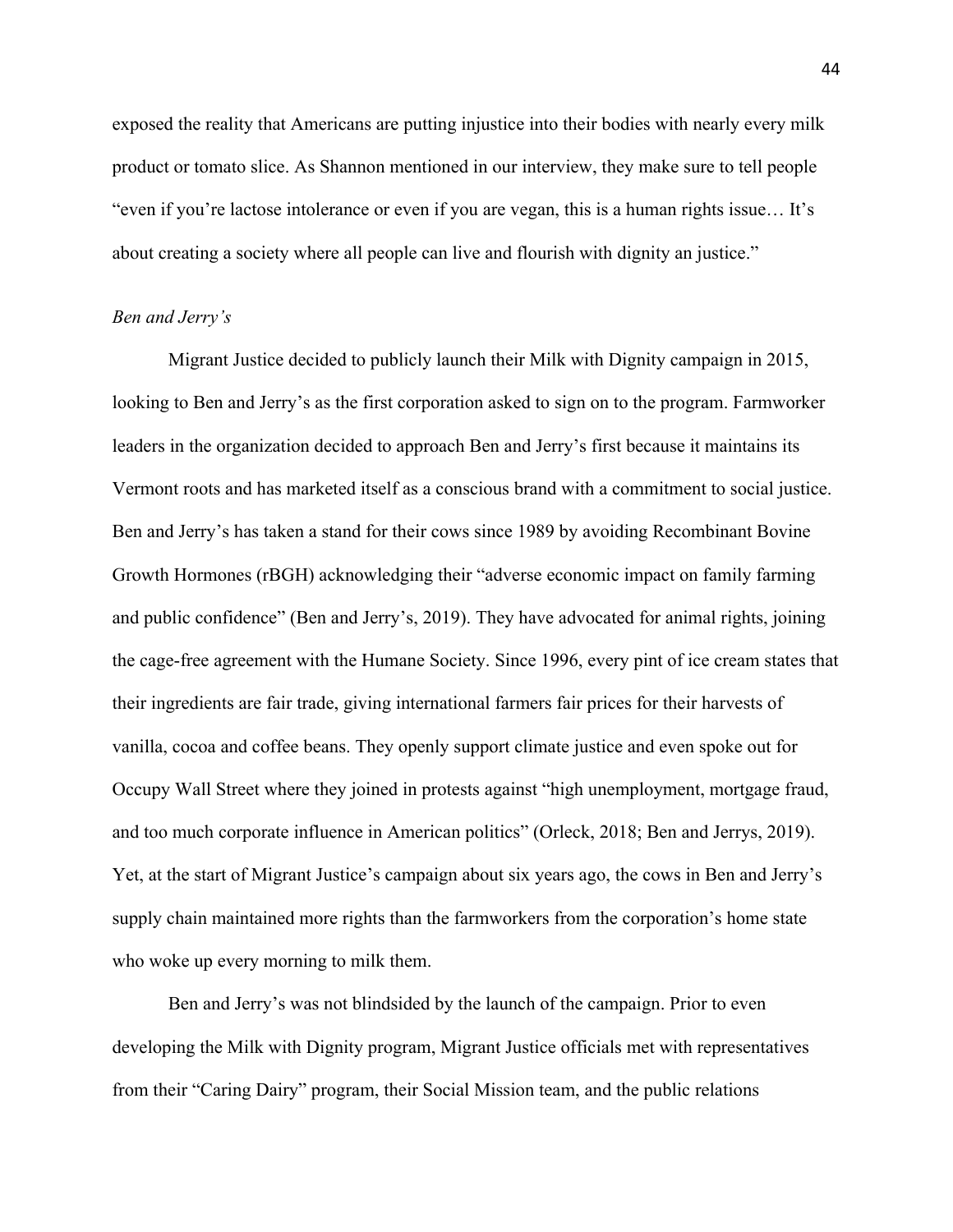exposed the reality that Americans are putting injustice into their bodies with nearly every milk product or tomato slice. As Shannon mentioned in our interview, they make sure to tell people "even if you're lactose intolerance or even if you are vegan, this is a human rights issue… It's about creating a society where all people can live and flourish with dignity an justice."

*Ben and Jerry's*

Migrant Justice decided to publicly launch their Milk with Dignity campaign in 2015, looking to Ben and Jerry's as the first corporation asked to sign on to the program. Farmworker leaders in the organization decided to approach Ben and Jerry's first because it maintains its Vermont roots and has marketed itself as a conscious brand with a commitment to social justice. Ben and Jerry's has taken a stand for their cows since 1989 by avoiding Recombinant Bovine Growth Hormones (rBGH) acknowledging their "adverse economic impact on family farming and public confidence" (Ben and Jerry's, 2019). They have advocated for animal rights, joining the cage-free agreement with the Humane Society. Since 1996, every pint of ice cream states that their ingredients are fair trade, giving international farmers fair prices for their harvests of vanilla, cocoa and coffee beans. They openly support climate justice and even spoke out for Occupy Wall Street where they joined in protests against "high unemployment, mortgage fraud, and too much corporate influence in American politics" (Orleck, 2018; Ben and Jerrys, 2019). Yet, at the start of Migrant Justice's campaign about six years ago, the cows in Ben and Jerry's supply chain maintained more rights than the farmworkers from the corporation's home state who woke up every morning to milk them.

Ben and Jerry's was not blindsided by the launch of the campaign. Prior to even developing the Milk with Dignity program, Migrant Justice officials met with representatives from their "Caring Dairy" program, their Social Mission team, and the public relations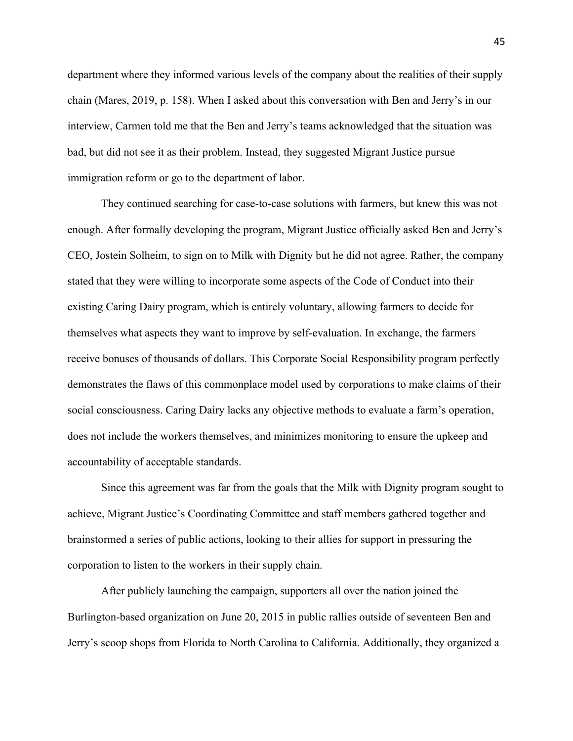department where they informed various levels of the company about the realities of their supply chain (Mares, 2019, p. 158). When I asked about this conversation with Ben and Jerry's in our interview, Carmen told me that the Ben and Jerry's teams acknowledged that the situation was bad, but did not see it as their problem. Instead, they suggested Migrant Justice pursue immigration reform or go to the department of labor.

They continued searching for case-to-case solutions with farmers, but knew this was not enough. After formally developing the program, Migrant Justice officially asked Ben and Jerry's CEO, Jostein Solheim, to sign on to Milk with Dignity but he did not agree. Rather, the company stated that they were willing to incorporate some aspects of the Code of Conduct into their existing Caring Dairy program, which is entirely voluntary, allowing farmers to decide for themselves what aspects they want to improve by self-evaluation. In exchange, the farmers receive bonuses of thousands of dollars. This Corporate Social Responsibility program perfectly demonstrates the flaws of this commonplace model used by corporations to make claims of their social consciousness. Caring Dairy lacks any objective methods to evaluate a farm's operation, does not include the workers themselves, and minimizes monitoring to ensure the upkeep and accountability of acceptable standards.

Since this agreement was far from the goals that the Milk with Dignity program sought to achieve, Migrant Justice's Coordinating Committee and staff members gathered together and brainstormed a series of public actions, looking to their allies for support in pressuring the corporation to listen to the workers in their supply chain.

After publicly launching the campaign, supporters all over the nation joined the Burlington-based organization on June 20, 2015 in public rallies outside of seventeen Ben and Jerry's scoop shops from Florida to North Carolina to California. Additionally, they organized a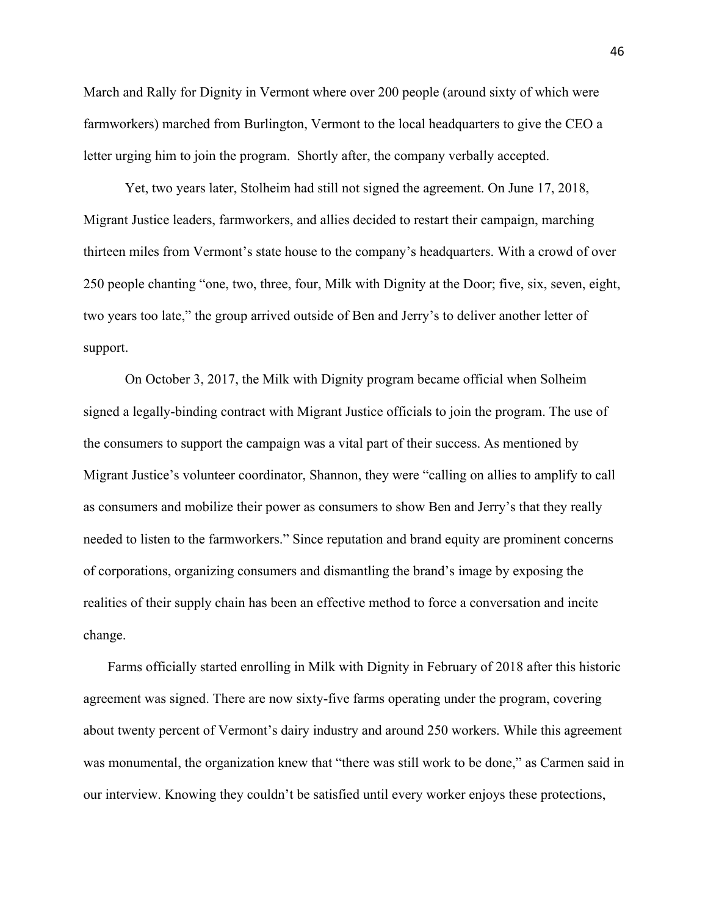March and Rally for Dignity in Vermont where over 200 people (around sixty of which were farmworkers) marched from Burlington, Vermont to the local headquarters to give the CEO a letter urging him to join the program. Shortly after, the company verbally accepted.

Yet, two years later, Stolheim had still not signed the agreement. On June 17, 2018, Migrant Justice leaders, farmworkers, and allies decided to restart their campaign, marching thirteen miles from Vermont's state house to the company's headquarters. With a crowd of over 250 people chanting "one, two, three, four, Milk with Dignity at the Door; five, six, seven, eight, two years too late," the group arrived outside of Ben and Jerry's to deliver another letter of support.

On October 3, 2017, the Milk with Dignity program became official when Solheim signed a legally-binding contract with Migrant Justice officials to join the program. The use of the consumers to support the campaign was a vital part of their success. As mentioned by Migrant Justice's volunteer coordinator, Shannon, they were "calling on allies to amplify to call as consumers and mobilize their power as consumers to show Ben and Jerry's that they really needed to listen to the farmworkers." Since reputation and brand equity are prominent concerns of corporations, organizing consumers and dismantling the brand's image by exposing the realities of their supply chain has been an effective method to force a conversation and incite change.

Farms officially started enrolling in Milk with Dignity in February of 2018 after this historic agreement was signed. There are now sixty-five farms operating under the program, covering about twenty percent of Vermont's dairy industry and around 250 workers. While this agreement was monumental, the organization knew that "there was still work to be done," as Carmen said in our interview. Knowing they couldn't be satisfied until every worker enjoys these protections,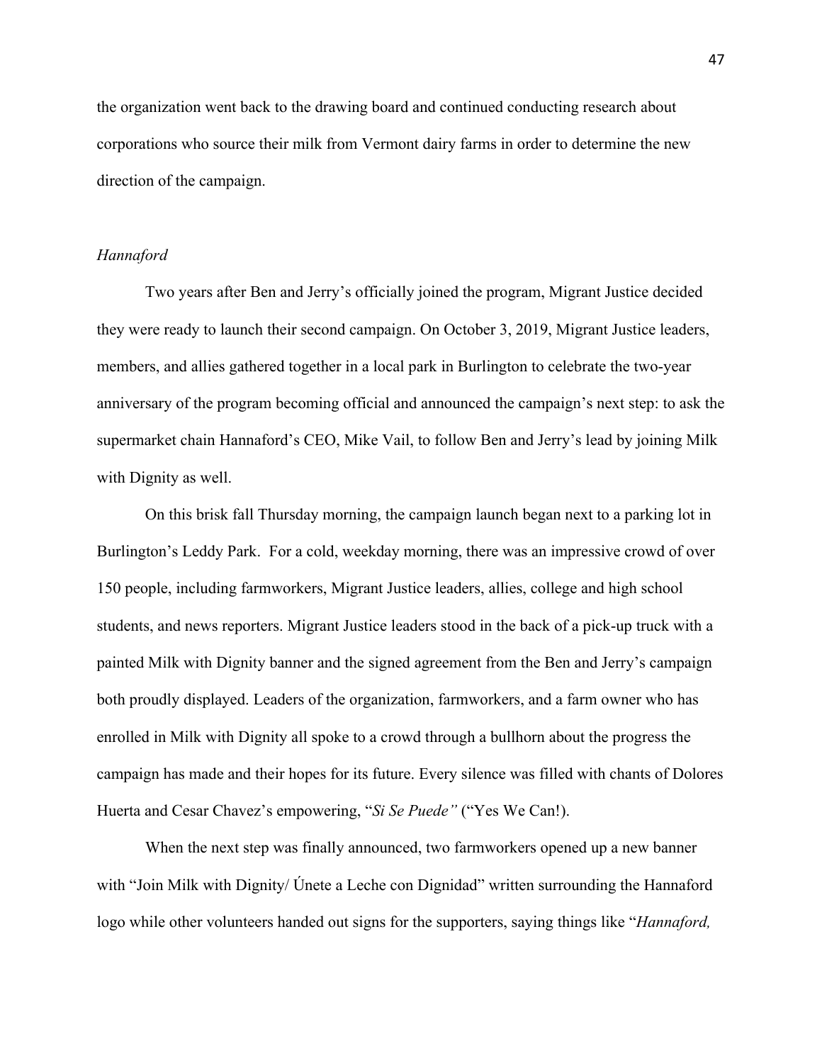the organization went back to the drawing board and continued conducting research about corporations who source their milk from Vermont dairy farms in order to determine the new direction of the campaign.

### *Hannaford*

Two years after Ben and Jerry's officially joined the program, Migrant Justice decided they were ready to launch their second campaign. On October 3, 2019, Migrant Justice leaders, members, and allies gathered together in a local park in Burlington to celebrate the two-year anniversary of the program becoming official and announced the campaign's next step: to ask the supermarket chain Hannaford's CEO, Mike Vail, to follow Ben and Jerry's lead by joining Milk with Dignity as well.

On this brisk fall Thursday morning, the campaign launch began next to a parking lot in Burlington's Leddy Park. For a cold, weekday morning, there was an impressive crowd of over 150 people, including farmworkers, Migrant Justice leaders, allies, college and high school students, and news reporters. Migrant Justice leaders stood in the back of a pick-up truck with a painted Milk with Dignity banner and the signed agreement from the Ben and Jerry's campaign both proudly displayed. Leaders of the organization, farmworkers, and a farm owner who has enrolled in Milk with Dignity all spoke to a crowd through a bullhorn about the progress the campaign has made and their hopes for its future. Every silence was filled with chants of Dolores Huerta and Cesar Chavez's empowering, "*Si Se Puede"* ("Yes We Can!).

When the next step was finally announced, two farmworkers opened up a new banner with "Join Milk with Dignity/ Únete a Leche con Dignidad" written surrounding the Hannaford logo while other volunteers handed out signs for the supporters, saying things like "*Hannaford,*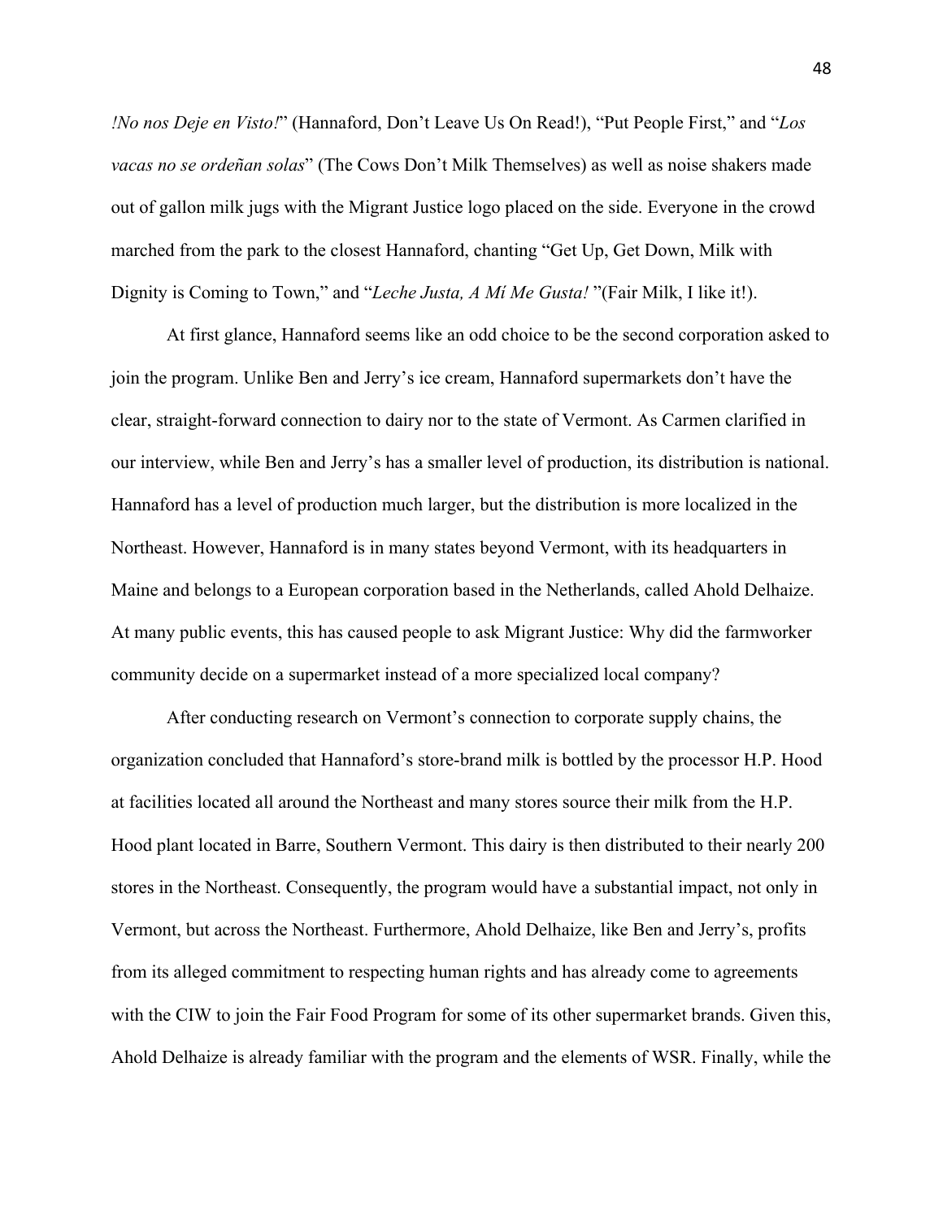*!No nos Deje en Visto!*" (Hannaford, Don't Leave Us On Read!), "Put People First," and "*Los vacas no se ordeñan solas*" (The Cows Don't Milk Themselves) as well as noise shakers made out of gallon milk jugs with the Migrant Justice logo placed on the side. Everyone in the crowd marched from the park to the closest Hannaford, chanting "Get Up, Get Down, Milk with Dignity is Coming to Town," and "*Leche Justa, A Mí Me Gusta!* "(Fair Milk, I like it!).

At first glance, Hannaford seems like an odd choice to be the second corporation asked to join the program. Unlike Ben and Jerry's ice cream, Hannaford supermarkets don't have the clear, straight-forward connection to dairy nor to the state of Vermont. As Carmen clarified in our interview, while Ben and Jerry's has a smaller level of production, its distribution is national. Hannaford has a level of production much larger, but the distribution is more localized in the Northeast. However, Hannaford is in many states beyond Vermont, with its headquarters in Maine and belongs to a European corporation based in the Netherlands, called Ahold Delhaize. At many public events, this has caused people to ask Migrant Justice: Why did the farmworker community decide on a supermarket instead of a more specialized local company?

After conducting research on Vermont's connection to corporate supply chains, the organization concluded that Hannaford's store-brand milk is bottled by the processor H.P. Hood at facilities located all around the Northeast and many stores source their milk from the H.P. Hood plant located in Barre, Southern Vermont. This dairy is then distributed to their nearly 200 stores in the Northeast. Consequently, the program would have a substantial impact, not only in Vermont, but across the Northeast. Furthermore, Ahold Delhaize, like Ben and Jerry's, profits from its alleged commitment to respecting human rights and has already come to agreements with the CIW to join the Fair Food Program for some of its other supermarket brands. Given this, Ahold Delhaize is already familiar with the program and the elements of WSR. Finally, while the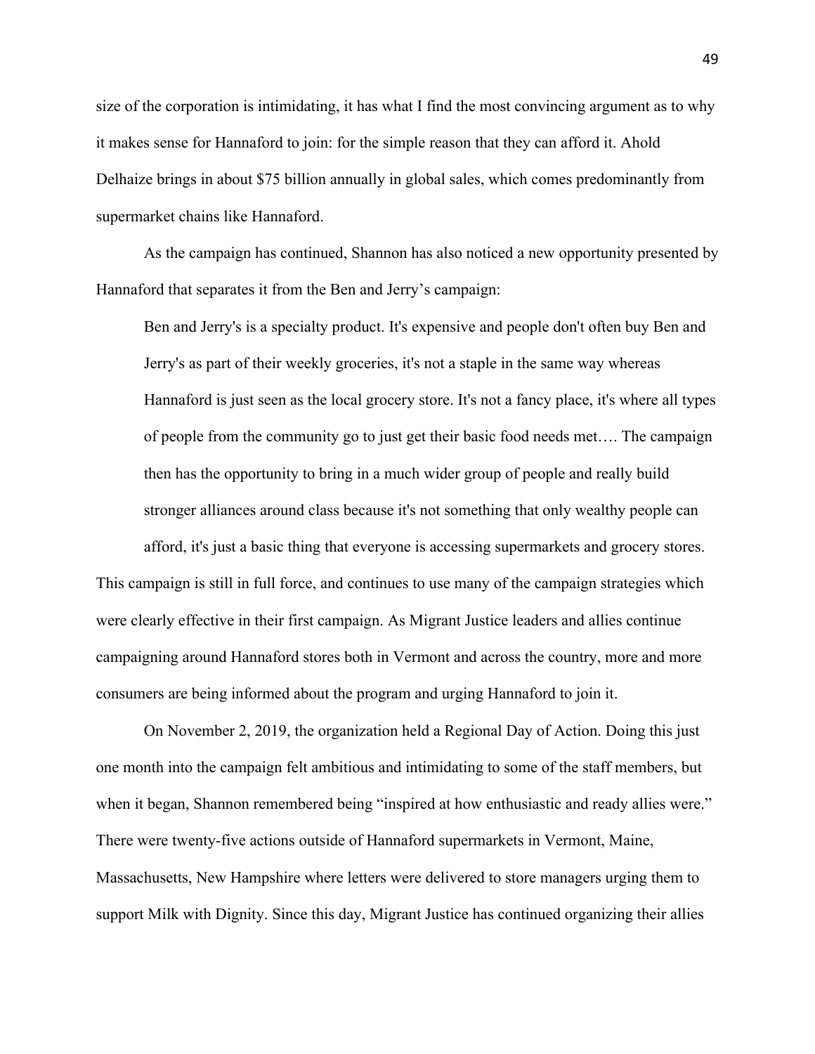size of the corporation is intimidating, it has what I find the most convincing argument as to why it makes sense for Hannaford to join: for the simple reason that they can afford it. Ahold Delhaize brings in about $75 billion annually in global sales, which comes predominantly from supermarket chains like Hannaford.

As the campaign has continued, Shannon has also noticed a new opportunity presented by Hannaford that separates it from the Ben and Jerry's campaign:

> Ben and Jerry's is a specialty product. It's expensive and people don't often buy Ben and Jerry's as part of their weekly groceries, it's not a staple in the same way whereas Hannaford is just seen as the local grocery store. It's not a fancy place, it's where all types of people from the community go to just get their basic food needs met…. The campaign then has the opportunity to bring in a much wider group of people and really build stronger alliances around class because it's not something that only wealthy people can afford, it's just a basic thing that everyone is accessing supermarkets and grocery stores.

This campaign is still in full force, and continues to use many of the campaign strategies which were clearly effective in their first campaign. As Migrant Justice leaders and allies continue campaigning around Hannaford stores both in Vermont and across the country, more and more consumers are being informed about the program and urging Hannaford to join it.

On November 2, 2019, the organization held a Regional Day of Action. Doing this just one month into the campaign felt ambitious and intimidating to some of the staff members, but when it began, Shannon remembered being "inspired at how enthusiastic and ready allies were." There were twenty-five actions outside of Hannaford supermarkets in Vermont, Maine, Massachusetts, New Hampshire where letters were delivered to store managers urging them to support Milk with Dignity. Since this day, Migrant Justice has continued organizing their allies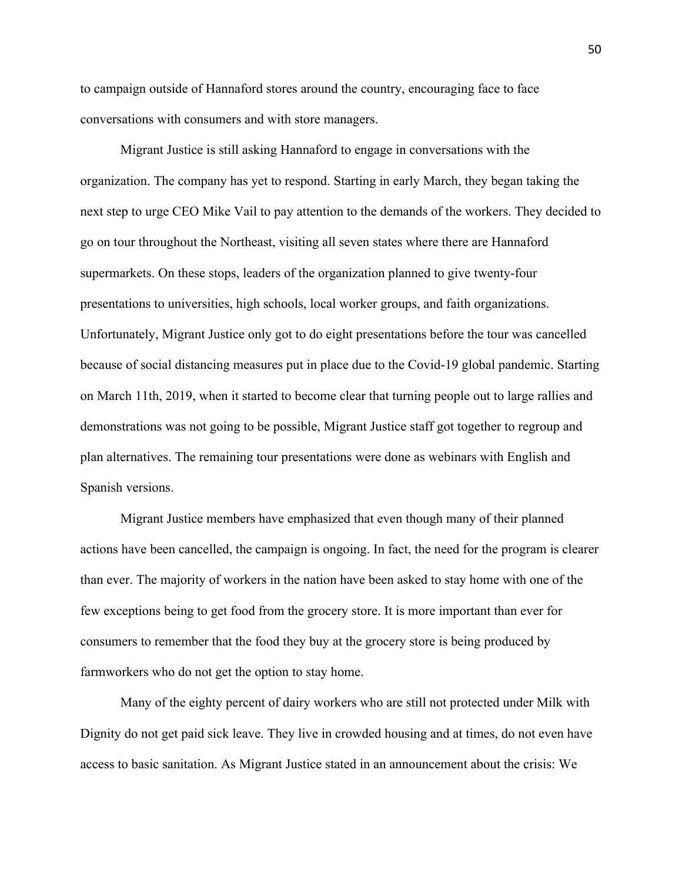to campaign outside of Hannaford stores around the country, encouraging face to face conversations with consumers and with store managers.

Migrant Justice is still asking Hannaford to engage in conversations with the organization. The company has yet to respond. Starting in early March, they began taking the next step to urge CEO Mike Vail to pay attention to the demands of the workers. They decided to go on tour throughout the Northeast, visiting all seven states where there are Hannaford supermarkets. On these stops, leaders of the organization planned to give twenty-four presentations to universities, high schools, local worker groups, and faith organizations. Unfortunately, Migrant Justice only got to do eight presentations before the tour was cancelled because of social distancing measures put in place due to the Covid-19 global pandemic. Starting on March 11th, 2019, when it started to become clear that turning people out to large rallies and demonstrations was not going to be possible, Migrant Justice staff got together to regroup and plan alternatives. The remaining tour presentations were done as webinars with English and Spanish versions.

Migrant Justice members have emphasized that even though many of their planned actions have been cancelled, the campaign is ongoing. In fact, the need for the program is clearer than ever. The majority of workers in the nation have been asked to stay home with one of the few exceptions being to get food from the grocery store. It is more important than ever for consumers to remember that the food they buy at the grocery store is being produced by farmworkers who do not get the option to stay home.

Many of the eighty percent of dairy workers who are still not protected under Milk with Dignity do not get paid sick leave. They live in crowded housing and at times, do not even have access to basic sanitation. As Migrant Justice stated in an announcement about the crisis: We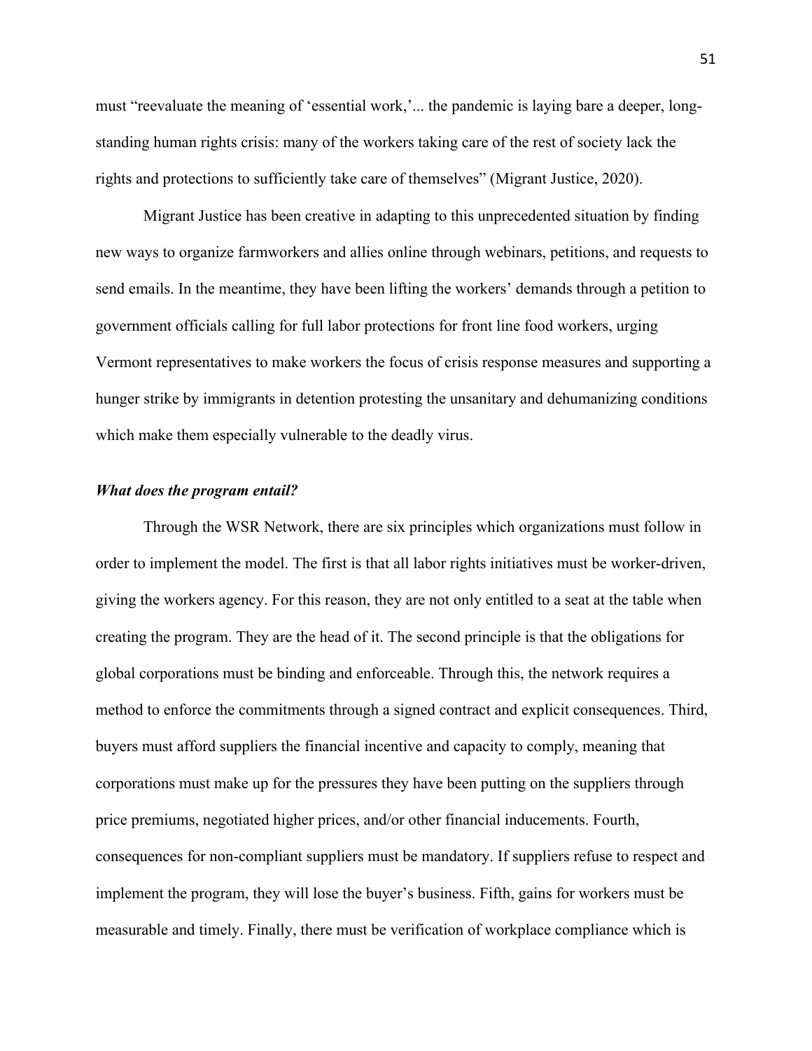must "reevaluate the meaning of 'essential work,'... the pandemic is laying bare a deeper, long-standing human rights crisis: many of the workers taking care of the rest of society lack the rights and protections to sufficiently take care of themselves" (Migrant Justice, 2020).

Migrant Justice has been creative in adapting to this unprecedented situation by finding new ways to organize farmworkers and allies online through webinars, petitions, and requests to send emails. In the meantime, they have been lifting the workers' demands through a petition to government officials calling for full labor protections for front line food workers, urging Vermont representatives to make workers the focus of crisis response measures and supporting a hunger strike by immigrants in detention protesting the unsanitary and dehumanizing conditions which make them especially vulnerable to the deadly virus.

### *What does the program entail?*

Through the WSR Network, there are six principles which organizations must follow in order to implement the model. The first is that all labor rights initiatives must be worker-driven, giving the workers agency. For this reason, they are not only entitled to a seat at the table when creating the program. They are the head of it. The second principle is that the obligations for global corporations must be binding and enforceable. Through this, the network requires a method to enforce the commitments through a signed contract and explicit consequences. Third, buyers must afford suppliers the financial incentive and capacity to comply, meaning that corporations must make up for the pressures they have been putting on the suppliers through price premiums, negotiated higher prices, and/or other financial inducements. Fourth, consequences for non-compliant suppliers must be mandatory. If suppliers refuse to respect and implement the program, they will lose the buyer's business. Fifth, gains for workers must be measurable and timely. Finally, there must be verification of workplace compliance which is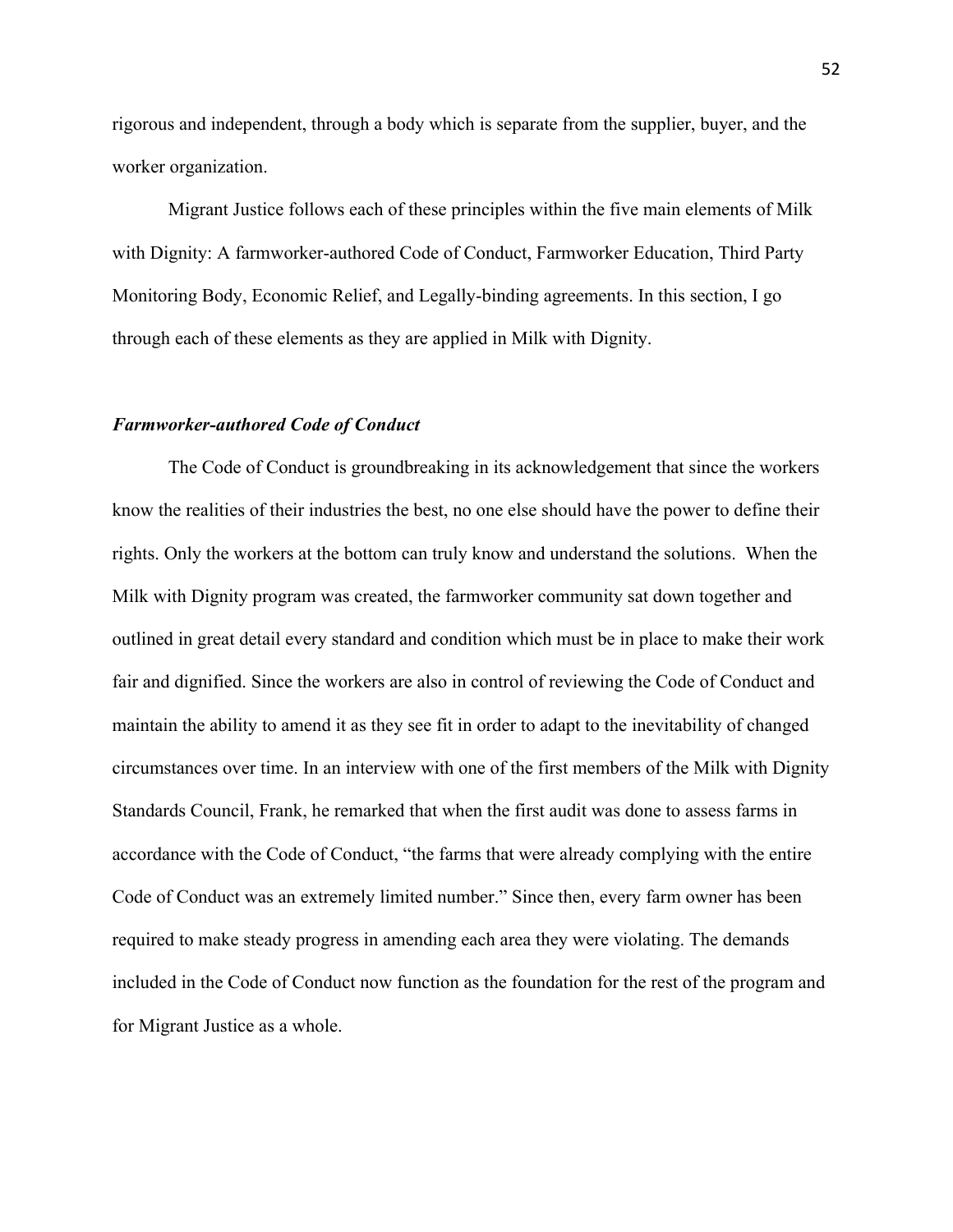rigorous and independent, through a body which is separate from the supplier, buyer, and the worker organization.

Migrant Justice follows each of these principles within the five main elements of Milk with Dignity: A farmworker-authored Code of Conduct, Farmworker Education, Third Party Monitoring Body, Economic Relief, and Legally-binding agreements. In this section, I go through each of these elements as they are applied in Milk with Dignity.

### *Farmworker-authored Code of Conduct*

The Code of Conduct is groundbreaking in its acknowledgement that since the workers know the realities of their industries the best, no one else should have the power to define their rights. Only the workers at the bottom can truly know and understand the solutions. When the Milk with Dignity program was created, the farmworker community sat down together and outlined in great detail every standard and condition which must be in place to make their work fair and dignified. Since the workers are also in control of reviewing the Code of Conduct and maintain the ability to amend it as they see fit in order to adapt to the inevitability of changed circumstances over time. In an interview with one of the first members of the Milk with Dignity Standards Council, Frank, he remarked that when the first audit was done to assess farms in accordance with the Code of Conduct, "the farms that were already complying with the entire Code of Conduct was an extremely limited number." Since then, every farm owner has been required to make steady progress in amending each area they were violating. The demands included in the Code of Conduct now function as the foundation for the rest of the program and for Migrant Justice as a whole.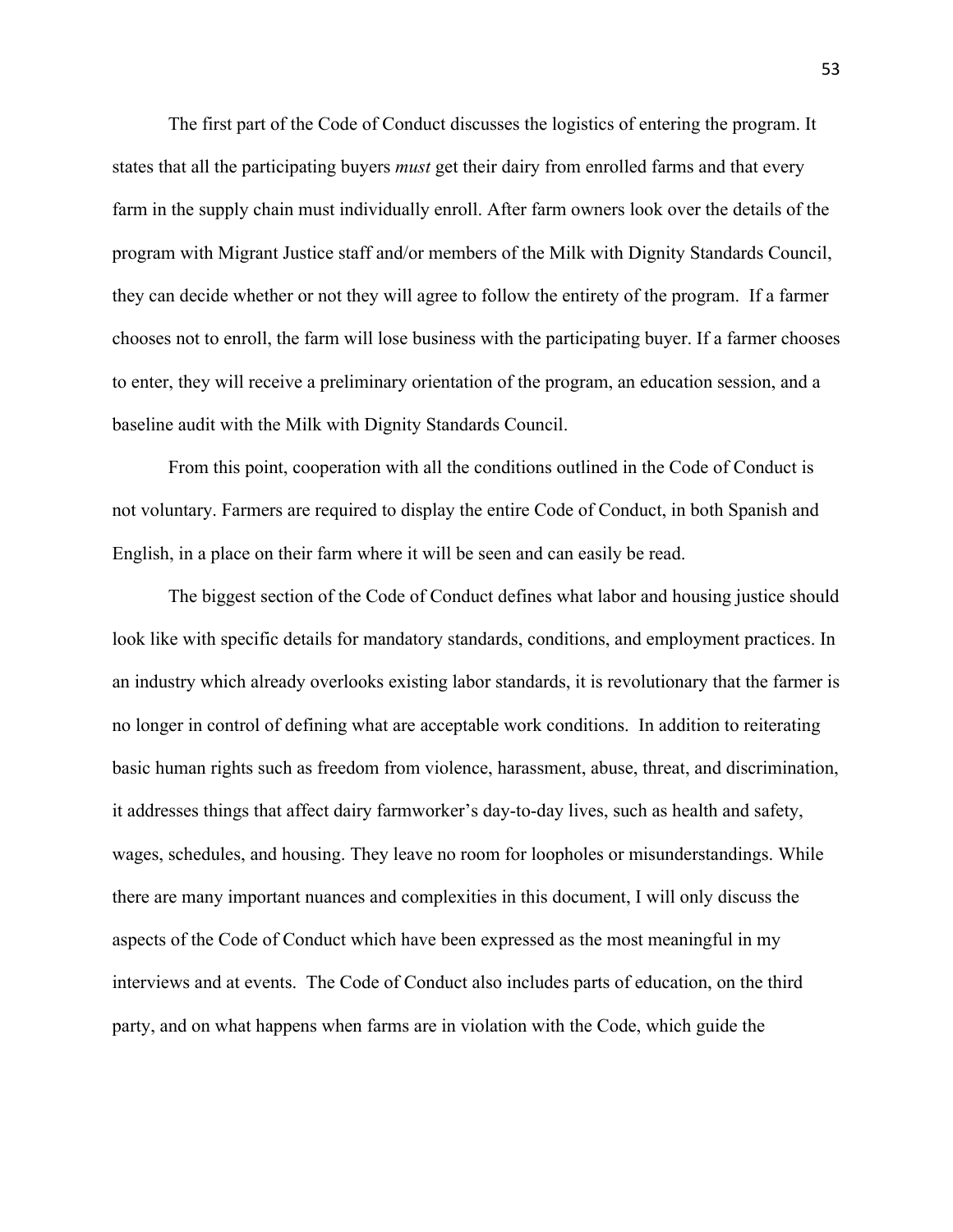The first part of the Code of Conduct discusses the logistics of entering the program. It states that all the participating buyers *must* get their dairy from enrolled farms and that every farm in the supply chain must individually enroll. After farm owners look over the details of the program with Migrant Justice staff and/or members of the Milk with Dignity Standards Council, they can decide whether or not they will agree to follow the entirety of the program. If a farmer chooses not to enroll, the farm will lose business with the participating buyer. If a farmer chooses to enter, they will receive a preliminary orientation of the program, an education session, and a baseline audit with the Milk with Dignity Standards Council.

From this point, cooperation with all the conditions outlined in the Code of Conduct is not voluntary. Farmers are required to display the entire Code of Conduct, in both Spanish and English, in a place on their farm where it will be seen and can easily be read.

The biggest section of the Code of Conduct defines what labor and housing justice should look like with specific details for mandatory standards, conditions, and employment practices. In an industry which already overlooks existing labor standards, it is revolutionary that the farmer is no longer in control of defining what are acceptable work conditions. In addition to reiterating basic human rights such as freedom from violence, harassment, abuse, threat, and discrimination, it addresses things that affect dairy farmworker's day-to-day lives, such as health and safety, wages, schedules, and housing. They leave no room for loopholes or misunderstandings. While there are many important nuances and complexities in this document, I will only discuss the aspects of the Code of Conduct which have been expressed as the most meaningful in my interviews and at events. The Code of Conduct also includes parts of education, on the third party, and on what happens when farms are in violation with the Code, which guide the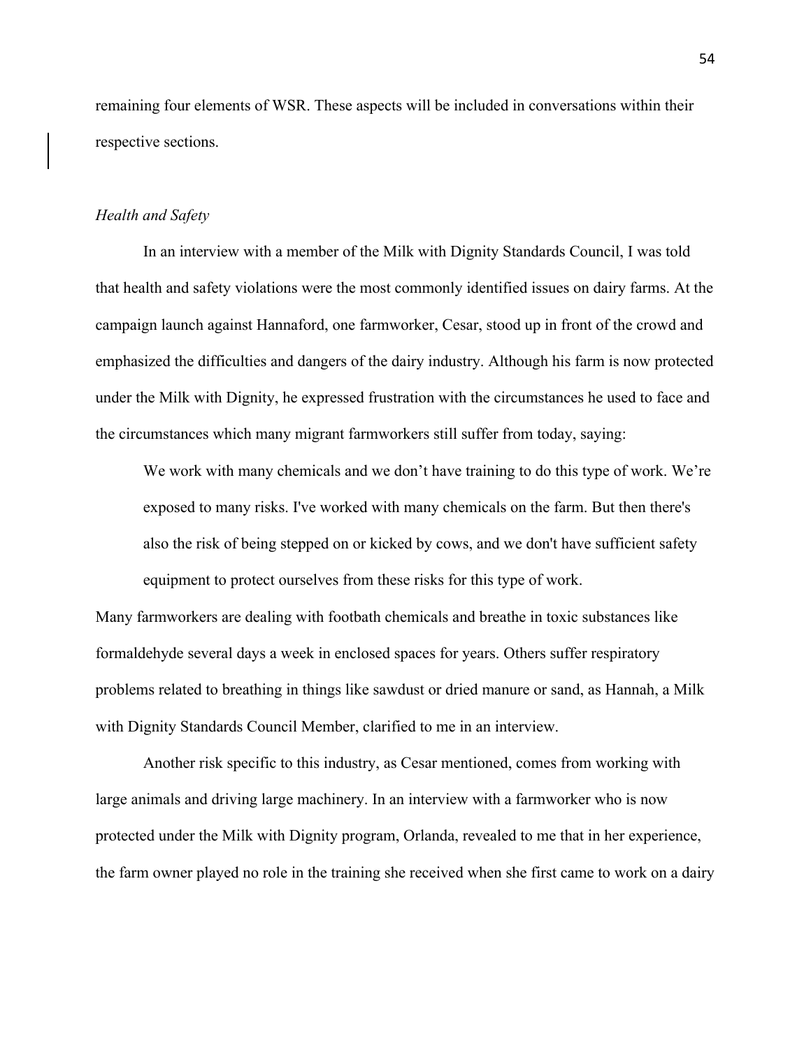remaining four elements of WSR. These aspects will be included in conversations within their respective sections.

*Health and Safety*

In an interview with a member of the Milk with Dignity Standards Council, I was told that health and safety violations were the most commonly identified issues on dairy farms. At the campaign launch against Hannaford, one farmworker, Cesar, stood up in front of the crowd and emphasized the difficulties and dangers of the dairy industry. Although his farm is now protected under the Milk with Dignity, he expressed frustration with the circumstances he used to face and the circumstances which many migrant farmworkers still suffer from today, saying:

> We work with many chemicals and we don't have training to do this type of work. We're exposed to many risks. I've worked with many chemicals on the farm. But then there's also the risk of being stepped on or kicked by cows, and we don't have sufficient safety equipment to protect ourselves from these risks for this type of work.

Many farmworkers are dealing with footbath chemicals and breathe in toxic substances like formaldehyde several days a week in enclosed spaces for years. Others suffer respiratory problems related to breathing in things like sawdust or dried manure or sand, as Hannah, a Milk with Dignity Standards Council Member, clarified to me in an interview.

Another risk specific to this industry, as Cesar mentioned, comes from working with large animals and driving large machinery. In an interview with a farmworker who is now protected under the Milk with Dignity program, Orlanda, revealed to me that in her experience, the farm owner played no role in the training she received when she first came to work on a dairy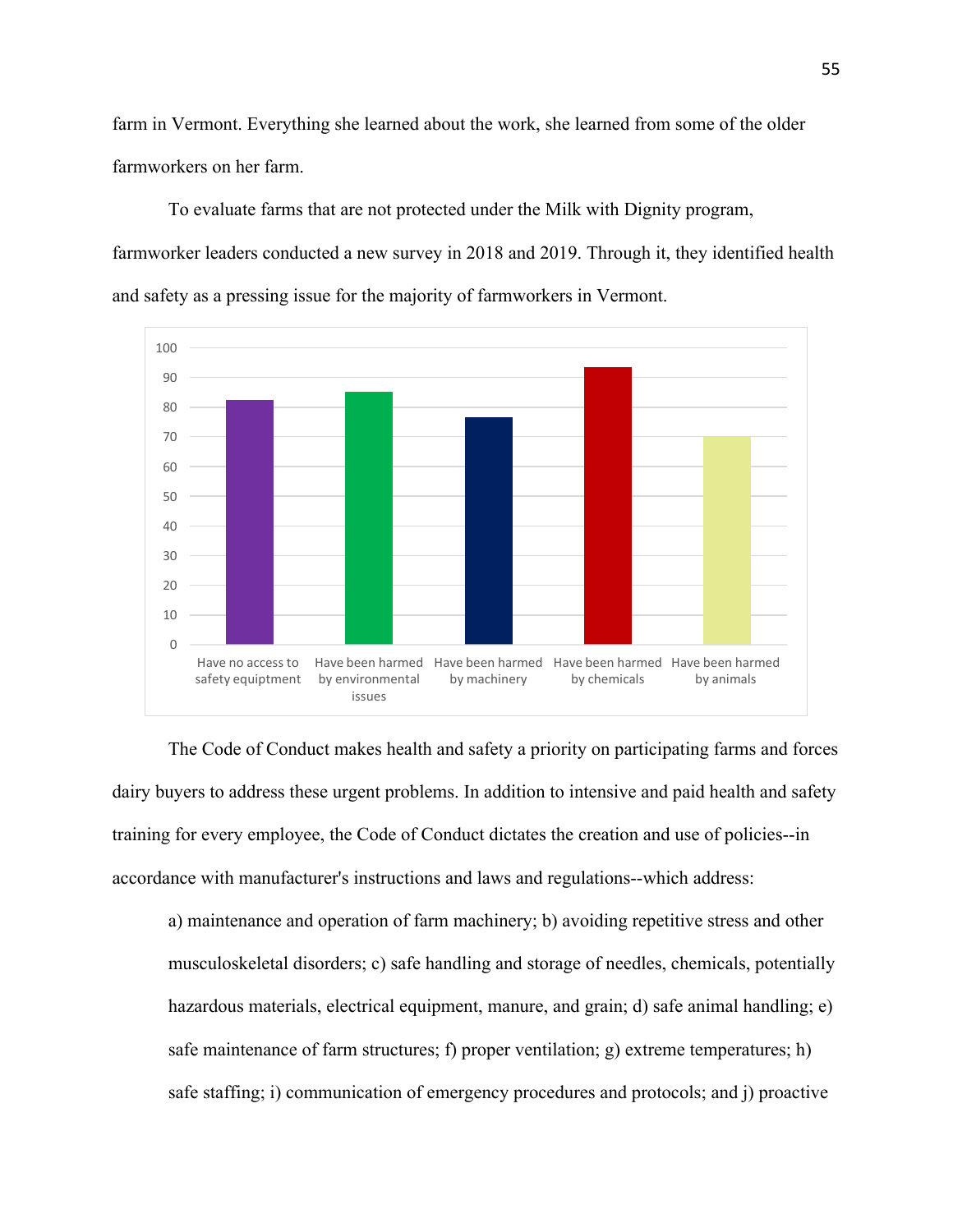farm in Vermont. Everything she learned about the work, she learned from some of the older farmworkers on her farm.

To evaluate farms that are not protected under the Milk with Dignity program, farmworker leaders conducted a new survey in 2018 and 2019. Through it, they identified health and safety as a pressing issue for the majority of farmworkers in Vermont.

100
90
80
70
60
50
40
30
20
10
0

Have no access to safety equiptment
Have been harmed by environmental issues
Have been harmed by machinery
Have been harmed by chemicals
Have been harmed by animals

The Code of Conduct makes health and safety a priority on participating farms and forces dairy buyers to address these urgent problems. In addition to intensive and paid health and safety training for every employee, the Code of Conduct dictates the creation and use of policies--in accordance with manufacturer's instructions and laws and regulations--which address:

> a) maintenance and operation of farm machinery; b) avoiding repetitive stress and other musculoskeletal disorders; c) safe handling and storage of needles, chemicals, potentially hazardous materials, electrical equipment, manure, and grain; d) safe animal handling; e) safe maintenance of farm structures; f) proper ventilation; g) extreme temperatures; h) safe staffing; i) communication of emergency procedures and protocols; and j) proactive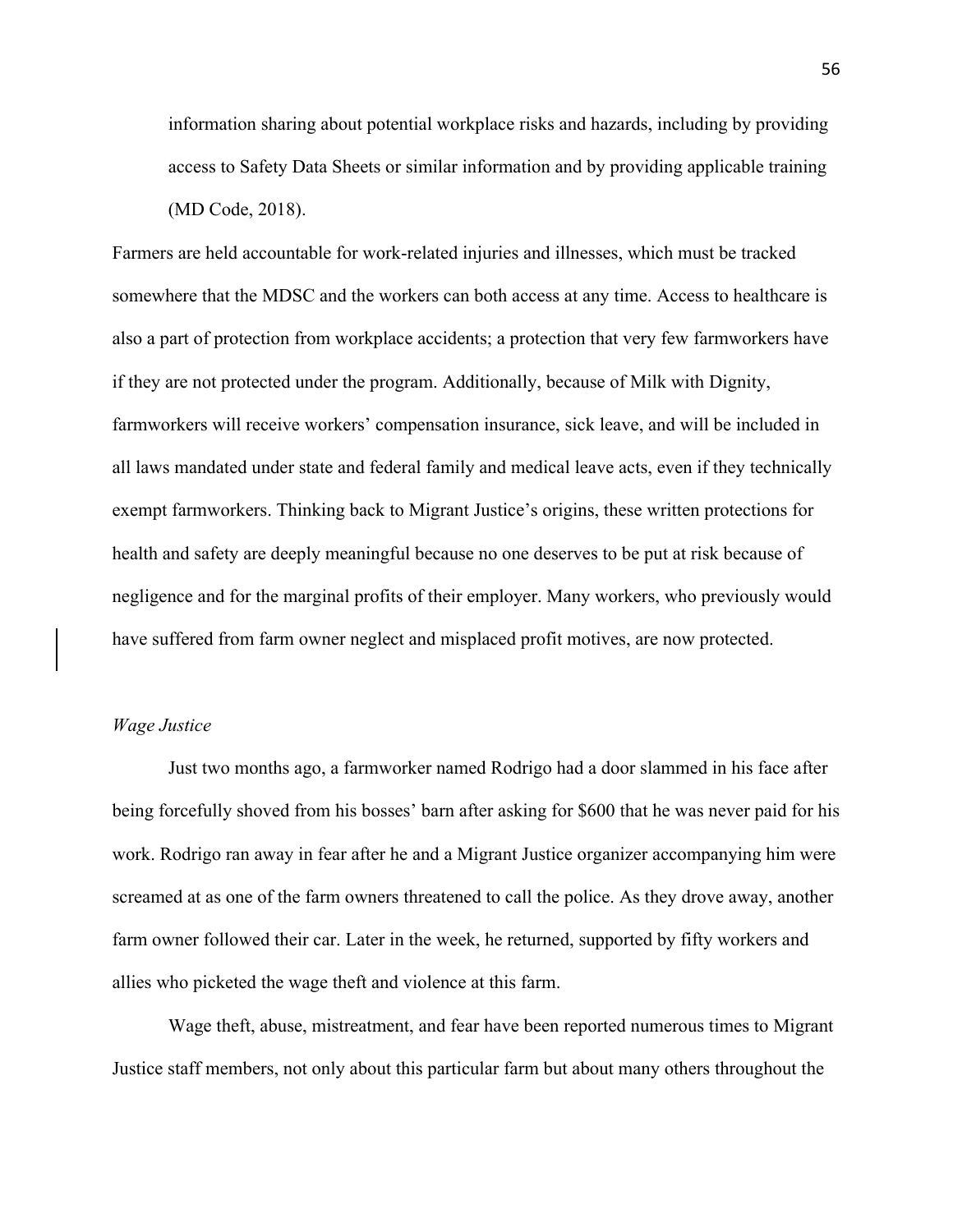information sharing about potential workplace risks and hazards, including by providing access to Safety Data Sheets or similar information and by providing applicable training (MD Code, 2018).

Farmers are held accountable for work-related injuries and illnesses, which must be tracked somewhere that the MDSC and the workers can both access at any time. Access to healthcare is also a part of protection from workplace accidents; a protection that very few farmworkers have if they are not protected under the program. Additionally, because of Milk with Dignity, farmworkers will receive workers' compensation insurance, sick leave, and will be included in all laws mandated under state and federal family and medical leave acts, even if they technically exempt farmworkers. Thinking back to Migrant Justice's origins, these written protections for health and safety are deeply meaningful because no one deserves to be put at risk because of negligence and for the marginal profits of their employer. Many workers, who previously would have suffered from farm owner neglect and misplaced profit motives, are now protected.

*Wage Justice*

Just two months ago, a farmworker named Rodrigo had a door slammed in his face after being forcefully shoved from his bosses' barn after asking for $600 that he was never paid for his work. Rodrigo ran away in fear after he and a Migrant Justice organizer accompanying him were screamed at as one of the farm owners threatened to call the police. As they drove away, another farm owner followed their car. Later in the week, he returned, supported by fifty workers and allies who picketed the wage theft and violence at this farm.

Wage theft, abuse, mistreatment, and fear have been reported numerous times to Migrant Justice staff members, not only about this particular farm but about many others throughout the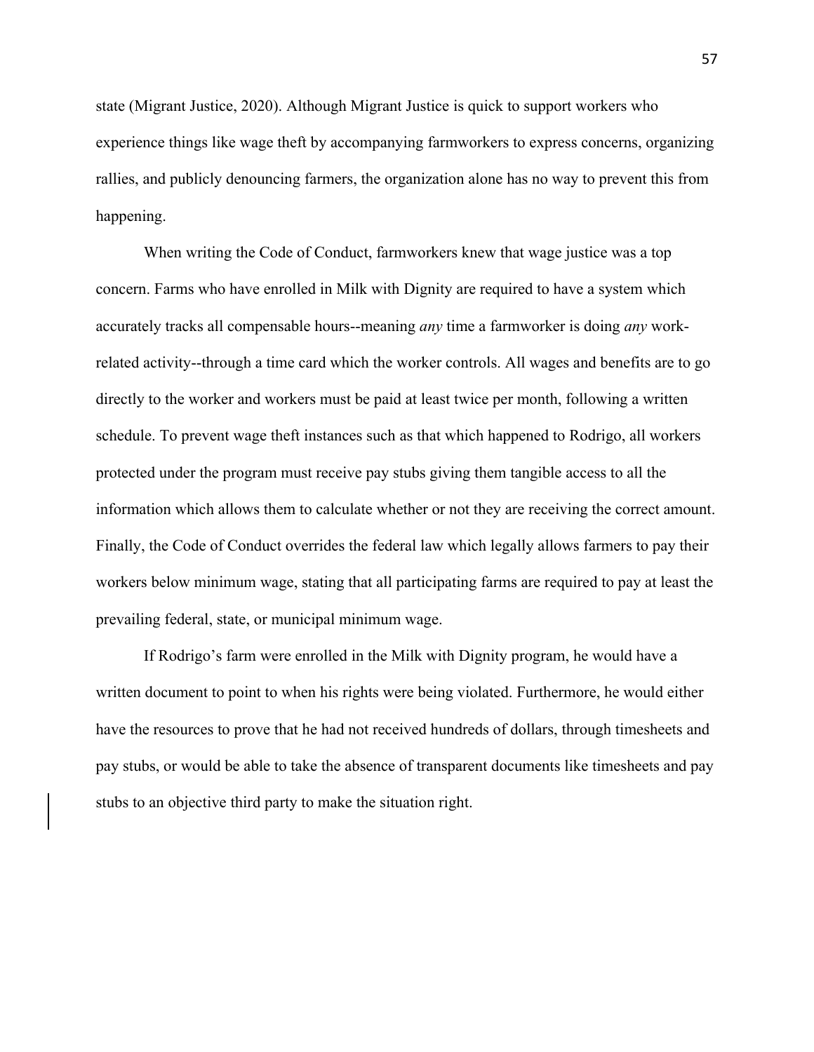state (Migrant Justice, 2020). Although Migrant Justice is quick to support workers who experience things like wage theft by accompanying farmworkers to express concerns, organizing rallies, and publicly denouncing farmers, the organization alone has no way to prevent this from happening.

When writing the Code of Conduct, farmworkers knew that wage justice was a top concern. Farms who have enrolled in Milk with Dignity are required to have a system which accurately tracks all compensable hours--meaning *any* time a farmworker is doing *any* work-related activity--through a time card which the worker controls. All wages and benefits are to go directly to the worker and workers must be paid at least twice per month, following a written schedule. To prevent wage theft instances such as that which happened to Rodrigo, all workers protected under the program must receive pay stubs giving them tangible access to all the information which allows them to calculate whether or not they are receiving the correct amount. Finally, the Code of Conduct overrides the federal law which legally allows farmers to pay their workers below minimum wage, stating that all participating farms are required to pay at least the prevailing federal, state, or municipal minimum wage.

If Rodrigo's farm were enrolled in the Milk with Dignity program, he would have a written document to point to when his rights were being violated. Furthermore, he would either have the resources to prove that he had not received hundreds of dollars, through timesheets and pay stubs, or would be able to take the absence of transparent documents like timesheets and pay stubs to an objective third party to make the situation right.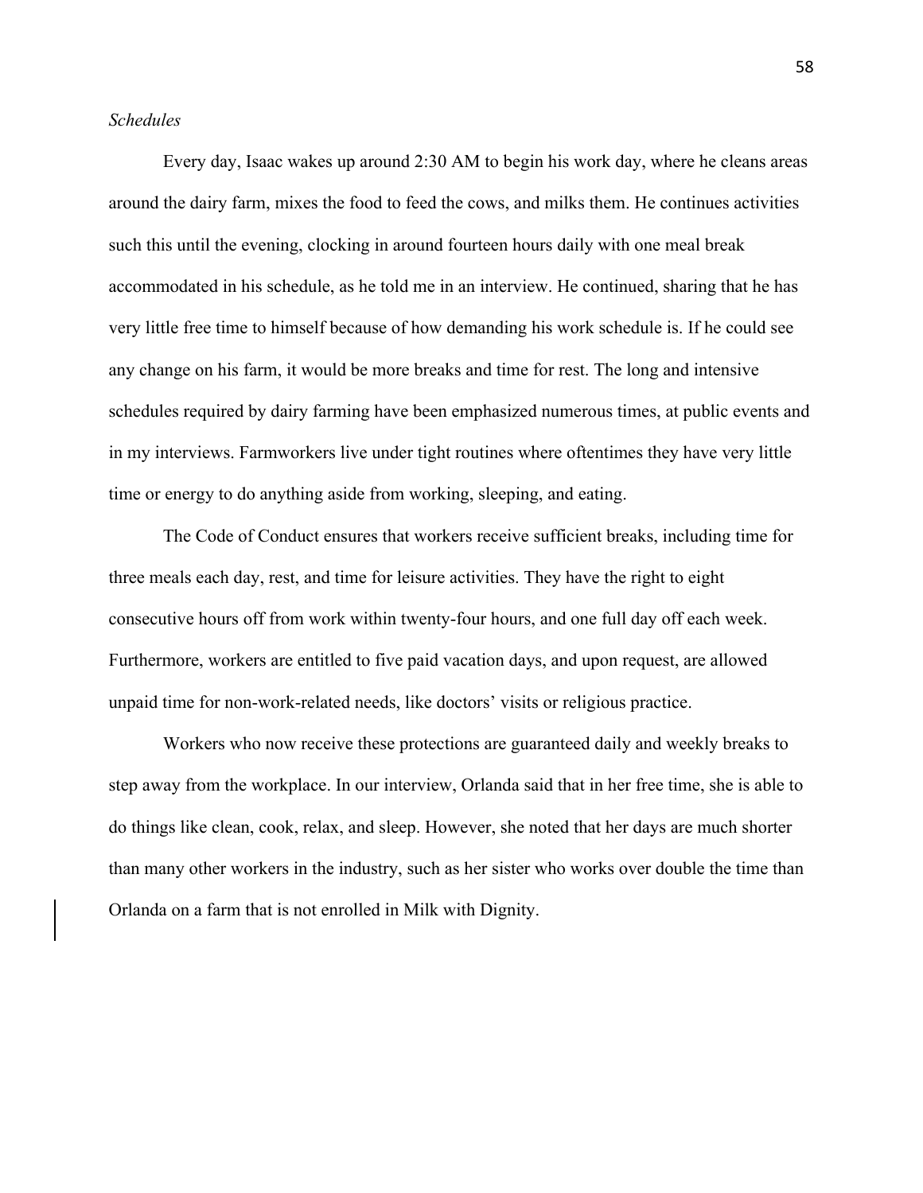*Schedules*

Every day, Isaac wakes up around 2:30 AM to begin his work day, where he cleans areas around the dairy farm, mixes the food to feed the cows, and milks them. He continues activities such this until the evening, clocking in around fourteen hours daily with one meal break accommodated in his schedule, as he told me in an interview. He continued, sharing that he has very little free time to himself because of how demanding his work schedule is. If he could see any change on his farm, it would be more breaks and time for rest. The long and intensive schedules required by dairy farming have been emphasized numerous times, at public events and in my interviews. Farmworkers live under tight routines where oftentimes they have very little time or energy to do anything aside from working, sleeping, and eating.

The Code of Conduct ensures that workers receive sufficient breaks, including time for three meals each day, rest, and time for leisure activities. They have the right to eight consecutive hours off from work within twenty-four hours, and one full day off each week. Furthermore, workers are entitled to five paid vacation days, and upon request, are allowed unpaid time for non-work-related needs, like doctors' visits or religious practice.

Workers who now receive these protections are guaranteed daily and weekly breaks to step away from the workplace. In our interview, Orlanda said that in her free time, she is able to do things like clean, cook, relax, and sleep. However, she noted that her days are much shorter than many other workers in the industry, such as her sister who works over double the time than Orlanda on a farm that is not enrolled in Milk with Dignity.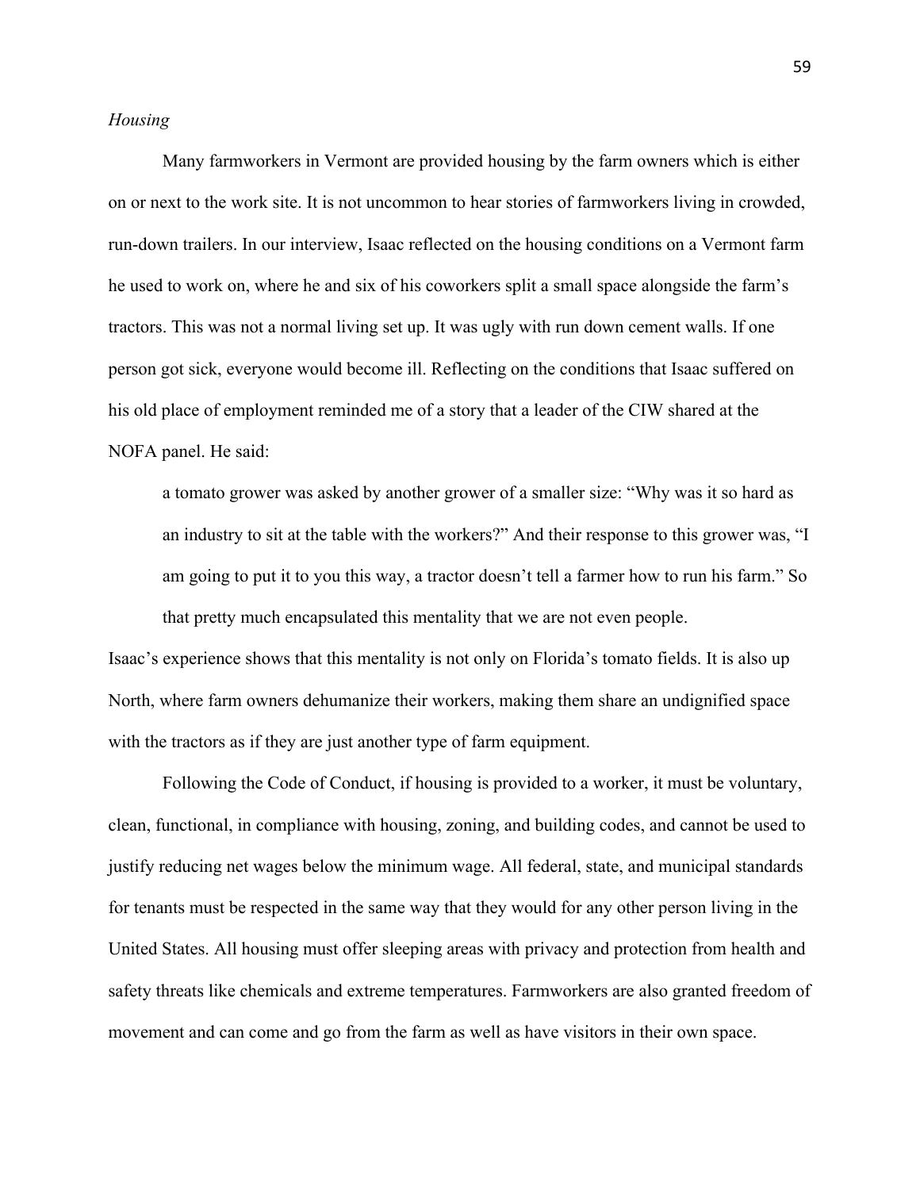*Housing*

Many farmworkers in Vermont are provided housing by the farm owners which is either on or next to the work site. It is not uncommon to hear stories of farmworkers living in crowded, run-down trailers. In our interview, Isaac reflected on the housing conditions on a Vermont farm he used to work on, where he and six of his coworkers split a small space alongside the farm's tractors. This was not a normal living set up. It was ugly with run down cement walls. If one person got sick, everyone would become ill. Reflecting on the conditions that Isaac suffered on his old place of employment reminded me of a story that a leader of the CIW shared at the NOFA panel. He said:

> a tomato grower was asked by another grower of a smaller size: "Why was it so hard as an industry to sit at the table with the workers?" And their response to this grower was, "I am going to put it to you this way, a tractor doesn't tell a farmer how to run his farm." So that pretty much encapsulated this mentality that we are not even people.

Isaac's experience shows that this mentality is not only on Florida's tomato fields. It is also up North, where farm owners dehumanize their workers, making them share an undignified space with the tractors as if they are just another type of farm equipment.

Following the Code of Conduct, if housing is provided to a worker, it must be voluntary, clean, functional, in compliance with housing, zoning, and building codes, and cannot be used to justify reducing net wages below the minimum wage. All federal, state, and municipal standards for tenants must be respected in the same way that they would for any other person living in the United States. All housing must offer sleeping areas with privacy and protection from health and safety threats like chemicals and extreme temperatures. Farmworkers are also granted freedom of movement and can come and go from the farm as well as have visitors in their own space.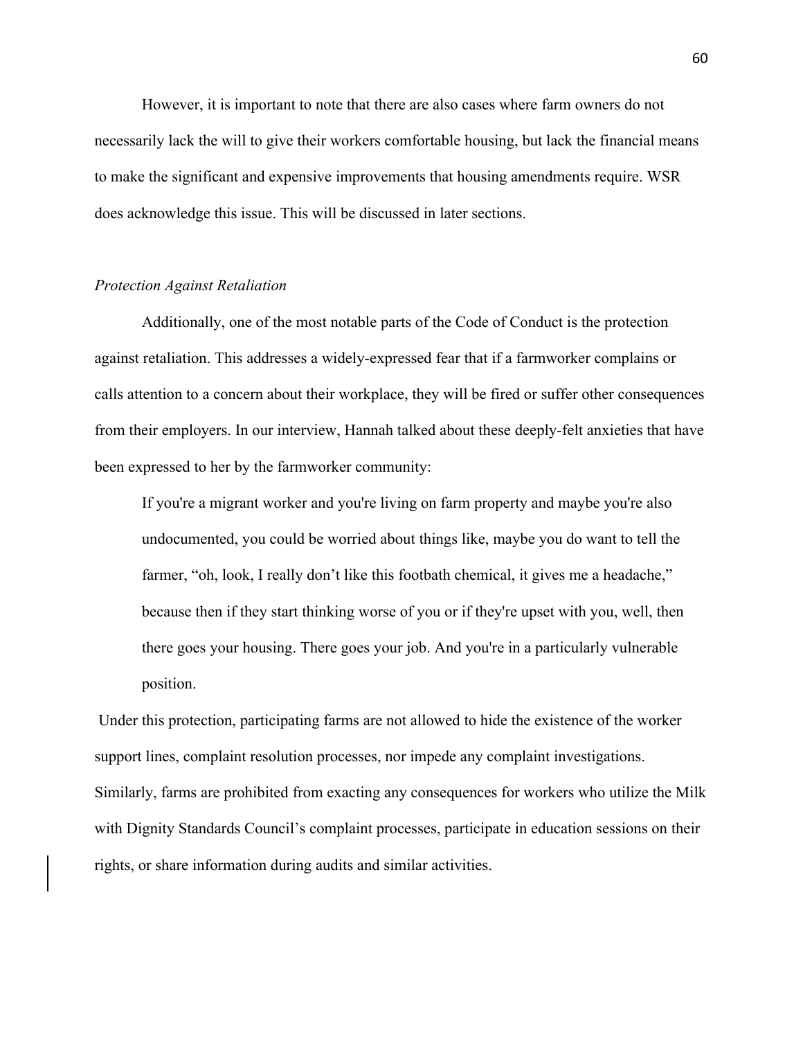However, it is important to note that there are also cases where farm owners do not necessarily lack the will to give their workers comfortable housing, but lack the financial means to make the significant and expensive improvements that housing amendments require. WSR does acknowledge this issue. This will be discussed in later sections.

*Protection Against Retaliation*

Additionally, one of the most notable parts of the Code of Conduct is the protection against retaliation. This addresses a widely-expressed fear that if a farmworker complains or calls attention to a concern about their workplace, they will be fired or suffer other consequences from their employers. In our interview, Hannah talked about these deeply-felt anxieties that have been expressed to her by the farmworker community:

> If you're a migrant worker and you're living on farm property and maybe you're also undocumented, you could be worried about things like, maybe you do want to tell the farmer, "oh, look, I really don't like this footbath chemical, it gives me a headache," because then if they start thinking worse of you or if they're upset with you, well, then there goes your housing. There goes your job. And you're in a particularly vulnerable position.

Under this protection, participating farms are not allowed to hide the existence of the worker support lines, complaint resolution processes, nor impede any complaint investigations. Similarly, farms are prohibited from exacting any consequences for workers who utilize the Milk with Dignity Standards Council's complaint processes, participate in education sessions on their rights, or share information during audits and similar activities.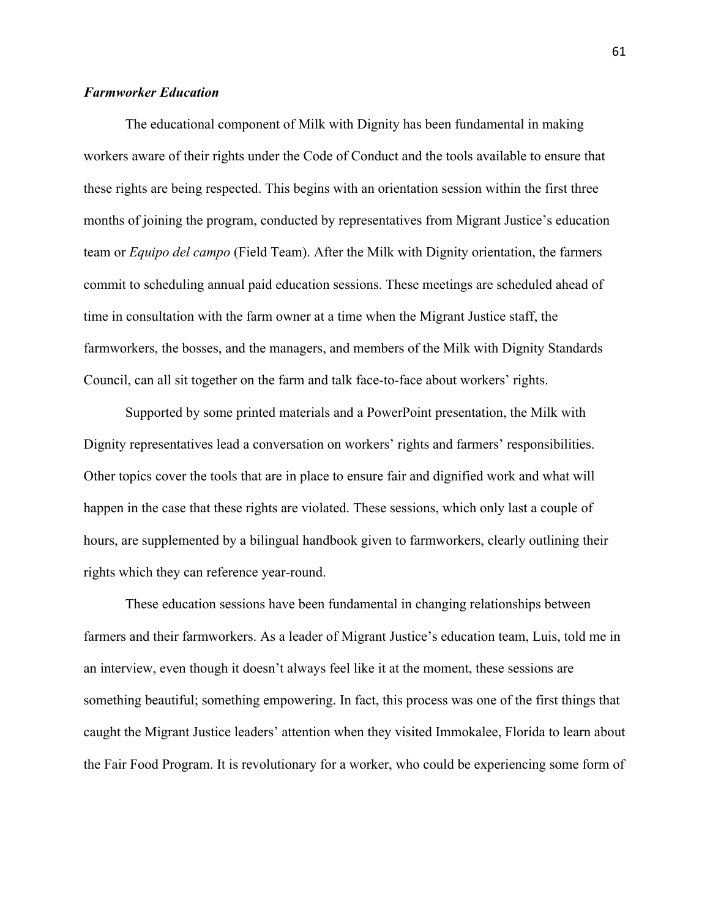### *Farmworker Education*

The educational component of Milk with Dignity has been fundamental in making workers aware of their rights under the Code of Conduct and the tools available to ensure that these rights are being respected. This begins with an orientation session within the first three months of joining the program, conducted by representatives from Migrant Justice's education team or *Equipo del campo* (Field Team). After the Milk with Dignity orientation, the farmers commit to scheduling annual paid education sessions. These meetings are scheduled ahead of time in consultation with the farm owner at a time when the Migrant Justice staff, the farmworkers, the bosses, and the managers, and members of the Milk with Dignity Standards Council, can all sit together on the farm and talk face-to-face about workers' rights.

Supported by some printed materials and a PowerPoint presentation, the Milk with Dignity representatives lead a conversation on workers' rights and farmers' responsibilities. Other topics cover the tools that are in place to ensure fair and dignified work and what will happen in the case that these rights are violated. These sessions, which only last a couple of hours, are supplemented by a bilingual handbook given to farmworkers, clearly outlining their rights which they can reference year-round.

These education sessions have been fundamental in changing relationships between farmers and their farmworkers. As a leader of Migrant Justice's education team, Luis, told me in an interview, even though it doesn't always feel like it at the moment, these sessions are something beautiful; something empowering. In fact, this process was one of the first things that caught the Migrant Justice leaders' attention when they visited Immokalee, Florida to learn about the Fair Food Program. It is revolutionary for a worker, who could be experiencing some form of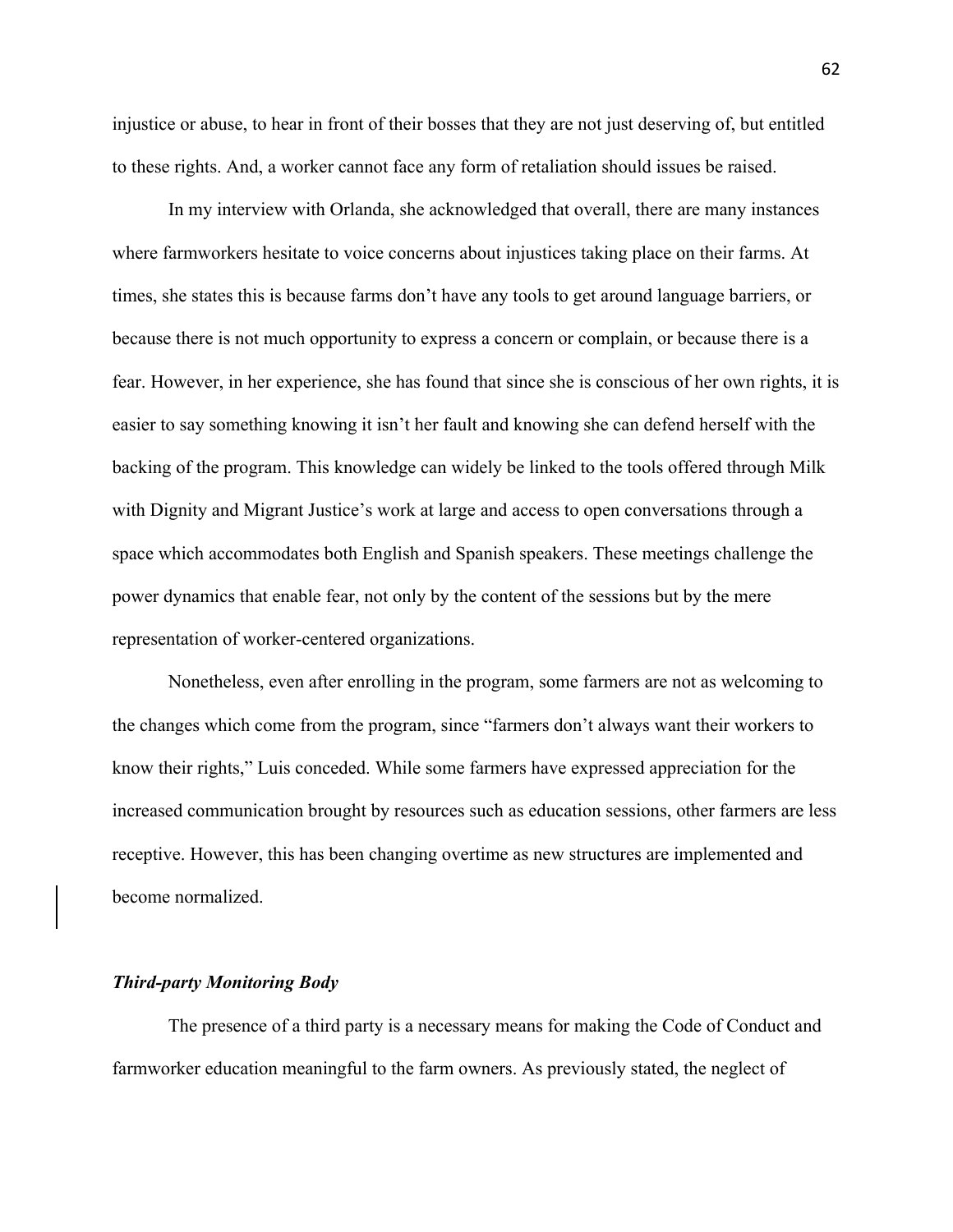injustice or abuse, to hear in front of their bosses that they are not just deserving of, but entitled to these rights. And, a worker cannot face any form of retaliation should issues be raised.

In my interview with Orlanda, she acknowledged that overall, there are many instances where farmworkers hesitate to voice concerns about injustices taking place on their farms. At times, she states this is because farms don't have any tools to get around language barriers, or because there is not much opportunity to express a concern or complain, or because there is a fear. However, in her experience, she has found that since she is conscious of her own rights, it is easier to say something knowing it isn't her fault and knowing she can defend herself with the backing of the program. This knowledge can widely be linked to the tools offered through Milk with Dignity and Migrant Justice's work at large and access to open conversations through a space which accommodates both English and Spanish speakers. These meetings challenge the power dynamics that enable fear, not only by the content of the sessions but by the mere representation of worker-centered organizations.

Nonetheless, even after enrolling in the program, some farmers are not as welcoming to the changes which come from the program, since "farmers don't always want their workers to know their rights," Luis conceded. While some farmers have expressed appreciation for the increased communication brought by resources such as education sessions, other farmers are less receptive. However, this has been changing overtime as new structures are implemented and become normalized.

### *Third-party Monitoring Body*

The presence of a third party is a necessary means for making the Code of Conduct and farmworker education meaningful to the farm owners. As previously stated, the neglect of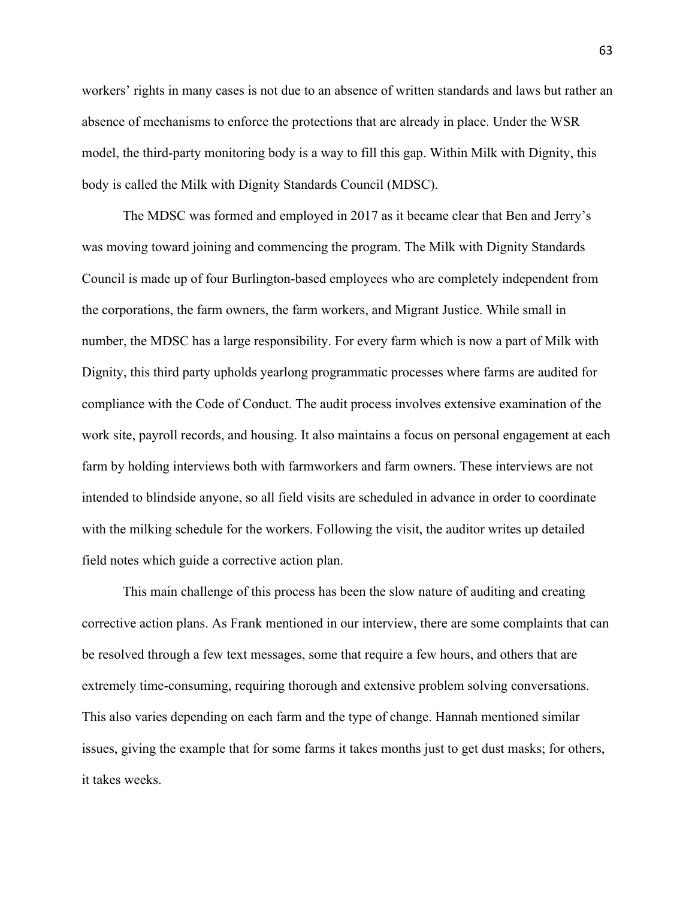workers' rights in many cases is not due to an absence of written standards and laws but rather an absence of mechanisms to enforce the protections that are already in place. Under the WSR model, the third-party monitoring body is a way to fill this gap. Within Milk with Dignity, this body is called the Milk with Dignity Standards Council (MDSC).

The MDSC was formed and employed in 2017 as it became clear that Ben and Jerry's was moving toward joining and commencing the program. The Milk with Dignity Standards Council is made up of four Burlington-based employees who are completely independent from the corporations, the farm owners, the farm workers, and Migrant Justice. While small in number, the MDSC has a large responsibility. For every farm which is now a part of Milk with Dignity, this third party upholds yearlong programmatic processes where farms are audited for compliance with the Code of Conduct. The audit process involves extensive examination of the work site, payroll records, and housing. It also maintains a focus on personal engagement at each farm by holding interviews both with farmworkers and farm owners. These interviews are not intended to blindside anyone, so all field visits are scheduled in advance in order to coordinate with the milking schedule for the workers. Following the visit, the auditor writes up detailed field notes which guide a corrective action plan.

This main challenge of this process has been the slow nature of auditing and creating corrective action plans. As Frank mentioned in our interview, there are some complaints that can be resolved through a few text messages, some that require a few hours, and others that are extremely time-consuming, requiring thorough and extensive problem solving conversations. This also varies depending on each farm and the type of change. Hannah mentioned similar issues, giving the example that for some farms it takes months just to get dust masks; for others, it takes weeks.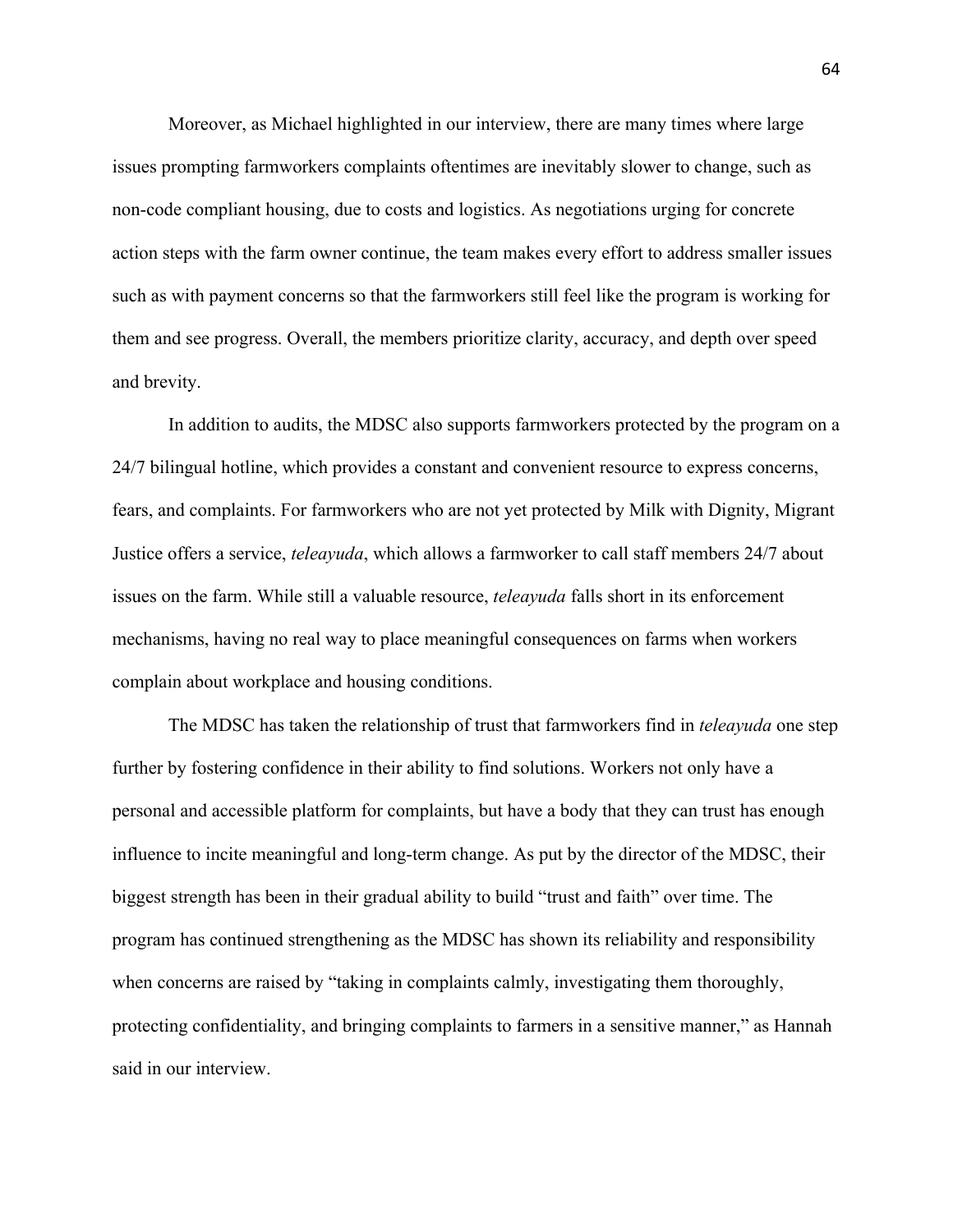Moreover, as Michael highlighted in our interview, there are many times where large issues prompting farmworkers complaints oftentimes are inevitably slower to change, such as non-code compliant housing, due to costs and logistics. As negotiations urging for concrete action steps with the farm owner continue, the team makes every effort to address smaller issues such as with payment concerns so that the farmworkers still feel like the program is working for them and see progress. Overall, the members prioritize clarity, accuracy, and depth over speed and brevity.

In addition to audits, the MDSC also supports farmworkers protected by the program on a 24/7 bilingual hotline, which provides a constant and convenient resource to express concerns, fears, and complaints. For farmworkers who are not yet protected by Milk with Dignity, Migrant Justice offers a service, *teleayuda*, which allows a farmworker to call staff members 24/7 about issues on the farm. While still a valuable resource, *teleayuda* falls short in its enforcement mechanisms, having no real way to place meaningful consequences on farms when workers complain about workplace and housing conditions.

The MDSC has taken the relationship of trust that farmworkers find in *teleayuda* one step further by fostering confidence in their ability to find solutions. Workers not only have a personal and accessible platform for complaints, but have a body that they can trust has enough influence to incite meaningful and long-term change. As put by the director of the MDSC, their biggest strength has been in their gradual ability to build "trust and faith" over time. The program has continued strengthening as the MDSC has shown its reliability and responsibility when concerns are raised by "taking in complaints calmly, investigating them thoroughly, protecting confidentiality, and bringing complaints to farmers in a sensitive manner," as Hannah said in our interview.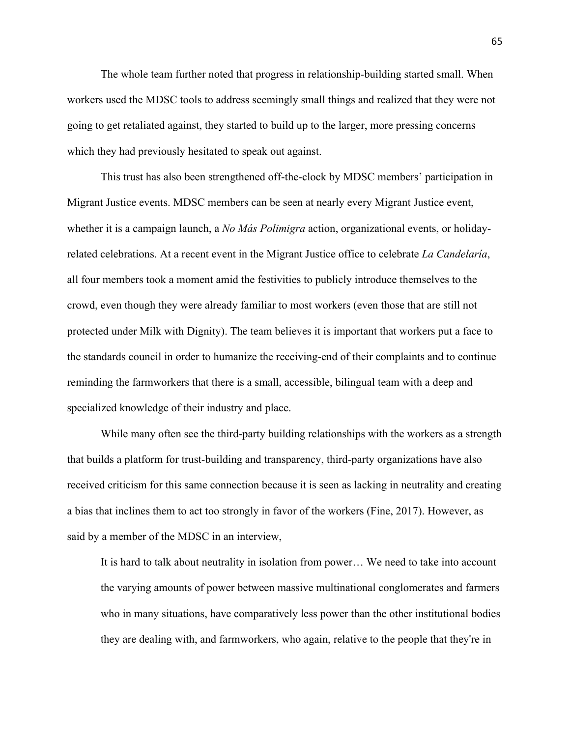The whole team further noted that progress in relationship-building started small. When workers used the MDSC tools to address seemingly small things and realized that they were not going to get retaliated against, they started to build up to the larger, more pressing concerns which they had previously hesitated to speak out against.

This trust has also been strengthened off-the-clock by MDSC members' participation in Migrant Justice events. MDSC members can be seen at nearly every Migrant Justice event, whether it is a campaign launch, a *No Más Polimigra* action, organizational events, or holiday-related celebrations. At a recent event in the Migrant Justice office to celebrate *La Candelaría*, all four members took a moment amid the festivities to publicly introduce themselves to the crowd, even though they were already familiar to most workers (even those that are still not protected under Milk with Dignity). The team believes it is important that workers put a face to the standards council in order to humanize the receiving-end of their complaints and to continue reminding the farmworkers that there is a small, accessible, bilingual team with a deep and specialized knowledge of their industry and place.

While many often see the third-party building relationships with the workers as a strength that builds a platform for trust-building and transparency, third-party organizations have also received criticism for this same connection because it is seen as lacking in neutrality and creating a bias that inclines them to act too strongly in favor of the workers (Fine, 2017). However, as said by a member of the MDSC in an interview,

> It is hard to talk about neutrality in isolation from power… We need to take into account the varying amounts of power between massive multinational conglomerates and farmers who in many situations, have comparatively less power than the other institutional bodies they are dealing with, and farmworkers, who again, relative to the people that they're in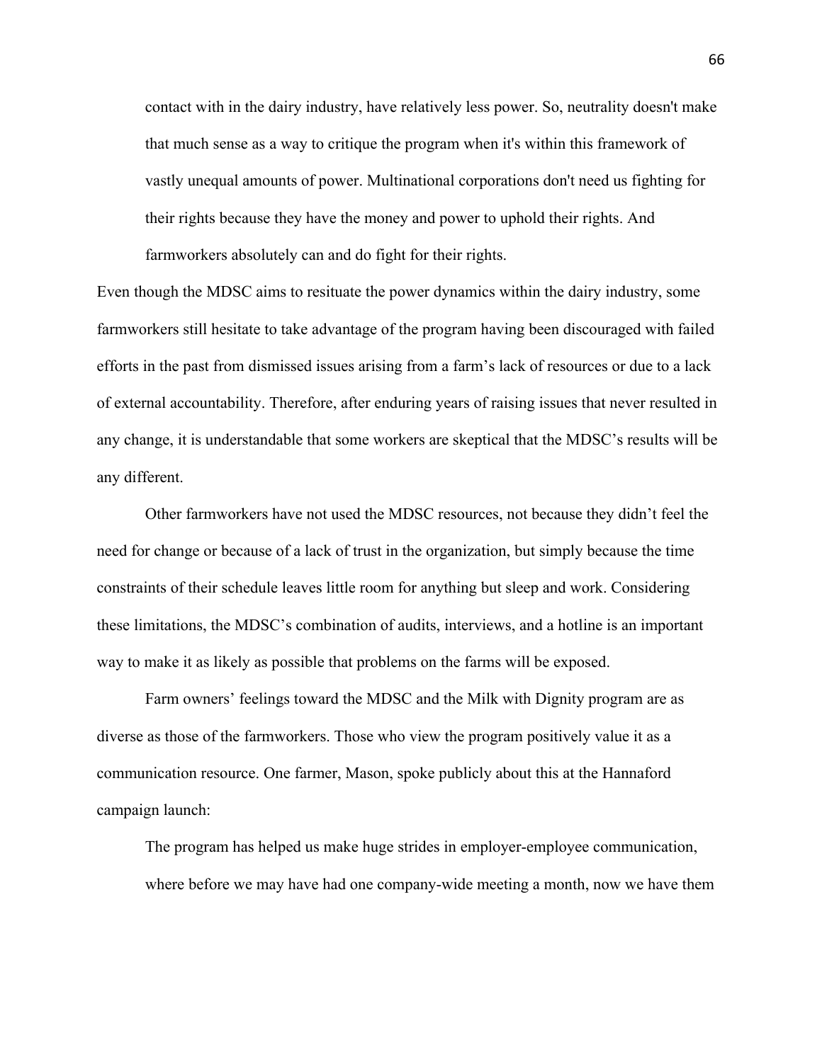> contact with in the dairy industry, have relatively less power. So, neutrality doesn't make that much sense as a way to critique the program when it's within this framework of vastly unequal amounts of power. Multinational corporations don't need us fighting for their rights because they have the money and power to uphold their rights. And farmworkers absolutely can and do fight for their rights.

Even though the MDSC aims to resituate the power dynamics within the dairy industry, some farmworkers still hesitate to take advantage of the program having been discouraged with failed efforts in the past from dismissed issues arising from a farm's lack of resources or due to a lack of external accountability. Therefore, after enduring years of raising issues that never resulted in any change, it is understandable that some workers are skeptical that the MDSC's results will be any different.

Other farmworkers have not used the MDSC resources, not because they didn't feel the need for change or because of a lack of trust in the organization, but simply because the time constraints of their schedule leaves little room for anything but sleep and work. Considering these limitations, the MDSC's combination of audits, interviews, and a hotline is an important way to make it as likely as possible that problems on the farms will be exposed.

Farm owners' feelings toward the MDSC and the Milk with Dignity program are as diverse as those of the farmworkers. Those who view the program positively value it as a communication resource. One farmer, Mason, spoke publicly about this at the Hannaford campaign launch:

> The program has helped us make huge strides in employer-employee communication, where before we may have had one company-wide meeting a month, now we have them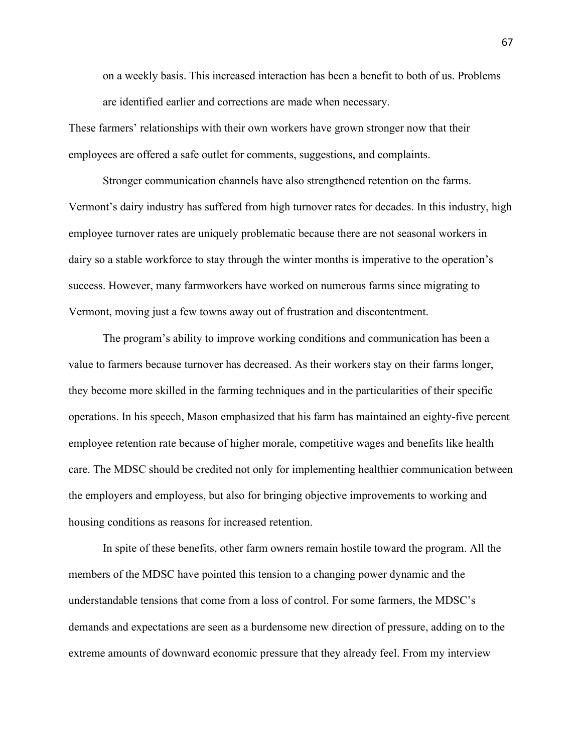> on a weekly basis. This increased interaction has been a benefit to both of us. Problems are identified earlier and corrections are made when necessary.

These farmers' relationships with their own workers have grown stronger now that their employees are offered a safe outlet for comments, suggestions, and complaints.

Stronger communication channels have also strengthened retention on the farms. Vermont's dairy industry has suffered from high turnover rates for decades. In this industry, high employee turnover rates are uniquely problematic because there are not seasonal workers in dairy so a stable workforce to stay through the winter months is imperative to the operation's success. However, many farmworkers have worked on numerous farms since migrating to Vermont, moving just a few towns away out of frustration and discontentment.

The program's ability to improve working conditions and communication has been a value to farmers because turnover has decreased. As their workers stay on their farms longer, they become more skilled in the farming techniques and in the particularities of their specific operations. In his speech, Mason emphasized that his farm has maintained an eighty-five percent employee retention rate because of higher morale, competitive wages and benefits like health care. The MDSC should be credited not only for implementing healthier communication between the employers and employess, but also for bringing objective improvements to working and housing conditions as reasons for increased retention.

In spite of these benefits, other farm owners remain hostile toward the program. All the members of the MDSC have pointed this tension to a changing power dynamic and the understandable tensions that come from a loss of control. For some farmers, the MDSC's demands and expectations are seen as a burdensome new direction of pressure, adding on to the extreme amounts of downward economic pressure that they already feel. From my interview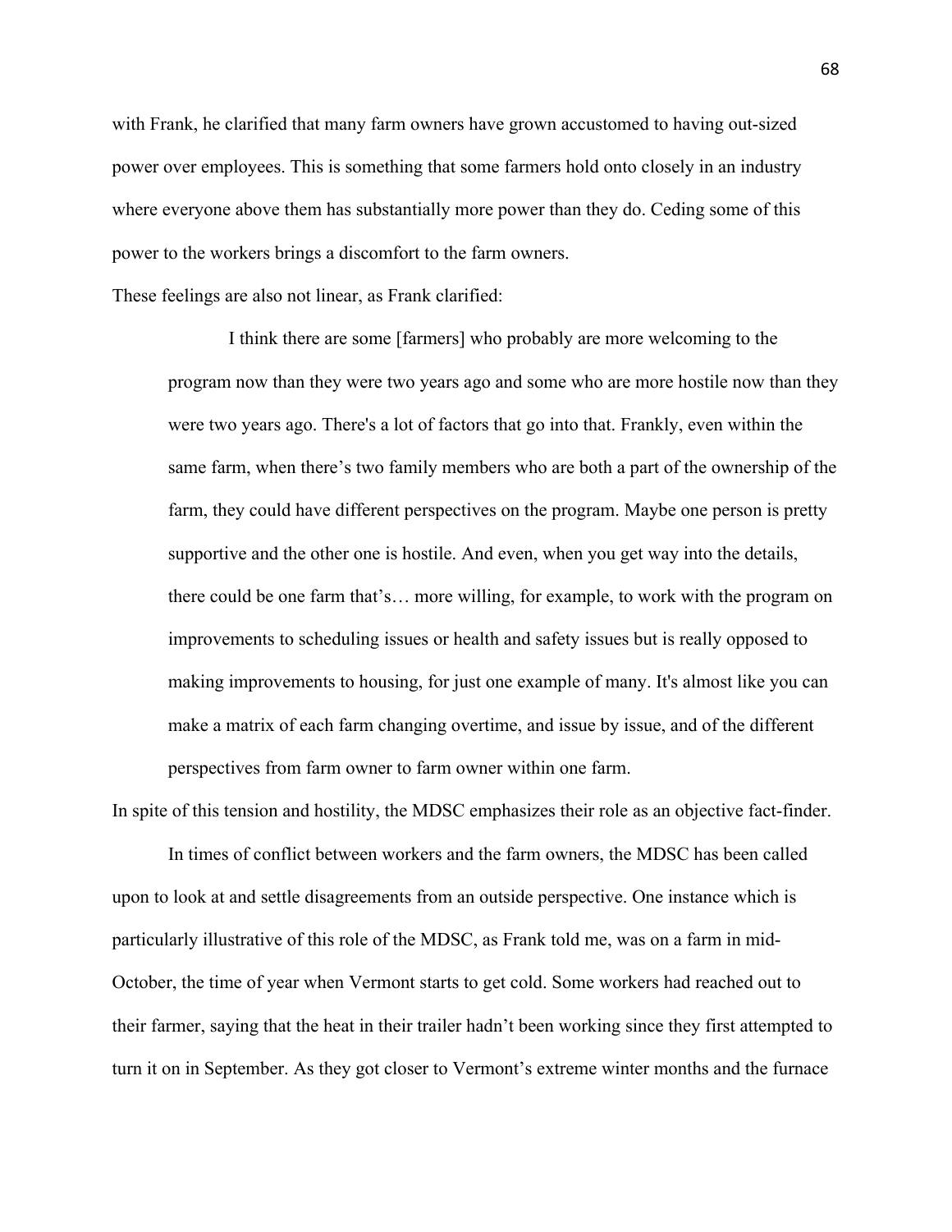with Frank, he clarified that many farm owners have grown accustomed to having out-sized power over employees. This is something that some farmers hold onto closely in an industry where everyone above them has substantially more power than they do. Ceding some of this power to the workers brings a discomfort to the farm owners.

These feelings are also not linear, as Frank clarified:

> I think there are some [farmers] who probably are more welcoming to the program now than they were two years ago and some who are more hostile now than they were two years ago. There's a lot of factors that go into that. Frankly, even within the same farm, when there's two family members who are both a part of the ownership of the farm, they could have different perspectives on the program. Maybe one person is pretty supportive and the other one is hostile. And even, when you get way into the details, there could be one farm that's… more willing, for example, to work with the program on improvements to scheduling issues or health and safety issues but is really opposed to making improvements to housing, for just one example of many. It's almost like you can make a matrix of each farm changing overtime, and issue by issue, and of the different perspectives from farm owner to farm owner within one farm.

In spite of this tension and hostility, the MDSC emphasizes their role as an objective fact-finder.

In times of conflict between workers and the farm owners, the MDSC has been called upon to look at and settle disagreements from an outside perspective. One instance which is particularly illustrative of this role of the MDSC, as Frank told me, was on a farm in mid-October, the time of year when Vermont starts to get cold. Some workers had reached out to their farmer, saying that the heat in their trailer hadn't been working since they first attempted to turn it on in September. As they got closer to Vermont's extreme winter months and the furnace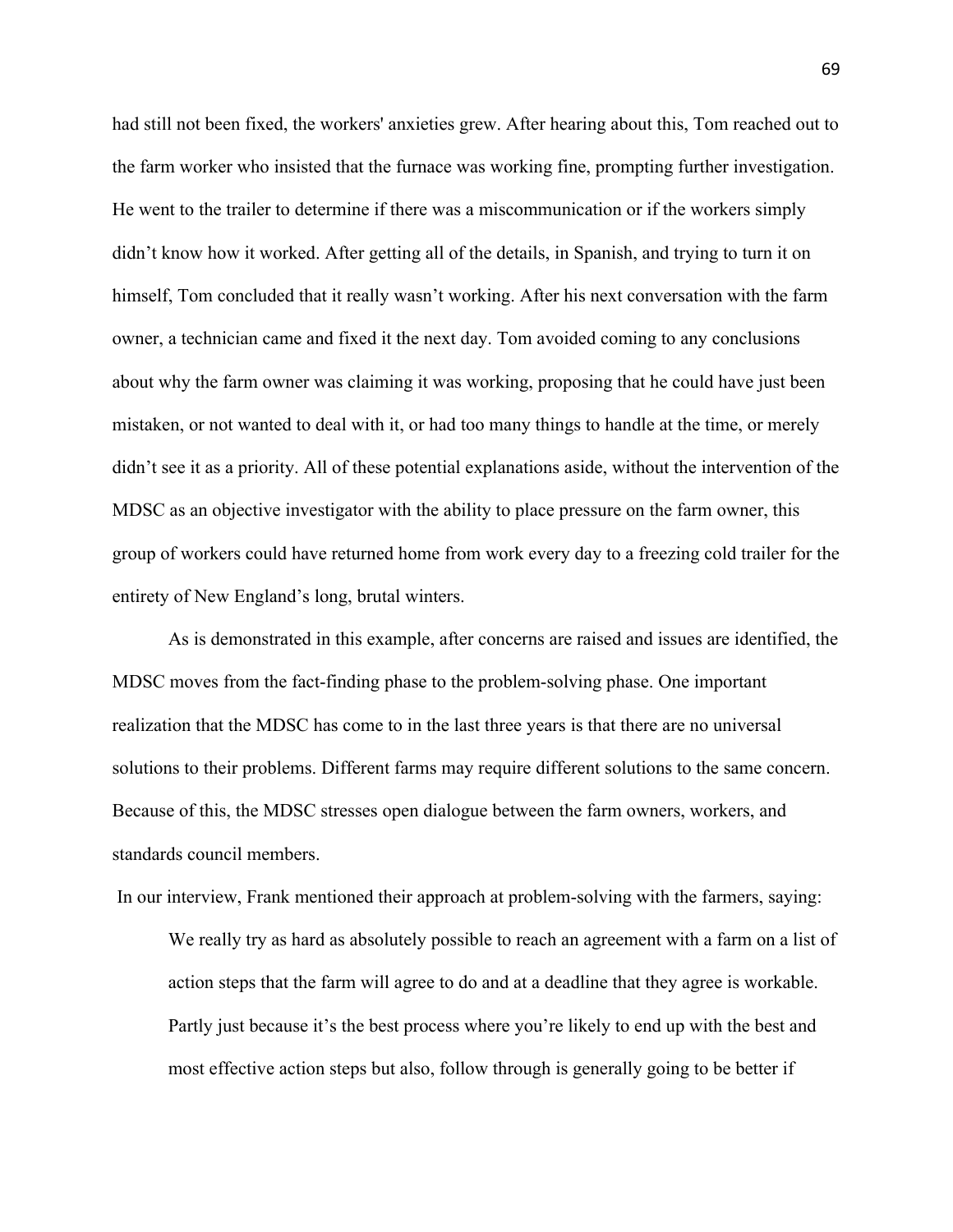had still not been fixed, the workers' anxieties grew. After hearing about this, Tom reached out to the farm worker who insisted that the furnace was working fine, prompting further investigation. He went to the trailer to determine if there was a miscommunication or if the workers simply didn't know how it worked. After getting all of the details, in Spanish, and trying to turn it on himself, Tom concluded that it really wasn't working. After his next conversation with the farm owner, a technician came and fixed it the next day. Tom avoided coming to any conclusions about why the farm owner was claiming it was working, proposing that he could have just been mistaken, or not wanted to deal with it, or had too many things to handle at the time, or merely didn't see it as a priority. All of these potential explanations aside, without the intervention of the MDSC as an objective investigator with the ability to place pressure on the farm owner, this group of workers could have returned home from work every day to a freezing cold trailer for the entirety of New England's long, brutal winters.

As is demonstrated in this example, after concerns are raised and issues are identified, the MDSC moves from the fact-finding phase to the problem-solving phase. One important realization that the MDSC has come to in the last three years is that there are no universal solutions to their problems. Different farms may require different solutions to the same concern. Because of this, the MDSC stresses open dialogue between the farm owners, workers, and standards council members.

In our interview, Frank mentioned their approach at problem-solving with the farmers, saying:

> We really try as hard as absolutely possible to reach an agreement with a farm on a list of action steps that the farm will agree to do and at a deadline that they agree is workable. Partly just because it's the best process where you're likely to end up with the best and most effective action steps but also, follow through is generally going to be better if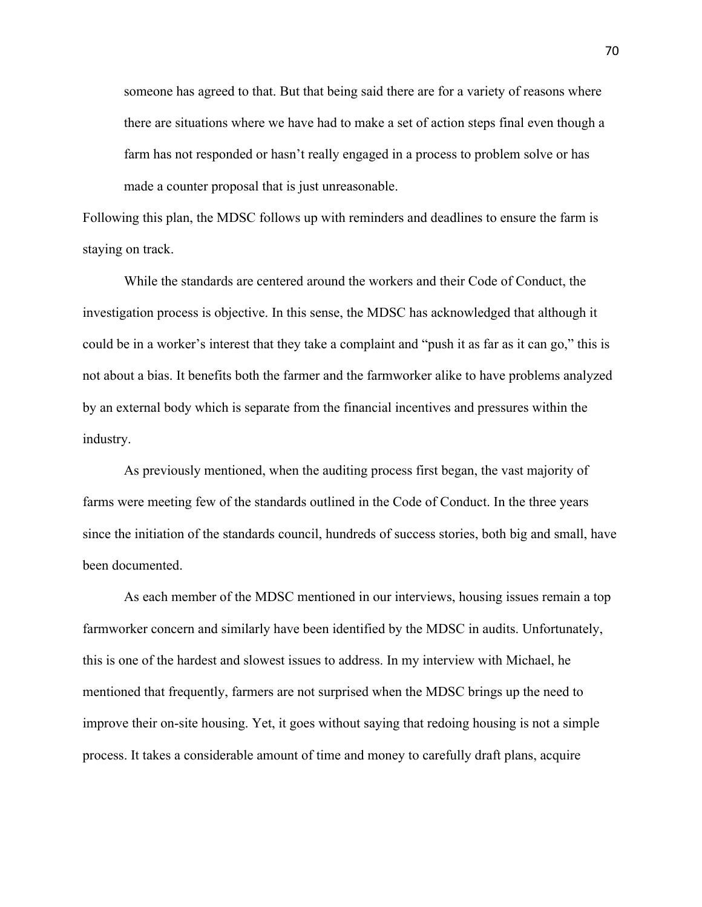> someone has agreed to that. But that being said there are for a variety of reasons where there are situations where we have had to make a set of action steps final even though a farm has not responded or hasn't really engaged in a process to problem solve or has made a counter proposal that is just unreasonable.

Following this plan, the MDSC follows up with reminders and deadlines to ensure the farm is staying on track.

While the standards are centered around the workers and their Code of Conduct, the investigation process is objective. In this sense, the MDSC has acknowledged that although it could be in a worker's interest that they take a complaint and "push it as far as it can go," this is not about a bias. It benefits both the farmer and the farmworker alike to have problems analyzed by an external body which is separate from the financial incentives and pressures within the industry.

As previously mentioned, when the auditing process first began, the vast majority of farms were meeting few of the standards outlined in the Code of Conduct. In the three years since the initiation of the standards council, hundreds of success stories, both big and small, have been documented.

As each member of the MDSC mentioned in our interviews, housing issues remain a top farmworker concern and similarly have been identified by the MDSC in audits. Unfortunately, this is one of the hardest and slowest issues to address. In my interview with Michael, he mentioned that frequently, farmers are not surprised when the MDSC brings up the need to improve their on-site housing. Yet, it goes without saying that redoing housing is not a simple process. It takes a considerable amount of time and money to carefully draft plans, acquire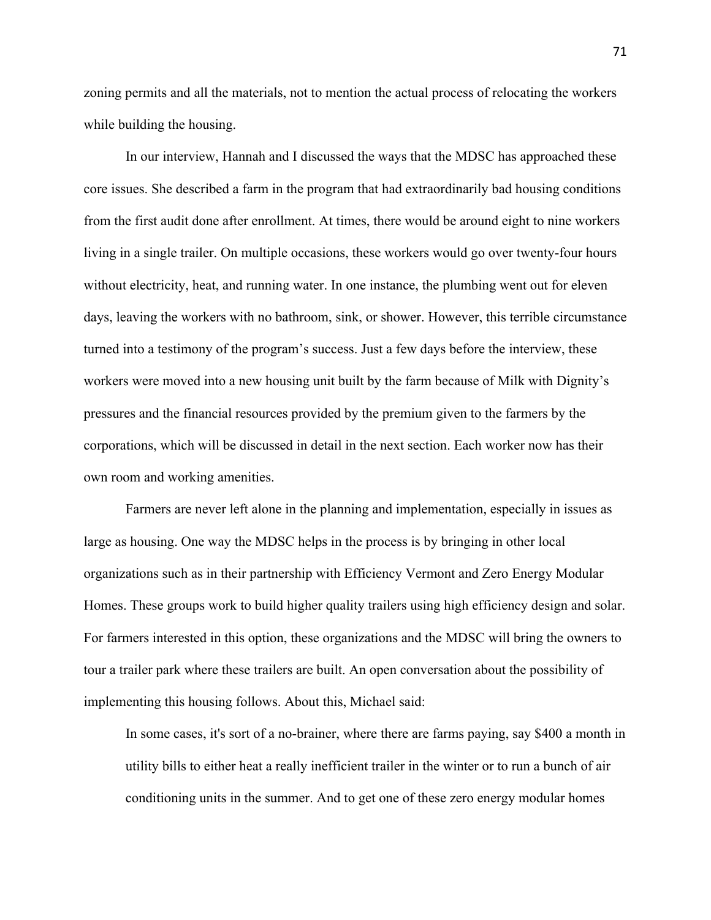zoning permits and all the materials, not to mention the actual process of relocating the workers while building the housing.

In our interview, Hannah and I discussed the ways that the MDSC has approached these core issues. She described a farm in the program that had extraordinarily bad housing conditions from the first audit done after enrollment. At times, there would be around eight to nine workers living in a single trailer. On multiple occasions, these workers would go over twenty-four hours without electricity, heat, and running water. In one instance, the plumbing went out for eleven days, leaving the workers with no bathroom, sink, or shower. However, this terrible circumstance turned into a testimony of the program's success. Just a few days before the interview, these workers were moved into a new housing unit built by the farm because of Milk with Dignity's pressures and the financial resources provided by the premium given to the farmers by the corporations, which will be discussed in detail in the next section. Each worker now has their own room and working amenities.

Farmers are never left alone in the planning and implementation, especially in issues as large as housing. One way the MDSC helps in the process is by bringing in other local organizations such as in their partnership with Efficiency Vermont and Zero Energy Modular Homes. These groups work to build higher quality trailers using high efficiency design and solar. For farmers interested in this option, these organizations and the MDSC will bring the owners to tour a trailer park where these trailers are built. An open conversation about the possibility of implementing this housing follows. About this, Michael said:

> In some cases, it's sort of a no-brainer, where there are farms paying, say $400 a month in utility bills to either heat a really inefficient trailer in the winter or to run a bunch of air conditioning units in the summer. And to get one of these zero energy modular homes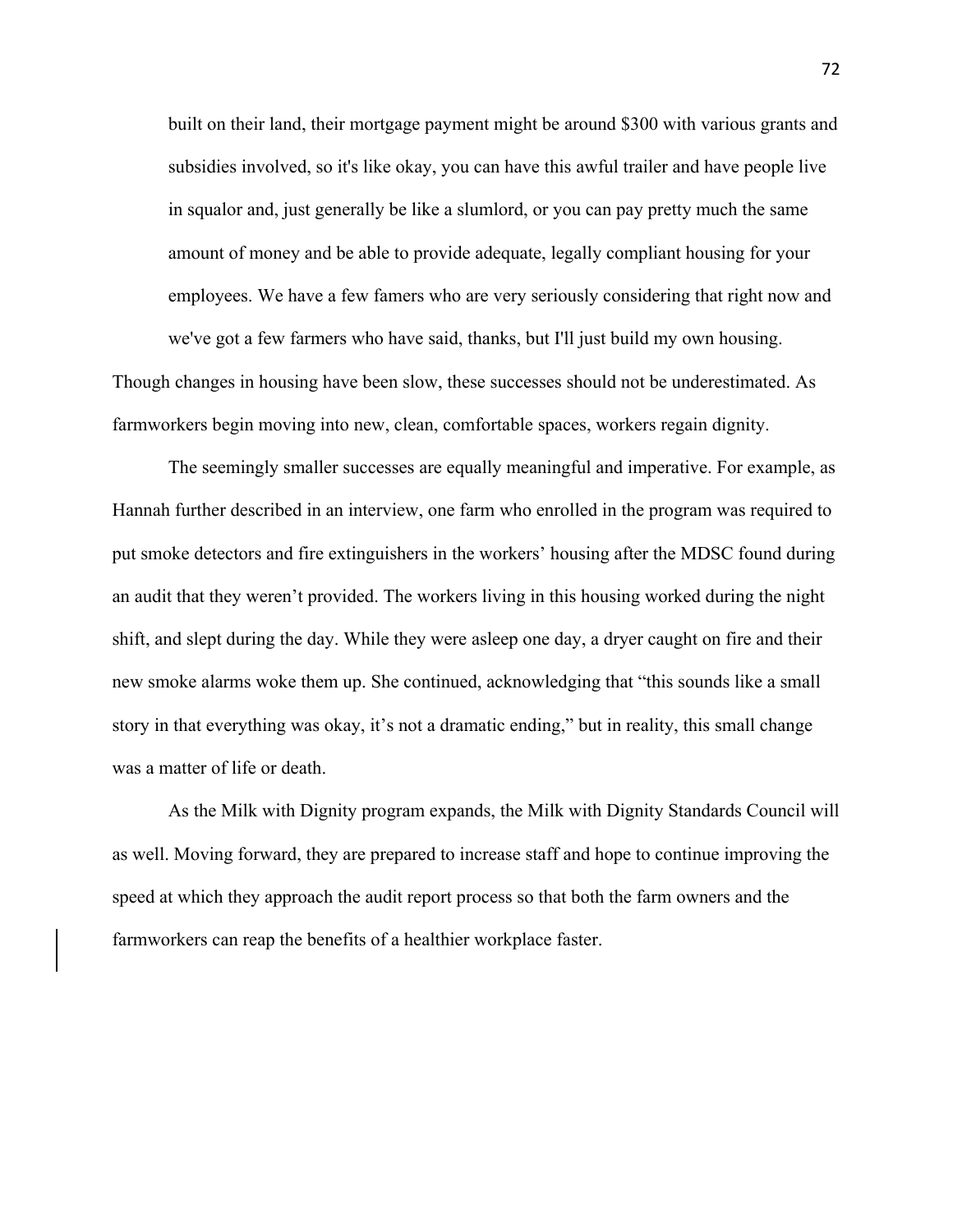> built on their land, their mortgage payment might be around $300 with various grants and subsidies involved, so it's like okay, you can have this awful trailer and have people live in squalor and, just generally be like a slumlord, or you can pay pretty much the same amount of money and be able to provide adequate, legally compliant housing for your employees. We have a few famers who are very seriously considering that right now and we've got a few farmers who have said, thanks, but I'll just build my own housing.

Though changes in housing have been slow, these successes should not be underestimated. As farmworkers begin moving into new, clean, comfortable spaces, workers regain dignity.

The seemingly smaller successes are equally meaningful and imperative. For example, as Hannah further described in an interview, one farm who enrolled in the program was required to put smoke detectors and fire extinguishers in the workers' housing after the MDSC found during an audit that they weren't provided. The workers living in this housing worked during the night shift, and slept during the day. While they were asleep one day, a dryer caught on fire and their new smoke alarms woke them up. She continued, acknowledging that "this sounds like a small story in that everything was okay, it's not a dramatic ending," but in reality, this small change was a matter of life or death.

As the Milk with Dignity program expands, the Milk with Dignity Standards Council will as well. Moving forward, they are prepared to increase staff and hope to continue improving the speed at which they approach the audit report process so that both the farm owners and the farmworkers can reap the benefits of a healthier workplace faster.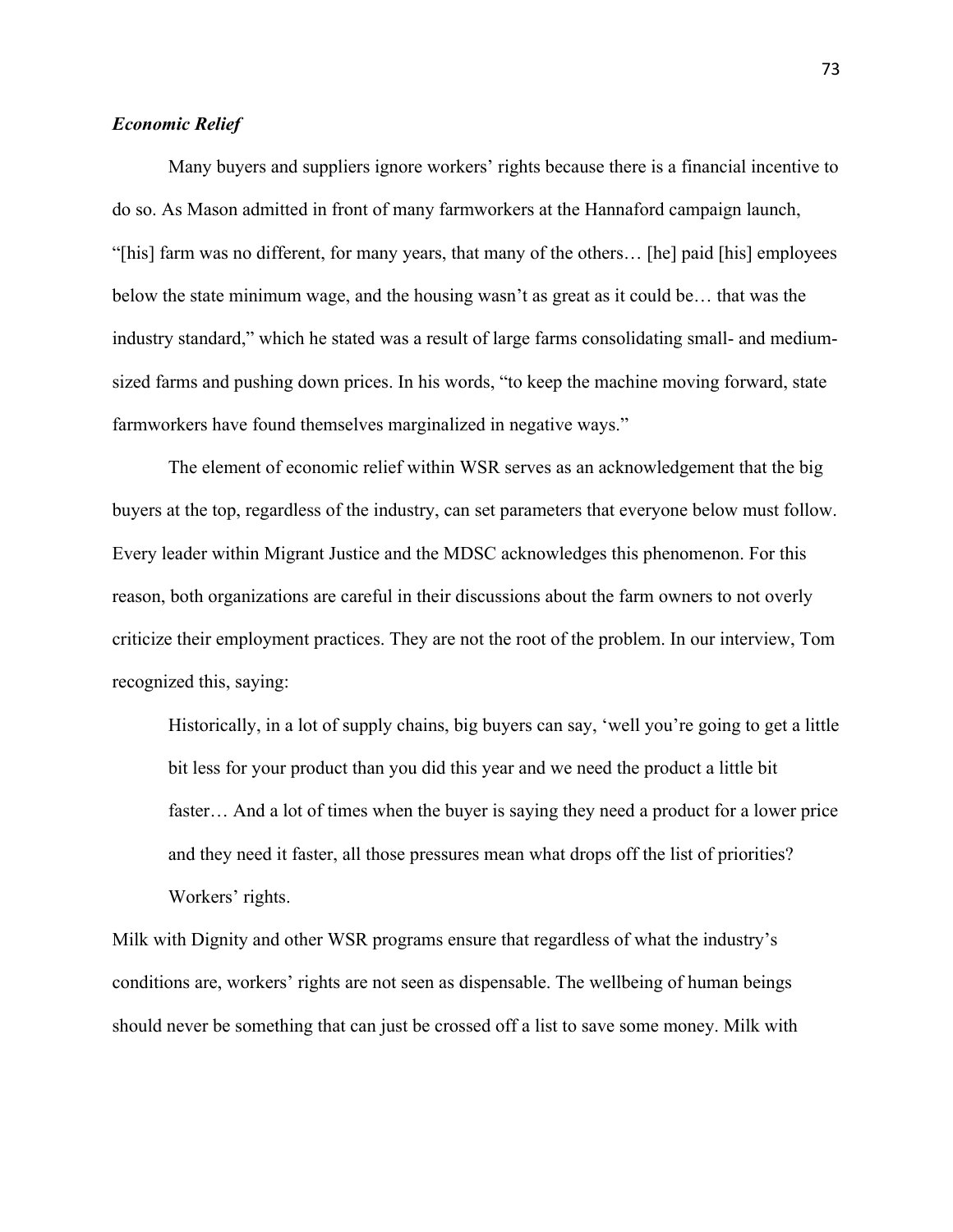***Economic Relief***

Many buyers and suppliers ignore workers' rights because there is a financial incentive to do so. As Mason admitted in front of many farmworkers at the Hannaford campaign launch, "[his] farm was no different, for many years, that many of the others… [he] paid [his] employees below the state minimum wage, and the housing wasn't as great as it could be… that was the industry standard," which he stated was a result of large farms consolidating small- and medium-sized farms and pushing down prices. In his words, "to keep the machine moving forward, state farmworkers have found themselves marginalized in negative ways."

The element of economic relief within WSR serves as an acknowledgement that the big buyers at the top, regardless of the industry, can set parameters that everyone below must follow. Every leader within Migrant Justice and the MDSC acknowledges this phenomenon. For this reason, both organizations are careful in their discussions about the farm owners to not overly criticize their employment practices. They are not the root of the problem. In our interview, Tom recognized this, saying:

> Historically, in a lot of supply chains, big buyers can say, 'well you're going to get a little bit less for your product than you did this year and we need the product a little bit faster… And a lot of times when the buyer is saying they need a product for a lower price and they need it faster, all those pressures mean what drops off the list of priorities? Workers' rights.

Milk with Dignity and other WSR programs ensure that regardless of what the industry's conditions are, workers' rights are not seen as dispensable. The wellbeing of human beings should never be something that can just be crossed off a list to save some money. Milk with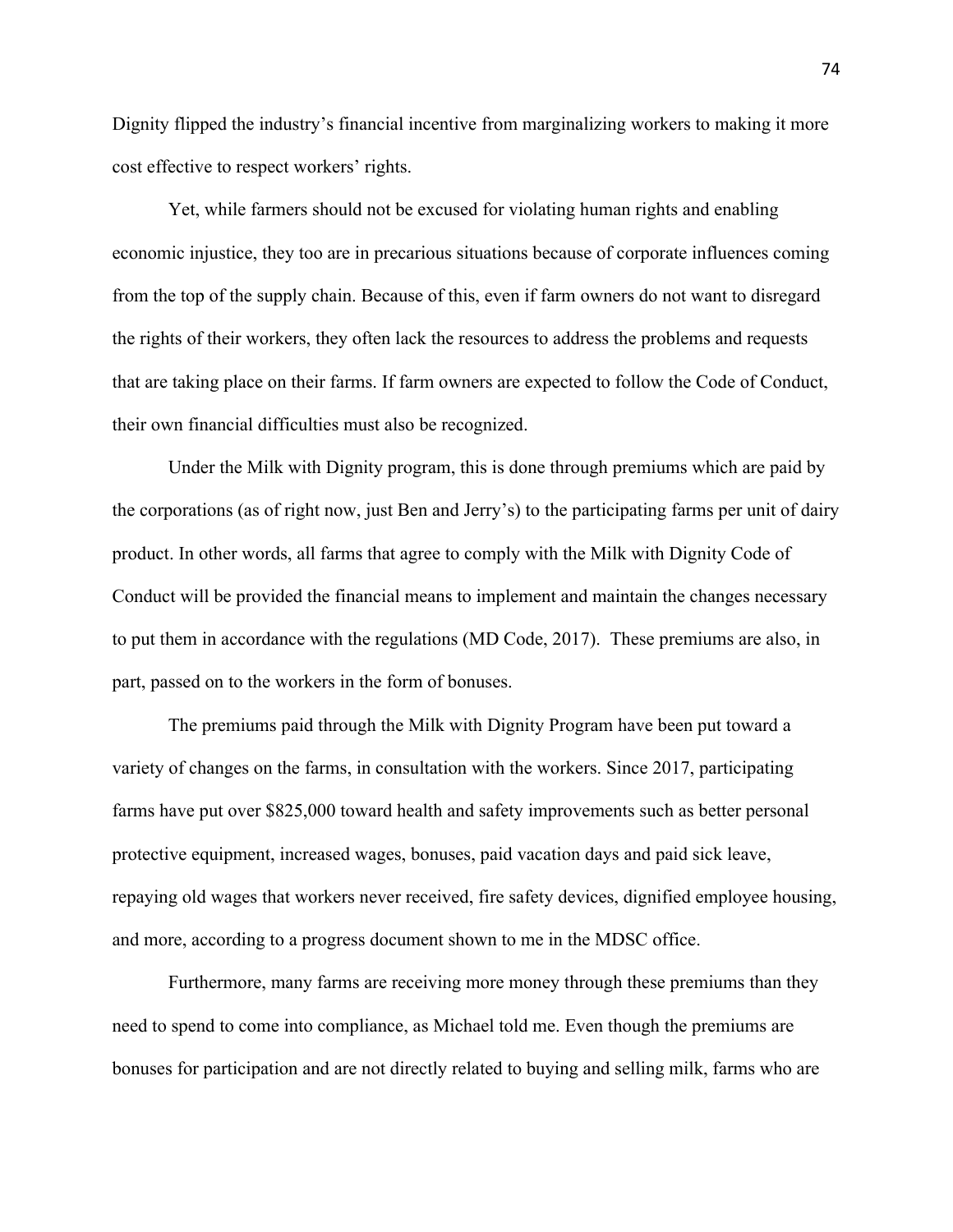Dignity flipped the industry's financial incentive from marginalizing workers to making it more cost effective to respect workers' rights.

Yet, while farmers should not be excused for violating human rights and enabling economic injustice, they too are in precarious situations because of corporate influences coming from the top of the supply chain. Because of this, even if farm owners do not want to disregard the rights of their workers, they often lack the resources to address the problems and requests that are taking place on their farms. If farm owners are expected to follow the Code of Conduct, their own financial difficulties must also be recognized.

Under the Milk with Dignity program, this is done through premiums which are paid by the corporations (as of right now, just Ben and Jerry's) to the participating farms per unit of dairy product. In other words, all farms that agree to comply with the Milk with Dignity Code of Conduct will be provided the financial means to implement and maintain the changes necessary to put them in accordance with the regulations (MD Code, 2017). These premiums are also, in part, passed on to the workers in the form of bonuses.

The premiums paid through the Milk with Dignity Program have been put toward a variety of changes on the farms, in consultation with the workers. Since 2017, participating farms have put over $825,000 toward health and safety improvements such as better personal protective equipment, increased wages, bonuses, paid vacation days and paid sick leave, repaying old wages that workers never received, fire safety devices, dignified employee housing, and more, according to a progress document shown to me in the MDSC office.

Furthermore, many farms are receiving more money through these premiums than they need to spend to come into compliance, as Michael told me. Even though the premiums are bonuses for participation and are not directly related to buying and selling milk, farms who are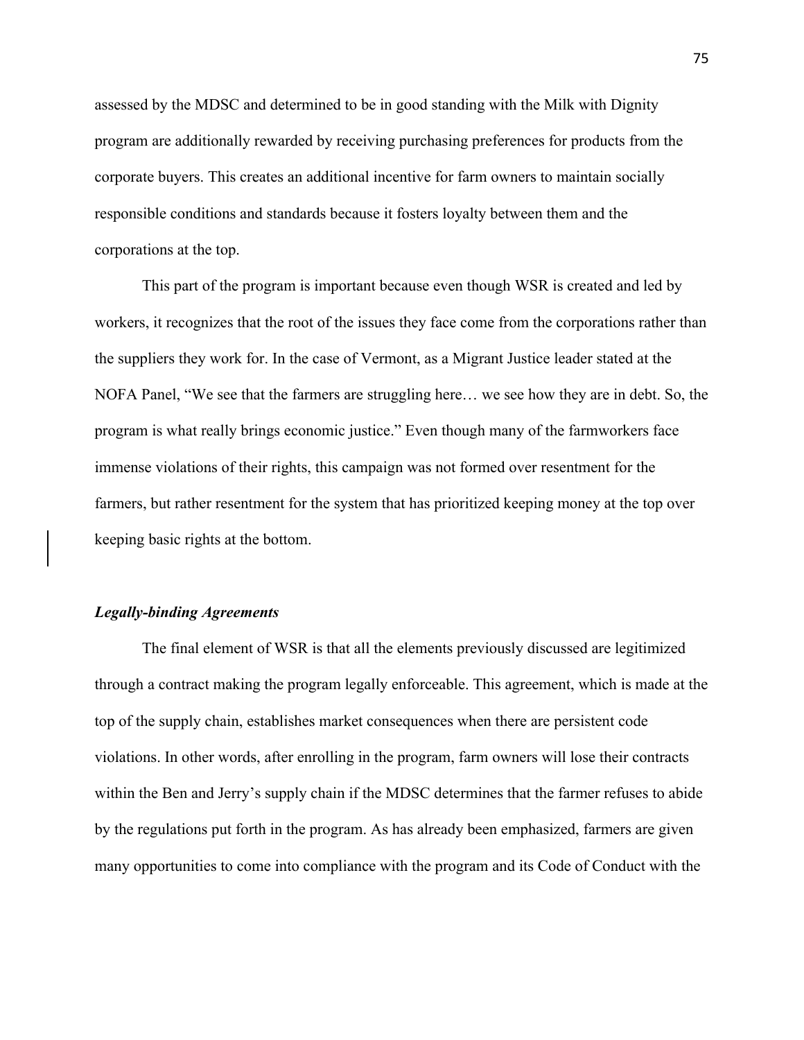assessed by the MDSC and determined to be in good standing with the Milk with Dignity program are additionally rewarded by receiving purchasing preferences for products from the corporate buyers. This creates an additional incentive for farm owners to maintain socially responsible conditions and standards because it fosters loyalty between them and the corporations at the top.

This part of the program is important because even though WSR is created and led by workers, it recognizes that the root of the issues they face come from the corporations rather than the suppliers they work for. In the case of Vermont, as a Migrant Justice leader stated at the NOFA Panel, "We see that the farmers are struggling here… we see how they are in debt. So, the program is what really brings economic justice." Even though many of the farmworkers face immense violations of their rights, this campaign was not formed over resentment for the farmers, but rather resentment for the system that has prioritized keeping money at the top over keeping basic rights at the bottom.

### *Legally-binding Agreements*

The final element of WSR is that all the elements previously discussed are legitimized through a contract making the program legally enforceable. This agreement, which is made at the top of the supply chain, establishes market consequences when there are persistent code violations. In other words, after enrolling in the program, farm owners will lose their contracts within the Ben and Jerry's supply chain if the MDSC determines that the farmer refuses to abide by the regulations put forth in the program. As has already been emphasized, farmers are given many opportunities to come into compliance with the program and its Code of Conduct with the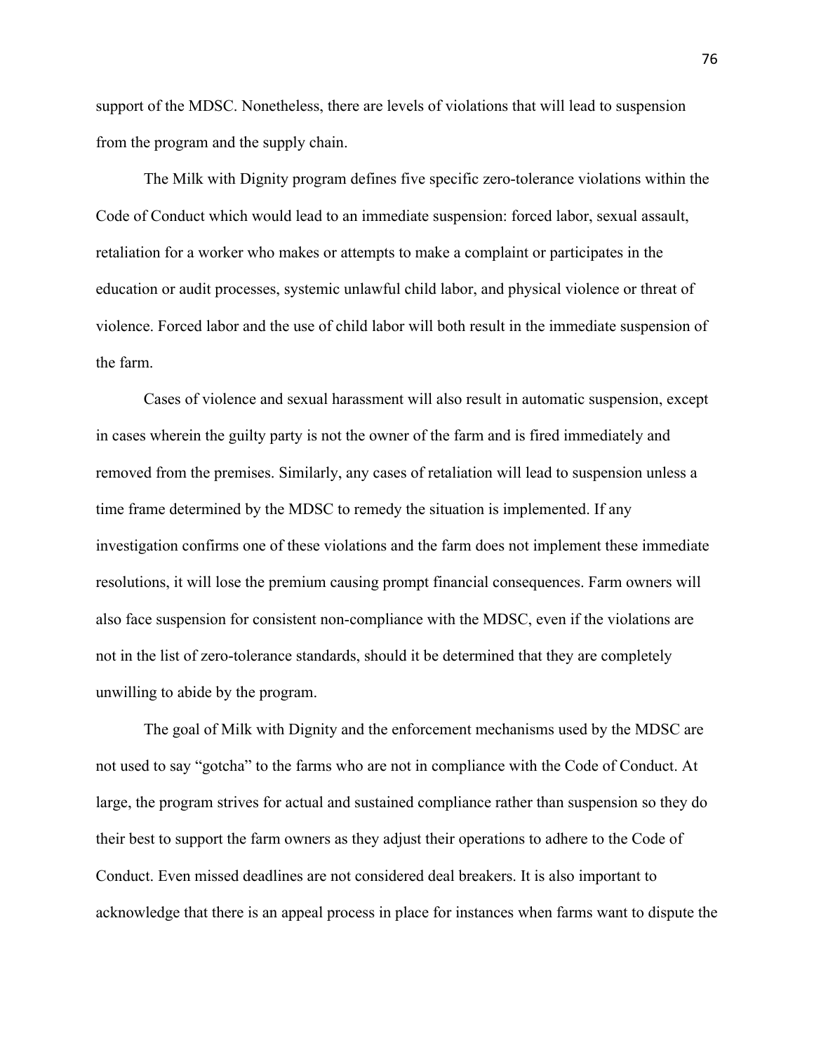support of the MDSC. Nonetheless, there are levels of violations that will lead to suspension from the program and the supply chain.

The Milk with Dignity program defines five specific zero-tolerance violations within the Code of Conduct which would lead to an immediate suspension: forced labor, sexual assault, retaliation for a worker who makes or attempts to make a complaint or participates in the education or audit processes, systemic unlawful child labor, and physical violence or threat of violence. Forced labor and the use of child labor will both result in the immediate suspension of the farm.

Cases of violence and sexual harassment will also result in automatic suspension, except in cases wherein the guilty party is not the owner of the farm and is fired immediately and removed from the premises. Similarly, any cases of retaliation will lead to suspension unless a time frame determined by the MDSC to remedy the situation is implemented. If any investigation confirms one of these violations and the farm does not implement these immediate resolutions, it will lose the premium causing prompt financial consequences. Farm owners will also face suspension for consistent non-compliance with the MDSC, even if the violations are not in the list of zero-tolerance standards, should it be determined that they are completely unwilling to abide by the program.

The goal of Milk with Dignity and the enforcement mechanisms used by the MDSC are not used to say "gotcha" to the farms who are not in compliance with the Code of Conduct. At large, the program strives for actual and sustained compliance rather than suspension so they do their best to support the farm owners as they adjust their operations to adhere to the Code of Conduct. Even missed deadlines are not considered deal breakers. It is also important to acknowledge that there is an appeal process in place for instances when farms want to dispute the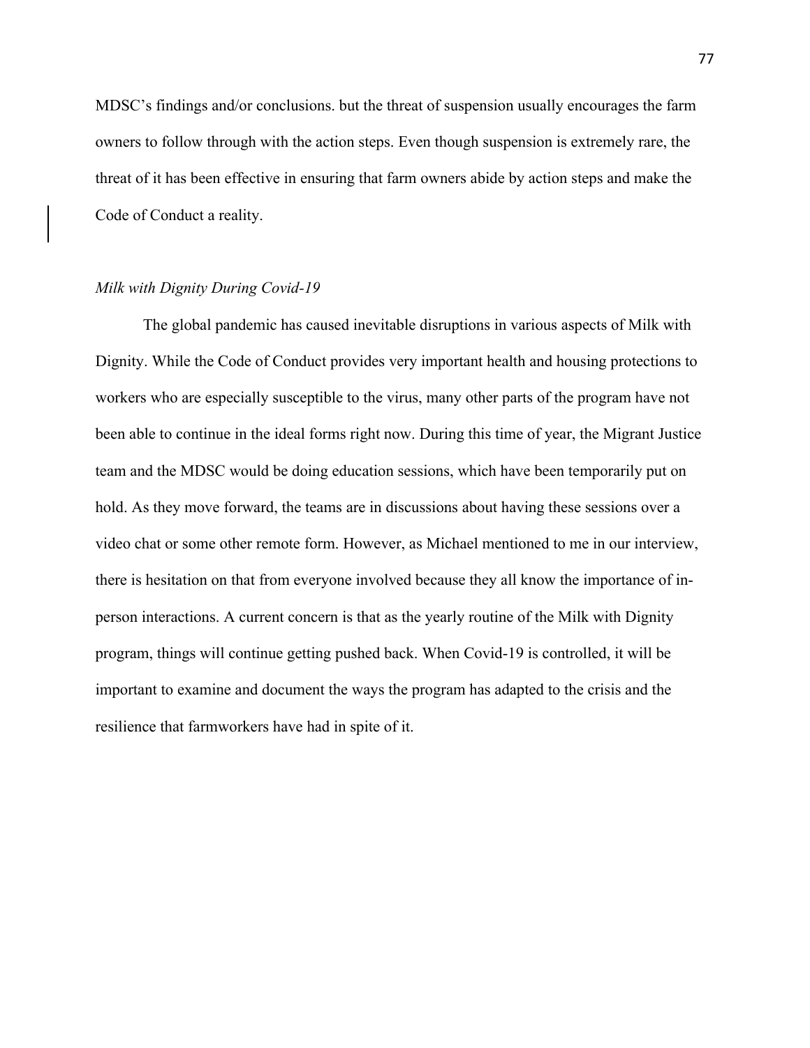MDSC's findings and/or conclusions. but the threat of suspension usually encourages the farm owners to follow through with the action steps. Even though suspension is extremely rare, the threat of it has been effective in ensuring that farm owners abide by action steps and make the Code of Conduct a reality.

*Milk with Dignity During Covid-19*

The global pandemic has caused inevitable disruptions in various aspects of Milk with Dignity. While the Code of Conduct provides very important health and housing protections to workers who are especially susceptible to the virus, many other parts of the program have not been able to continue in the ideal forms right now. During this time of year, the Migrant Justice team and the MDSC would be doing education sessions, which have been temporarily put on hold. As they move forward, the teams are in discussions about having these sessions over a video chat or some other remote form. However, as Michael mentioned to me in our interview, there is hesitation on that from everyone involved because they all know the importance of in-person interactions. A current concern is that as the yearly routine of the Milk with Dignity program, things will continue getting pushed back. When Covid-19 is controlled, it will be important to examine and document the ways the program has adapted to the crisis and the resilience that farmworkers have had in spite of it.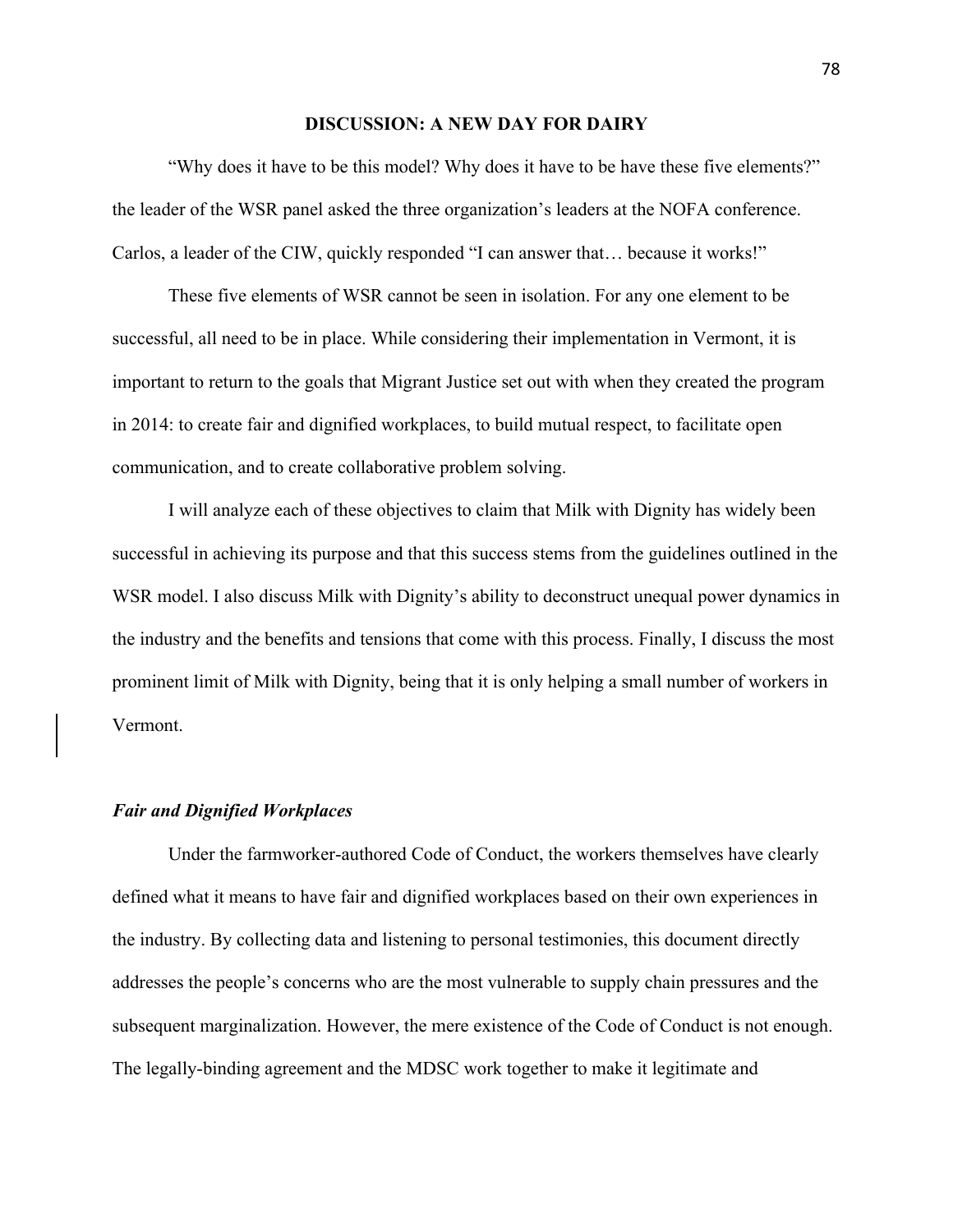# DISCUSSION: A NEW DAY FOR DAIRY

"Why does it have to be this model? Why does it have to be have these five elements?" the leader of the WSR panel asked the three organization's leaders at the NOFA conference. Carlos, a leader of the CIW, quickly responded "I can answer that… because it works!"

These five elements of WSR cannot be seen in isolation. For any one element to be successful, all need to be in place. While considering their implementation in Vermont, it is important to return to the goals that Migrant Justice set out with when they created the program in 2014: to create fair and dignified workplaces, to build mutual respect, to facilitate open communication, and to create collaborative problem solving.

I will analyze each of these objectives to claim that Milk with Dignity has widely been successful in achieving its purpose and that this success stems from the guidelines outlined in the WSR model. I also discuss Milk with Dignity's ability to deconstruct unequal power dynamics in the industry and the benefits and tensions that come with this process. Finally, I discuss the most prominent limit of Milk with Dignity, being that it is only helping a small number of workers in Vermont.

### *Fair and Dignified Workplaces*

Under the farmworker-authored Code of Conduct, the workers themselves have clearly defined what it means to have fair and dignified workplaces based on their own experiences in the industry. By collecting data and listening to personal testimonies, this document directly addresses the people's concerns who are the most vulnerable to supply chain pressures and the subsequent marginalization. However, the mere existence of the Code of Conduct is not enough. The legally-binding agreement and the MDSC work together to make it legitimate and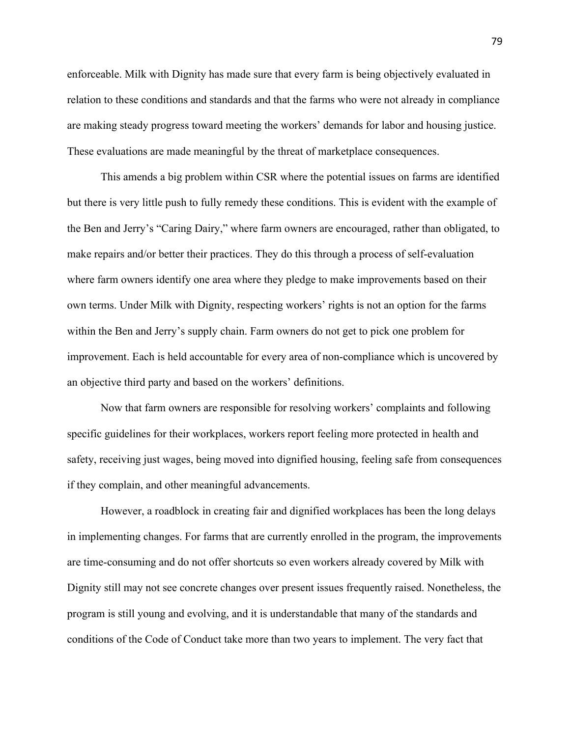enforceable. Milk with Dignity has made sure that every farm is being objectively evaluated in relation to these conditions and standards and that the farms who were not already in compliance are making steady progress toward meeting the workers' demands for labor and housing justice. These evaluations are made meaningful by the threat of marketplace consequences.

This amends a big problem within CSR where the potential issues on farms are identified but there is very little push to fully remedy these conditions. This is evident with the example of the Ben and Jerry's "Caring Dairy," where farm owners are encouraged, rather than obligated, to make repairs and/or better their practices. They do this through a process of self-evaluation where farm owners identify one area where they pledge to make improvements based on their own terms. Under Milk with Dignity, respecting workers' rights is not an option for the farms within the Ben and Jerry's supply chain. Farm owners do not get to pick one problem for improvement. Each is held accountable for every area of non-compliance which is uncovered by an objective third party and based on the workers' definitions.

Now that farm owners are responsible for resolving workers' complaints and following specific guidelines for their workplaces, workers report feeling more protected in health and safety, receiving just wages, being moved into dignified housing, feeling safe from consequences if they complain, and other meaningful advancements.

However, a roadblock in creating fair and dignified workplaces has been the long delays in implementing changes. For farms that are currently enrolled in the program, the improvements are time-consuming and do not offer shortcuts so even workers already covered by Milk with Dignity still may not see concrete changes over present issues frequently raised. Nonetheless, the program is still young and evolving, and it is understandable that many of the standards and conditions of the Code of Conduct take more than two years to implement. The very fact that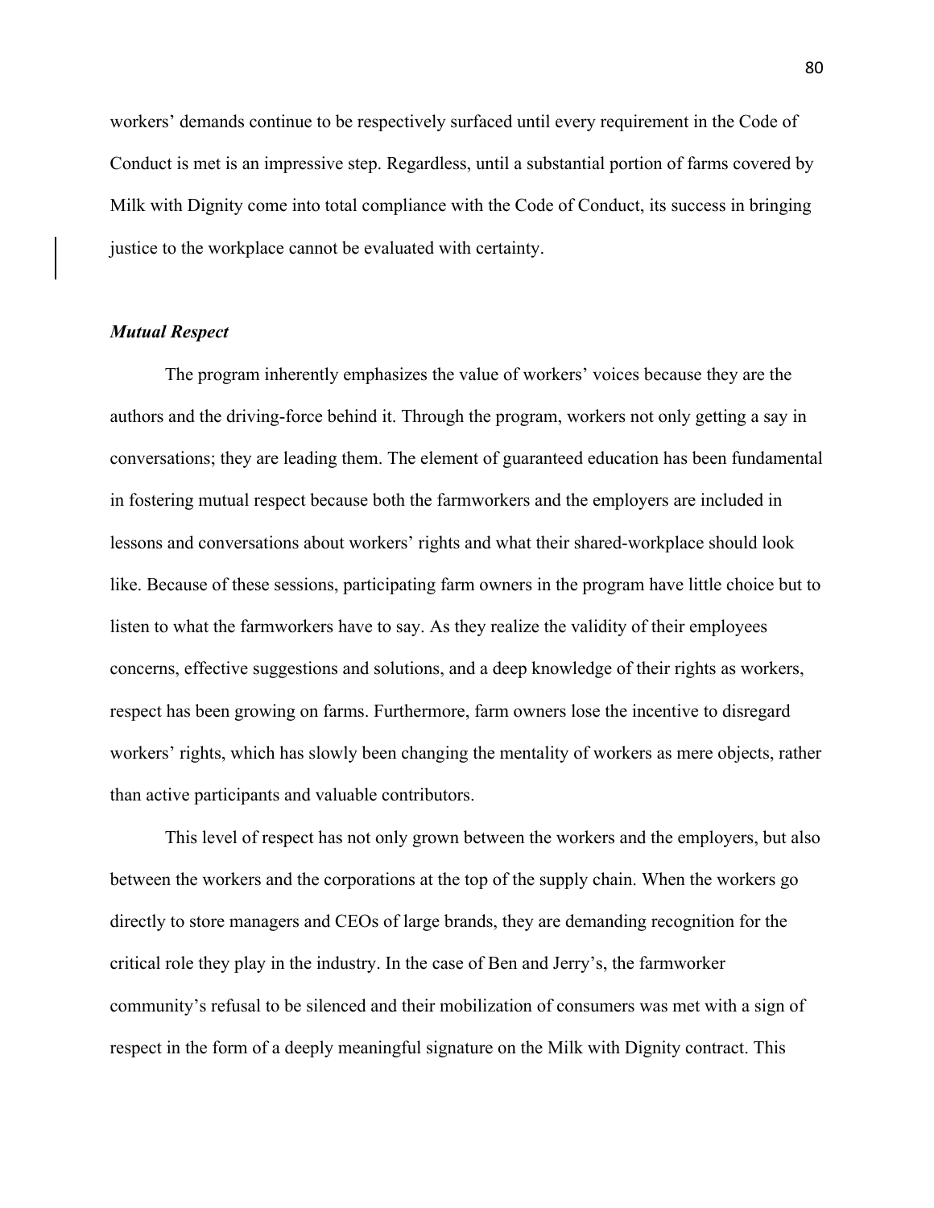workers' demands continue to be respectively surfaced until every requirement in the Code of Conduct is met is an impressive step. Regardless, until a substantial portion of farms covered by Milk with Dignity come into total compliance with the Code of Conduct, its success in bringing justice to the workplace cannot be evaluated with certainty.

### *Mutual Respect*

The program inherently emphasizes the value of workers' voices because they are the authors and the driving-force behind it. Through the program, workers not only getting a say in conversations; they are leading them. The element of guaranteed education has been fundamental in fostering mutual respect because both the farmworkers and the employers are included in lessons and conversations about workers' rights and what their shared-workplace should look like. Because of these sessions, participating farm owners in the program have little choice but to listen to what the farmworkers have to say. As they realize the validity of their employees concerns, effective suggestions and solutions, and a deep knowledge of their rights as workers, respect has been growing on farms. Furthermore, farm owners lose the incentive to disregard workers' rights, which has slowly been changing the mentality of workers as mere objects, rather than active participants and valuable contributors.

This level of respect has not only grown between the workers and the employers, but also between the workers and the corporations at the top of the supply chain. When the workers go directly to store managers and CEOs of large brands, they are demanding recognition for the critical role they play in the industry. In the case of Ben and Jerry's, the farmworker community's refusal to be silenced and their mobilization of consumers was met with a sign of respect in the form of a deeply meaningful signature on the Milk with Dignity contract. This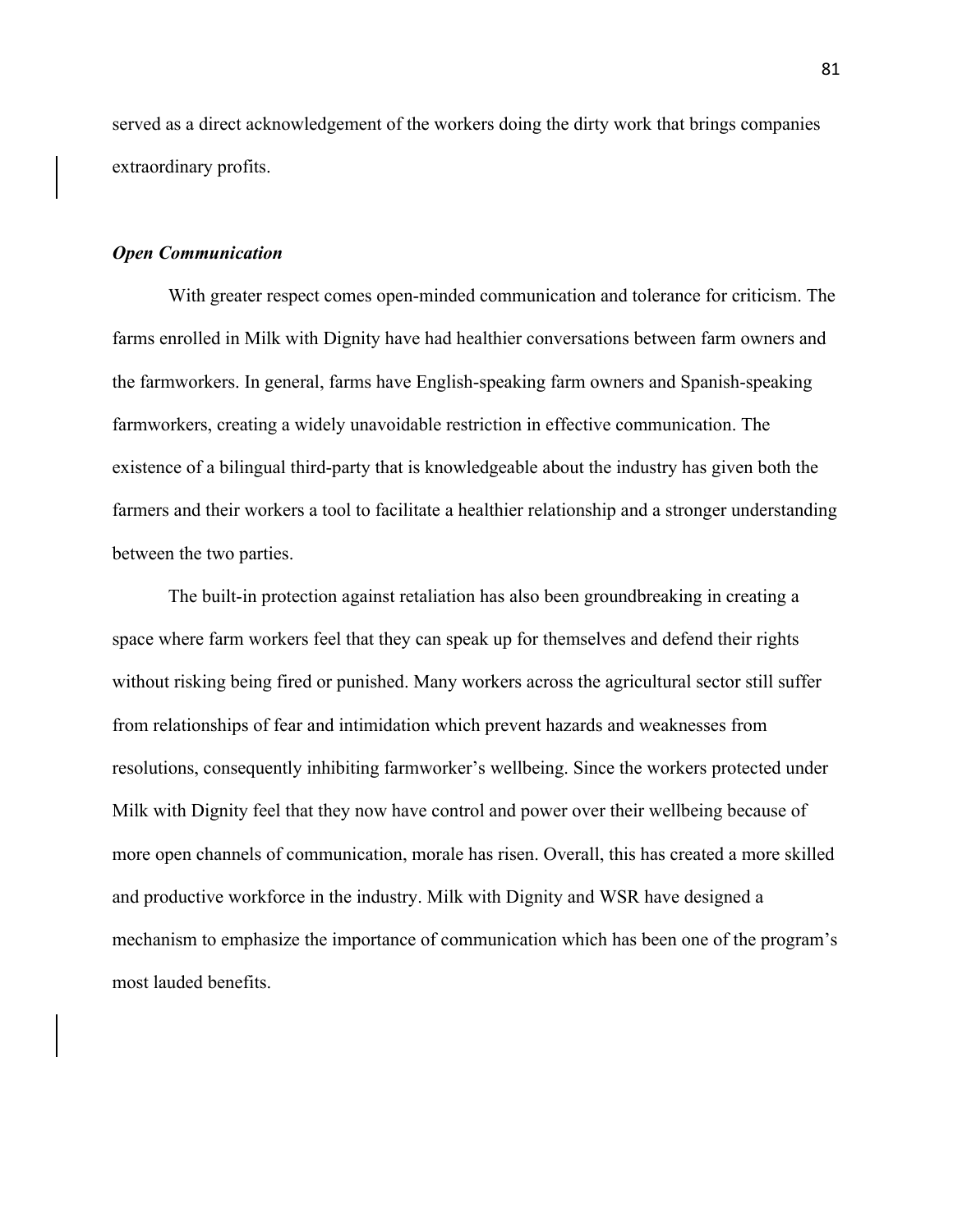served as a direct acknowledgement of the workers doing the dirty work that brings companies extraordinary profits.

### *Open Communication*

With greater respect comes open-minded communication and tolerance for criticism. The farms enrolled in Milk with Dignity have had healthier conversations between farm owners and the farmworkers. In general, farms have English-speaking farm owners and Spanish-speaking farmworkers, creating a widely unavoidable restriction in effective communication. The existence of a bilingual third-party that is knowledgeable about the industry has given both the farmers and their workers a tool to facilitate a healthier relationship and a stronger understanding between the two parties.

The built-in protection against retaliation has also been groundbreaking in creating a space where farm workers feel that they can speak up for themselves and defend their rights without risking being fired or punished. Many workers across the agricultural sector still suffer from relationships of fear and intimidation which prevent hazards and weaknesses from resolutions, consequently inhibiting farmworker's wellbeing. Since the workers protected under Milk with Dignity feel that they now have control and power over their wellbeing because of more open channels of communication, morale has risen. Overall, this has created a more skilled and productive workforce in the industry. Milk with Dignity and WSR have designed a mechanism to emphasize the importance of communication which has been one of the program's most lauded benefits.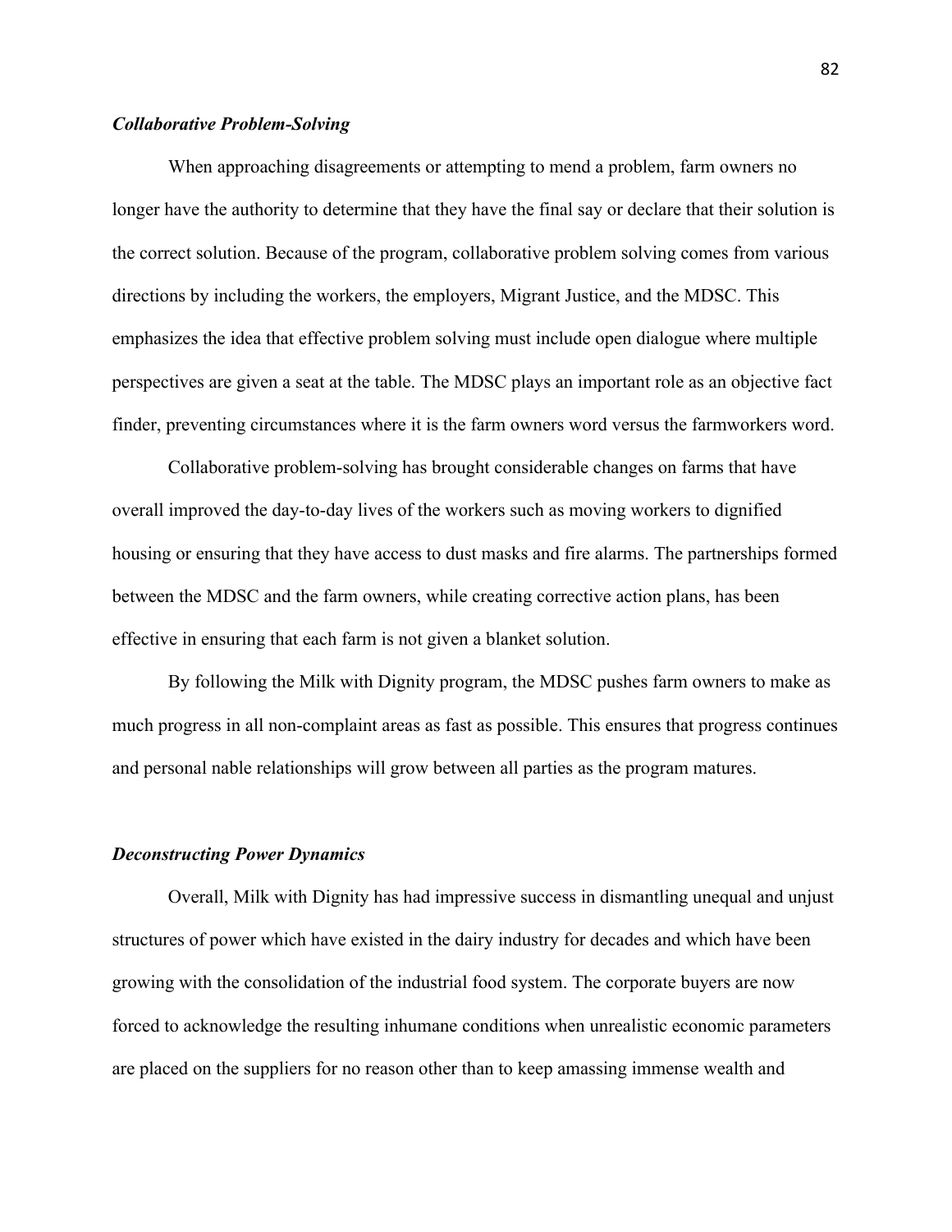### *Collaborative Problem-Solving*

When approaching disagreements or attempting to mend a problem, farm owners no longer have the authority to determine that they have the final say or declare that their solution is the correct solution. Because of the program, collaborative problem solving comes from various directions by including the workers, the employers, Migrant Justice, and the MDSC. This emphasizes the idea that effective problem solving must include open dialogue where multiple perspectives are given a seat at the table. The MDSC plays an important role as an objective fact finder, preventing circumstances where it is the farm owners word versus the farmworkers word.

Collaborative problem-solving has brought considerable changes on farms that have overall improved the day-to-day lives of the workers such as moving workers to dignified housing or ensuring that they have access to dust masks and fire alarms. The partnerships formed between the MDSC and the farm owners, while creating corrective action plans, has been effective in ensuring that each farm is not given a blanket solution.

By following the Milk with Dignity program, the MDSC pushes farm owners to make as much progress in all non-complaint areas as fast as possible. This ensures that progress continues and personal nable relationships will grow between all parties as the program matures.

### *Deconstructing Power Dynamics*

Overall, Milk with Dignity has had impressive success in dismantling unequal and unjust structures of power which have existed in the dairy industry for decades and which have been growing with the consolidation of the industrial food system. The corporate buyers are now forced to acknowledge the resulting inhumane conditions when unrealistic economic parameters are placed on the suppliers for no reason other than to keep amassing immense wealth and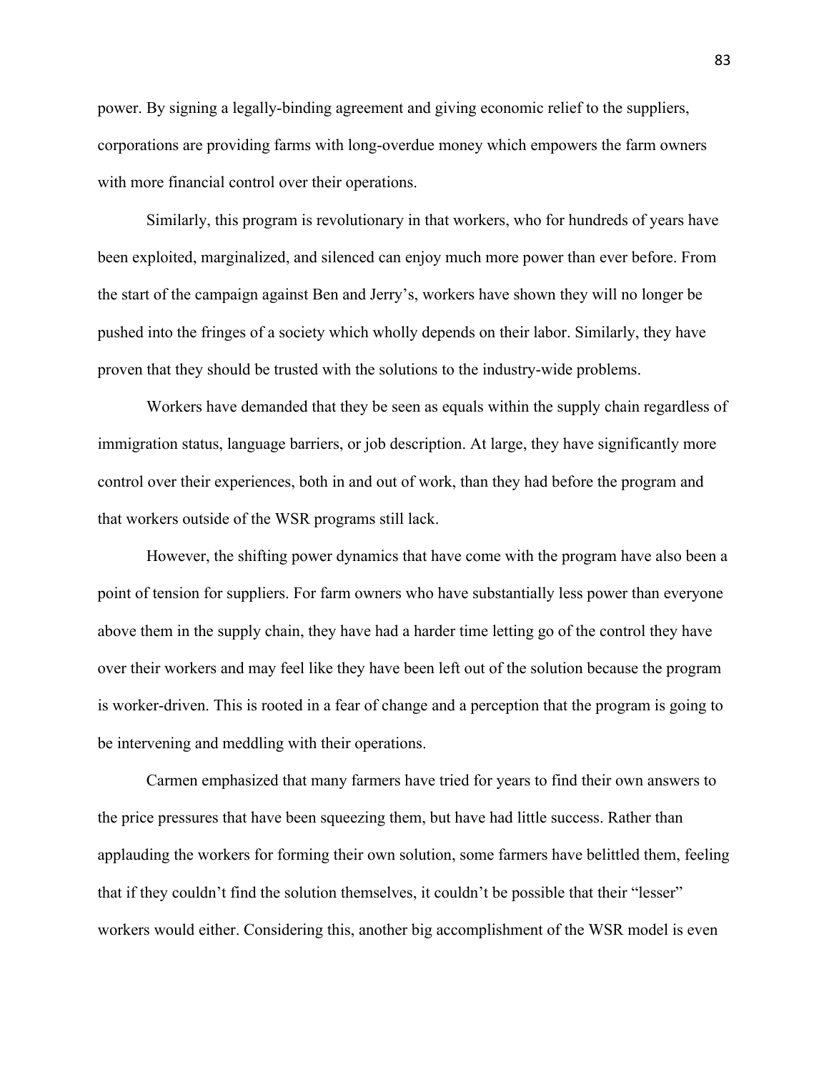power. By signing a legally-binding agreement and giving economic relief to the suppliers, corporations are providing farms with long-overdue money which empowers the farm owners with more financial control over their operations.

Similarly, this program is revolutionary in that workers, who for hundreds of years have been exploited, marginalized, and silenced can enjoy much more power than ever before. From the start of the campaign against Ben and Jerry's, workers have shown they will no longer be pushed into the fringes of a society which wholly depends on their labor. Similarly, they have proven that they should be trusted with the solutions to the industry-wide problems.

Workers have demanded that they be seen as equals within the supply chain regardless of immigration status, language barriers, or job description. At large, they have significantly more control over their experiences, both in and out of work, than they had before the program and that workers outside of the WSR programs still lack.

However, the shifting power dynamics that have come with the program have also been a point of tension for suppliers. For farm owners who have substantially less power than everyone above them in the supply chain, they have had a harder time letting go of the control they have over their workers and may feel like they have been left out of the solution because the program is worker-driven. This is rooted in a fear of change and a perception that the program is going to be intervening and meddling with their operations.

Carmen emphasized that many farmers have tried for years to find their own answers to the price pressures that have been squeezing them, but have had little success. Rather than applauding the workers for forming their own solution, some farmers have belittled them, feeling that if they couldn't find the solution themselves, it couldn't be possible that their "lesser" workers would either. Considering this, another big accomplishment of the WSR model is even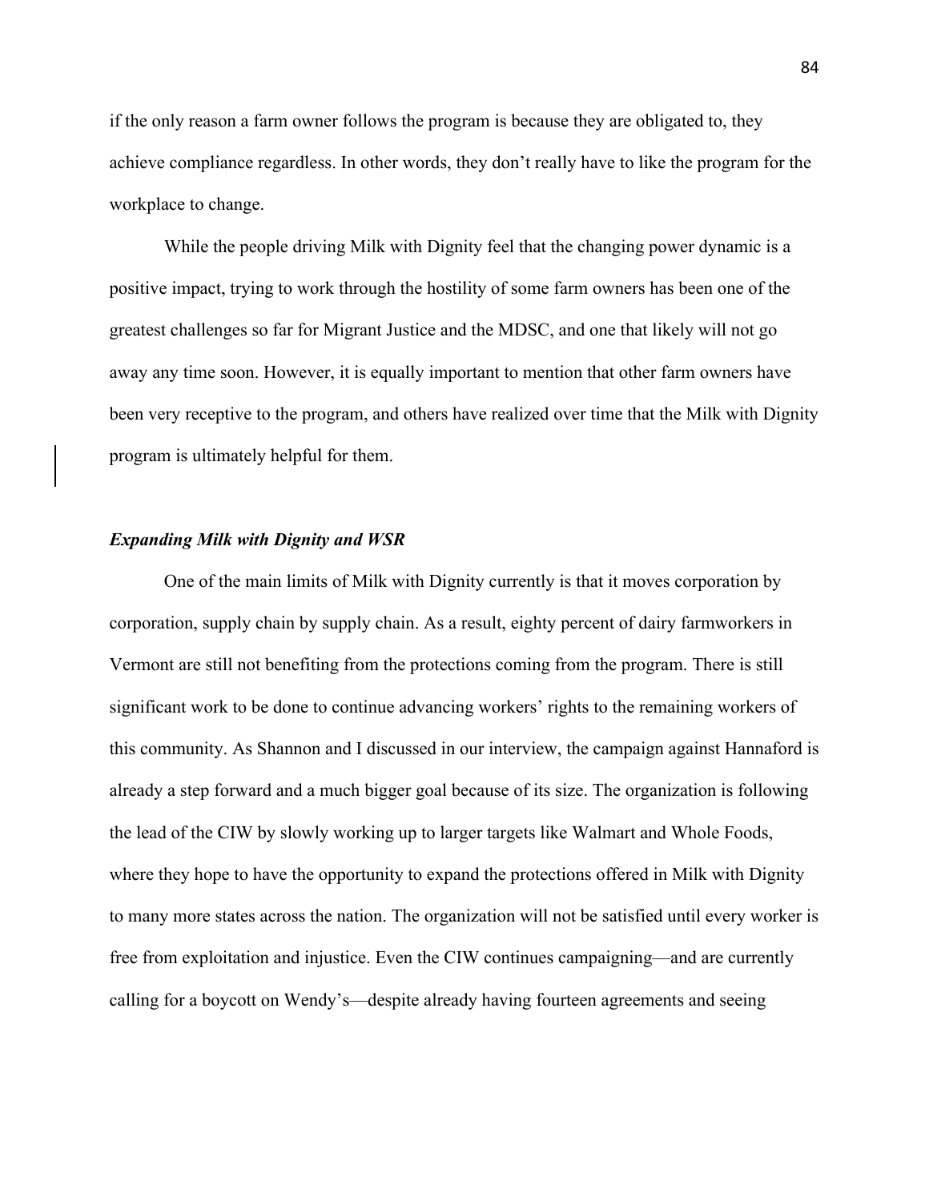if the only reason a farm owner follows the program is because they are obligated to, they achieve compliance regardless. In other words, they don't really have to like the program for the workplace to change.

While the people driving Milk with Dignity feel that the changing power dynamic is a positive impact, trying to work through the hostility of some farm owners has been one of the greatest challenges so far for Migrant Justice and the MDSC, and one that likely will not go away any time soon. However, it is equally important to mention that other farm owners have been very receptive to the program, and others have realized over time that the Milk with Dignity program is ultimately helpful for them.

***Expanding Milk with Dignity and WSR***

One of the main limits of Milk with Dignity currently is that it moves corporation by corporation, supply chain by supply chain. As a result, eighty percent of dairy farmworkers in Vermont are still not benefiting from the protections coming from the program. There is still significant work to be done to continue advancing workers' rights to the remaining workers of this community. As Shannon and I discussed in our interview, the campaign against Hannaford is already a step forward and a much bigger goal because of its size. The organization is following the lead of the CIW by slowly working up to larger targets like Walmart and Whole Foods, where they hope to have the opportunity to expand the protections offered in Milk with Dignity to many more states across the nation. The organization will not be satisfied until every worker is free from exploitation and injustice. Even the CIW continues campaigning—and are currently calling for a boycott on Wendy's—despite already having fourteen agreements and seeing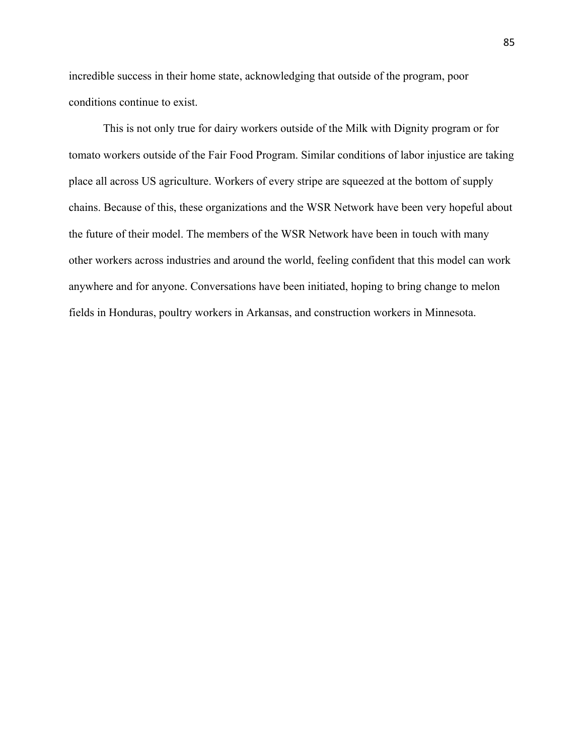incredible success in their home state, acknowledging that outside of the program, poor conditions continue to exist.

This is not only true for dairy workers outside of the Milk with Dignity program or for tomato workers outside of the Fair Food Program. Similar conditions of labor injustice are taking place all across US agriculture. Workers of every stripe are squeezed at the bottom of supply chains. Because of this, these organizations and the WSR Network have been very hopeful about the future of their model. The members of the WSR Network have been in touch with many other workers across industries and around the world, feeling confident that this model can work anywhere and for anyone. Conversations have been initiated, hoping to bring change to melon fields in Honduras, poultry workers in Arkansas, and construction workers in Minnesota.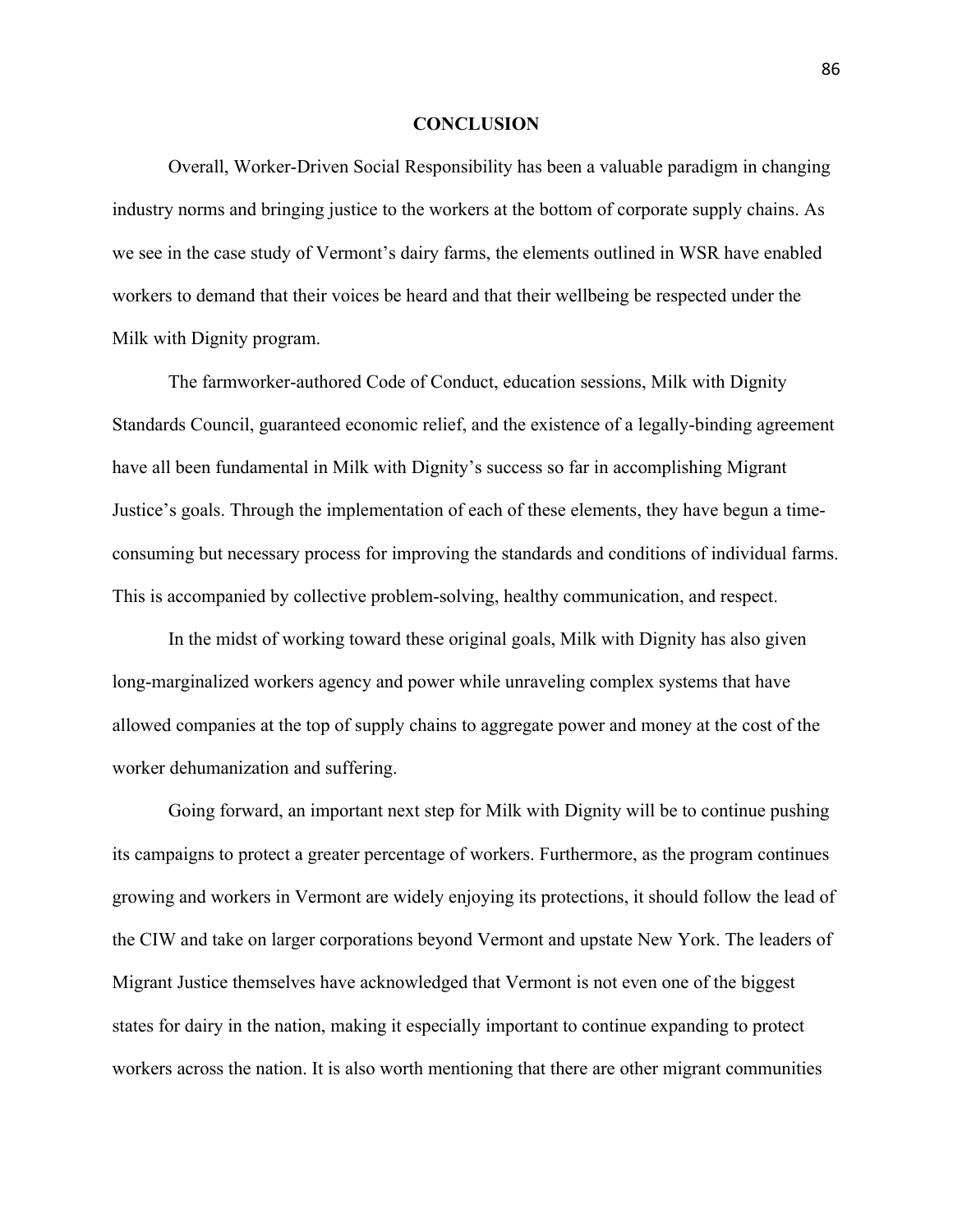# CONCLUSION

Overall, Worker-Driven Social Responsibility has been a valuable paradigm in changing industry norms and bringing justice to the workers at the bottom of corporate supply chains. As we see in the case study of Vermont's dairy farms, the elements outlined in WSR have enabled workers to demand that their voices be heard and that their wellbeing be respected under the Milk with Dignity program.

The farmworker-authored Code of Conduct, education sessions, Milk with Dignity Standards Council, guaranteed economic relief, and the existence of a legally-binding agreement have all been fundamental in Milk with Dignity's success so far in accomplishing Migrant Justice's goals. Through the implementation of each of these elements, they have begun a time-consuming but necessary process for improving the standards and conditions of individual farms. This is accompanied by collective problem-solving, healthy communication, and respect.

In the midst of working toward these original goals, Milk with Dignity has also given long-marginalized workers agency and power while unraveling complex systems that have allowed companies at the top of supply chains to aggregate power and money at the cost of the worker dehumanization and suffering.

Going forward, an important next step for Milk with Dignity will be to continue pushing its campaigns to protect a greater percentage of workers. Furthermore, as the program continues growing and workers in Vermont are widely enjoying its protections, it should follow the lead of the CIW and take on larger corporations beyond Vermont and upstate New York. The leaders of Migrant Justice themselves have acknowledged that Vermont is not even one of the biggest states for dairy in the nation, making it especially important to continue expanding to protect workers across the nation. It is also worth mentioning that there are other migrant communities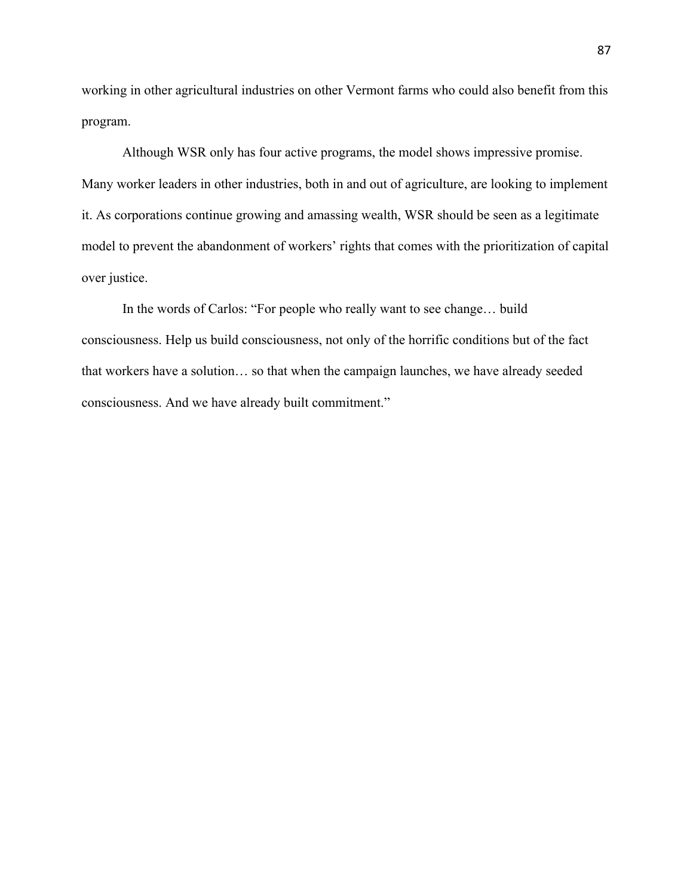working in other agricultural industries on other Vermont farms who could also benefit from this program.

Although WSR only has four active programs, the model shows impressive promise. Many worker leaders in other industries, both in and out of agriculture, are looking to implement it. As corporations continue growing and amassing wealth, WSR should be seen as a legitimate model to prevent the abandonment of workers' rights that comes with the prioritization of capital over justice.

In the words of Carlos: "For people who really want to see change… build consciousness. Help us build consciousness, not only of the horrific conditions but of the fact that workers have a solution… so that when the campaign launches, we have already seeded consciousness. And we have already built commitment."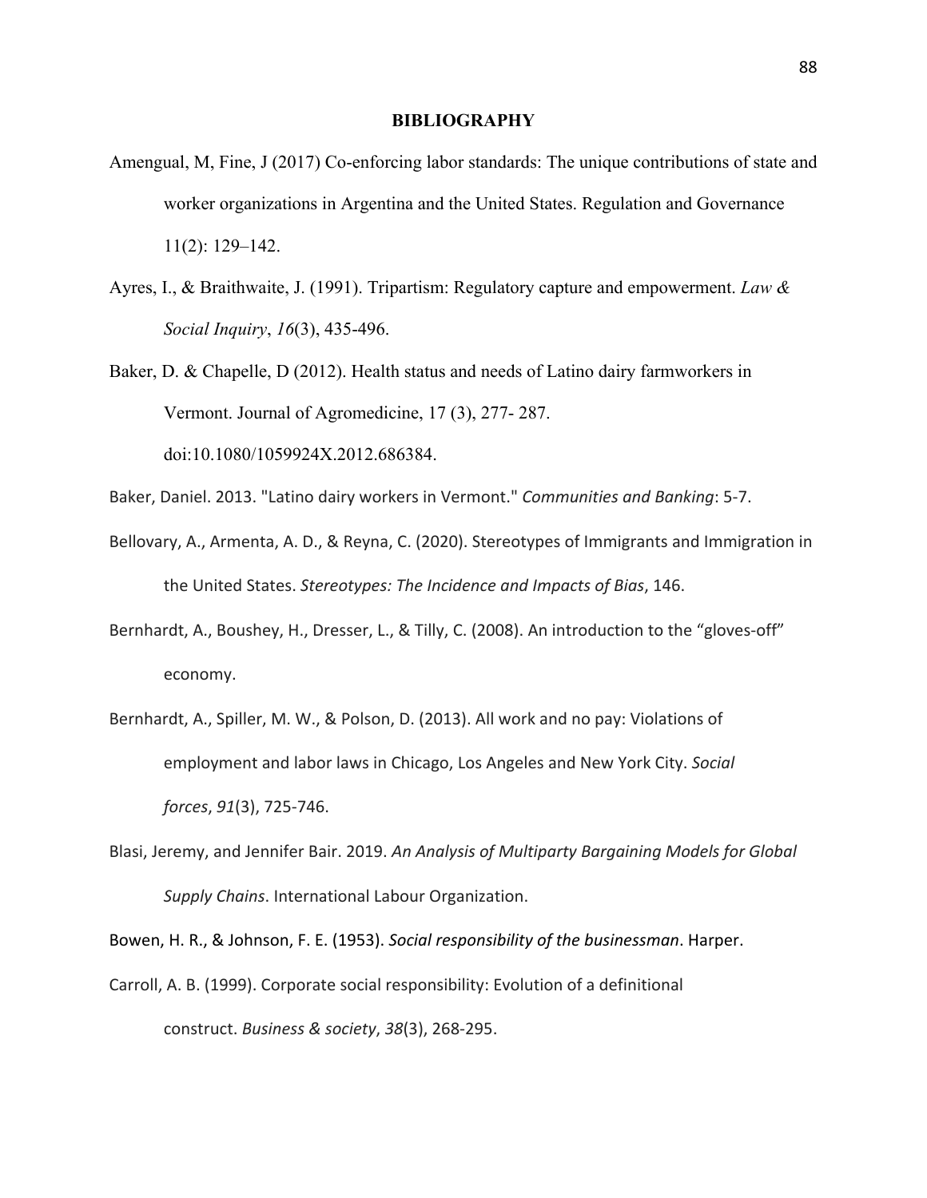## BIBLIOGRAPHY

Amengual, M, Fine, J (2017) Co-enforcing labor standards: The unique contributions of state and worker organizations in Argentina and the United States. Regulation and Governance 11(2): 129–142.

Ayres, I., & Braithwaite, J. (1991). Tripartism: Regulatory capture and empowerment. *Law & Social Inquiry*, *16*(3), 435-496.

Baker, D. & Chapelle, D (2012). Health status and needs of Latino dairy farmworkers in Vermont. Journal of Agromedicine, 17 (3), 277- 287. doi:10.1080/1059924X.2012.686384.

Baker, Daniel. 2013. "Latino dairy workers in Vermont." *Communities and Banking*: 5-7.

Bellovary, A., Armenta, A. D., & Reyna, C. (2020). Stereotypes of Immigrants and Immigration in the United States. *Stereotypes: The Incidence and Impacts of Bias*, 146.

Bernhardt, A., Boushey, H., Dresser, L., & Tilly, C. (2008). An introduction to the "gloves-off" economy.

Bernhardt, A., Spiller, M. W., & Polson, D. (2013). All work and no pay: Violations of employment and labor laws in Chicago, Los Angeles and New York City. *Social forces*, *91*(3), 725-746.

Blasi, Jeremy, and Jennifer Bair. 2019. *An Analysis of Multiparty Bargaining Models for Global Supply Chains*. International Labour Organization.

Bowen, H. R., & Johnson, F. E. (1953). *Social responsibility of the businessman*. Harper.

Carroll, A. B. (1999). Corporate social responsibility: Evolution of a definitional construct. *Business & society*, *38*(3), 268-295.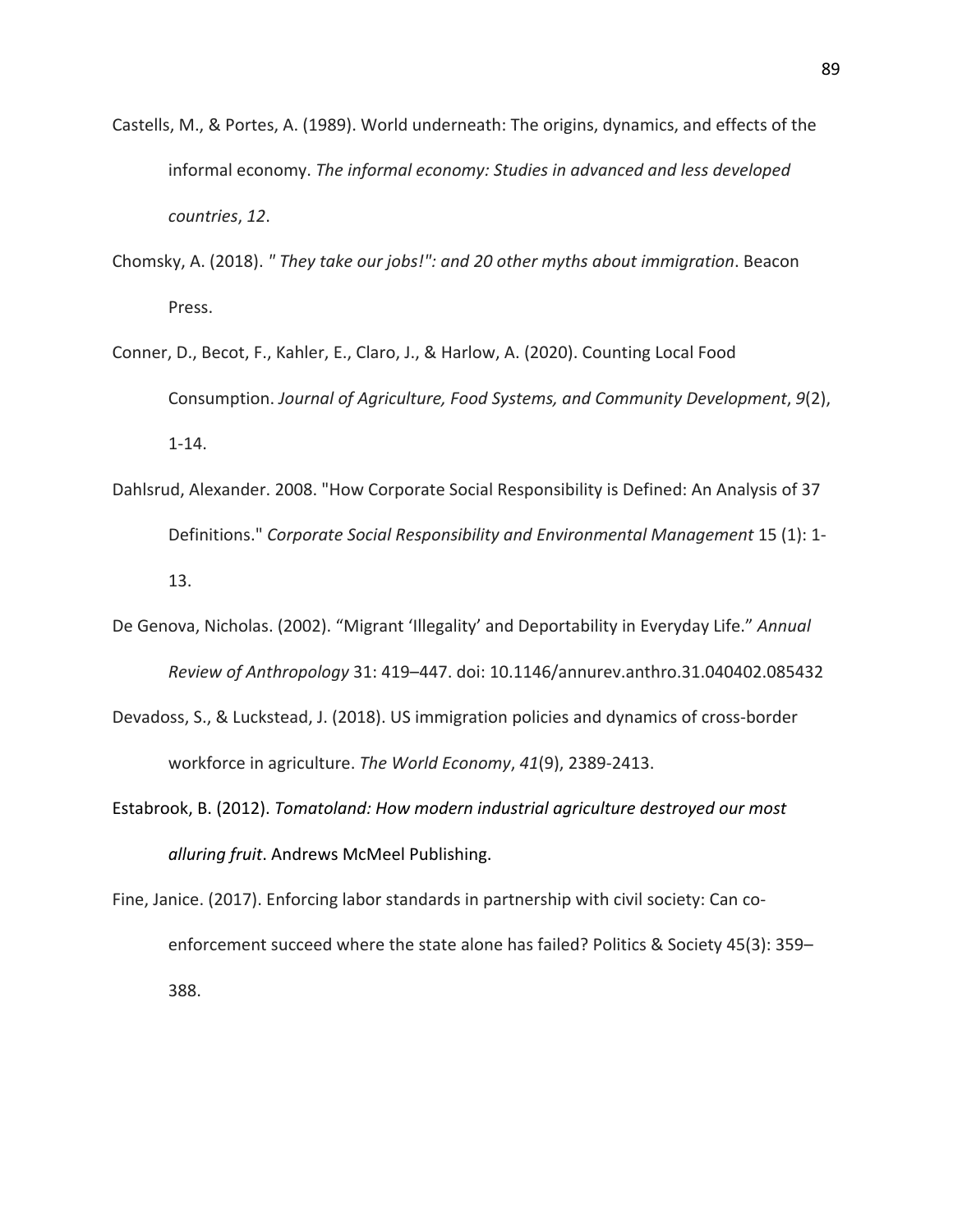Castells, M., & Portes, A. (1989). World underneath: The origins, dynamics, and effects of the informal economy. *The informal economy: Studies in advanced and less developed countries*, *12*.

Chomsky, A. (2018). *" They take our jobs!": and 20 other myths about immigration*. Beacon Press.

Conner, D., Becot, F., Kahler, E., Claro, J., & Harlow, A. (2020). Counting Local Food Consumption. *Journal of Agriculture, Food Systems, and Community Development*, *9*(2), 1-14.

Dahlsrud, Alexander. 2008. "How Corporate Social Responsibility is Defined: An Analysis of 37 Definitions." *Corporate Social Responsibility and Environmental Management* 15 (1): 1-13.

De Genova, Nicholas. (2002). "Migrant 'Illegality' and Deportability in Everyday Life." *Annual Review of Anthropology* 31: 419–447. doi: 10.1146/annurev.anthro.31.040402.085432

Devadoss, S., & Luckstead, J. (2018). US immigration policies and dynamics of cross-border workforce in agriculture. *The World Economy*, *41*(9), 2389-2413.

Estabrook, B. (2012). *Tomatoland: How modern industrial agriculture destroyed our most alluring fruit*. Andrews McMeel Publishing.

Fine, Janice. (2017). Enforcing labor standards in partnership with civil society: Can co-enforcement succeed where the state alone has failed? Politics & Society 45(3): 359–388.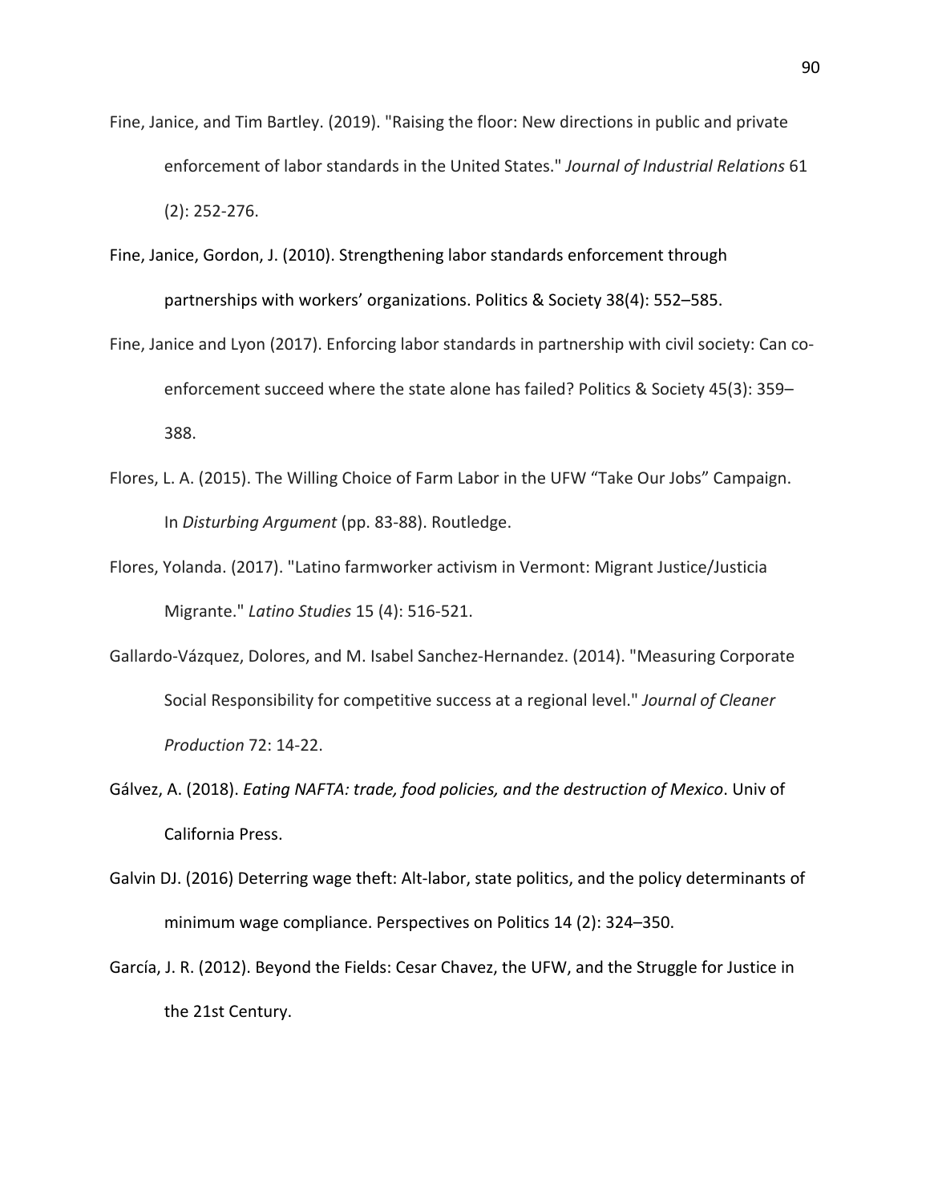Fine, Janice, and Tim Bartley. (2019). "Raising the floor: New directions in public and private enforcement of labor standards in the United States." *Journal of Industrial Relations* 61 (2): 252-276.

Fine, Janice, Gordon, J. (2010). Strengthening labor standards enforcement through partnerships with workers' organizations. Politics & Society 38(4): 552–585.

Fine, Janice and Lyon (2017). Enforcing labor standards in partnership with civil society: Can co-enforcement succeed where the state alone has failed? Politics & Society 45(3): 359–388.

Flores, L. A. (2015). The Willing Choice of Farm Labor in the UFW "Take Our Jobs" Campaign. In *Disturbing Argument* (pp. 83-88). Routledge.

Flores, Yolanda. (2017). "Latino farmworker activism in Vermont: Migrant Justice/Justicia Migrante." *Latino Studies* 15 (4): 516-521.

Gallardo-Vázquez, Dolores, and M. Isabel Sanchez-Hernandez. (2014). "Measuring Corporate Social Responsibility for competitive success at a regional level." *Journal of Cleaner Production* 72: 14-22.

Gálvez, A. (2018). *Eating NAFTA: trade, food policies, and the destruction of Mexico*. Univ of California Press.

Galvin DJ. (2016) Deterring wage theft: Alt-labor, state politics, and the policy determinants of minimum wage compliance. Perspectives on Politics 14 (2): 324–350.

García, J. R. (2012). Beyond the Fields: Cesar Chavez, the UFW, and the Struggle for Justice in the 21st Century.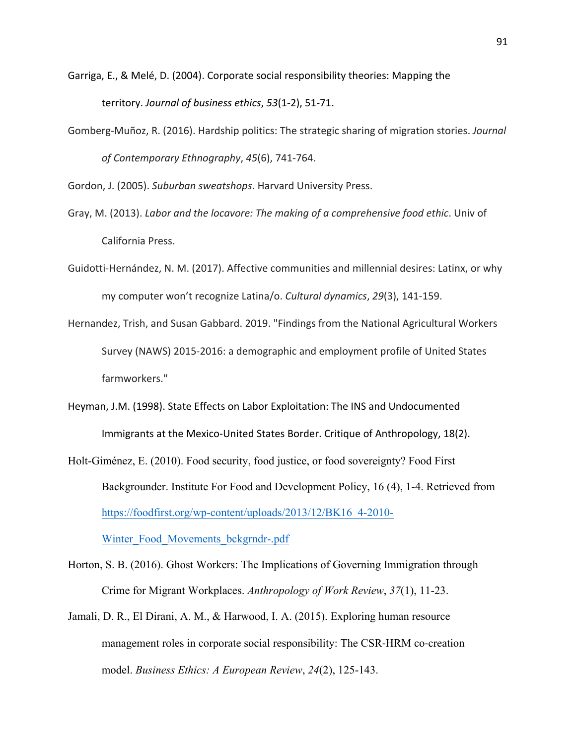Garriga, E., & Melé, D. (2004). Corporate social responsibility theories: Mapping the territory. *Journal of business ethics*, *53*(1-2), 51-71.

Gomberg-Muñoz, R. (2016). Hardship politics: The strategic sharing of migration stories. *Journal of Contemporary Ethnography*, *45*(6), 741-764.

Gordon, J. (2005). *Suburban sweatshops*. Harvard University Press.

Gray, M. (2013). *Labor and the locavore: The making of a comprehensive food ethic*. Univ of California Press.

Guidotti-Hernández, N. M. (2017). Affective communities and millennial desires: Latinx, or why my computer won't recognize Latina/o. *Cultural dynamics*, *29*(3), 141-159.

Hernandez, Trish, and Susan Gabbard. 2019. "Findings from the National Agricultural Workers Survey (NAWS) 2015-2016: a demographic and employment profile of United States farmworkers."

Heyman, J.M. (1998). State Effects on Labor Exploitation: The INS and Undocumented Immigrants at the Mexico-United States Border. Critique of Anthropology, 18(2).

Holt-Giménez, E. (2010). Food security, food justice, or food sovereignty? Food First Backgrounder. Institute For Food and Development Policy, 16 (4), 1-4. Retrieved from https://foodfirst.org/wp-content/uploads/2013/12/BK16_4-2010-Winter_Food_Movements_bckgrndr-.pdf

Horton, S. B. (2016). Ghost Workers: The Implications of Governing Immigration through Crime for Migrant Workplaces. *Anthropology of Work Review*, *37*(1), 11-23.

Jamali, D. R., El Dirani, A. M., & Harwood, I. A. (2015). Exploring human resource management roles in corporate social responsibility: The CSR-HRM co-creation model. *Business Ethics: A European Review*, *24*(2), 125-143.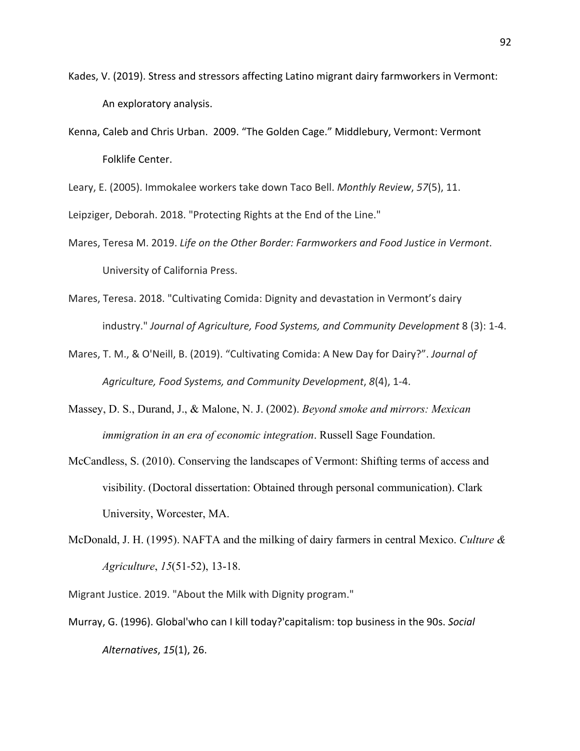Kades, V. (2019). Stress and stressors affecting Latino migrant dairy farmworkers in Vermont: An exploratory analysis.

Kenna, Caleb and Chris Urban. 2009. "The Golden Cage." Middlebury, Vermont: Vermont Folklife Center.

Leary, E. (2005). Immokalee workers take down Taco Bell. *Monthly Review*, *57*(5), 11.

Leipziger, Deborah. 2018. "Protecting Rights at the End of the Line."

Mares, Teresa M. 2019. *Life on the Other Border: Farmworkers and Food Justice in Vermont*. University of California Press.

Mares, Teresa. 2018. "Cultivating Comida: Dignity and devastation in Vermont's dairy industry." *Journal of Agriculture, Food Systems, and Community Development* 8 (3): 1-4.

Mares, T. M., & O'Neill, B. (2019). "Cultivating Comida: A New Day for Dairy?". *Journal of Agriculture, Food Systems, and Community Development*, *8*(4), 1-4.

Massey, D. S., Durand, J., & Malone, N. J. (2002). *Beyond smoke and mirrors: Mexican immigration in an era of economic integration*. Russell Sage Foundation.

McCandless, S. (2010). Conserving the landscapes of Vermont: Shifting terms of access and visibility. (Doctoral dissertation: Obtained through personal communication). Clark University, Worcester, MA.

McDonald, J. H. (1995). NAFTA and the milking of dairy farmers in central Mexico. *Culture & Agriculture*, *15*(51-52), 13-18.

Migrant Justice. 2019. "About the Milk with Dignity program."

Murray, G. (1996). Global'who can I kill today?'capitalism: top business in the 90s. *Social Alternatives*, *15*(1), 26.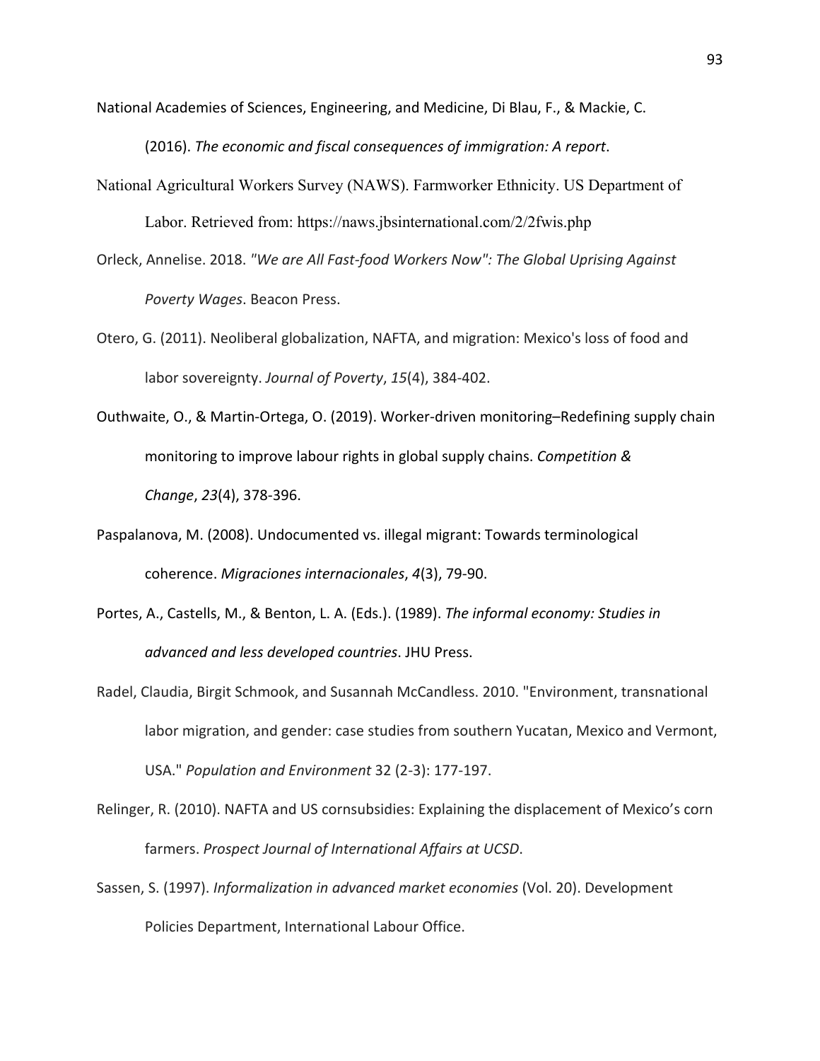National Academies of Sciences, Engineering, and Medicine, Di Blau, F., & Mackie, C. (2016). *The economic and fiscal consequences of immigration: A report*.

National Agricultural Workers Survey (NAWS). Farmworker Ethnicity. US Department of Labor. Retrieved from: https://naws.jbsinternational.com/2/2fwis.php

Orleck, Annelise. 2018. *"We are All Fast-food Workers Now": The Global Uprising Against Poverty Wages*. Beacon Press.

Otero, G. (2011). Neoliberal globalization, NAFTA, and migration: Mexico's loss of food and labor sovereignty. *Journal of Poverty*, *15*(4), 384-402.

Outhwaite, O., & Martin-Ortega, O. (2019). Worker-driven monitoring–Redefining supply chain monitoring to improve labour rights in global supply chains. *Competition & Change*, *23*(4), 378-396.

Paspalanova, M. (2008). Undocumented vs. illegal migrant: Towards terminological coherence. *Migraciones internacionales*, *4*(3), 79-90.

Portes, A., Castells, M., & Benton, L. A. (Eds.). (1989). *The informal economy: Studies in advanced and less developed countries*. JHU Press.

Radel, Claudia, Birgit Schmook, and Susannah McCandless. 2010. "Environment, transnational labor migration, and gender: case studies from southern Yucatan, Mexico and Vermont, USA." *Population and Environment* 32 (2-3): 177-197.

Relinger, R. (2010). NAFTA and US cornsubsidies: Explaining the displacement of Mexico's corn farmers. *Prospect Journal of International Affairs at UCSD*.

Sassen, S. (1997). *Informalization in advanced market economies* (Vol. 20). Development Policies Department, International Labour Office.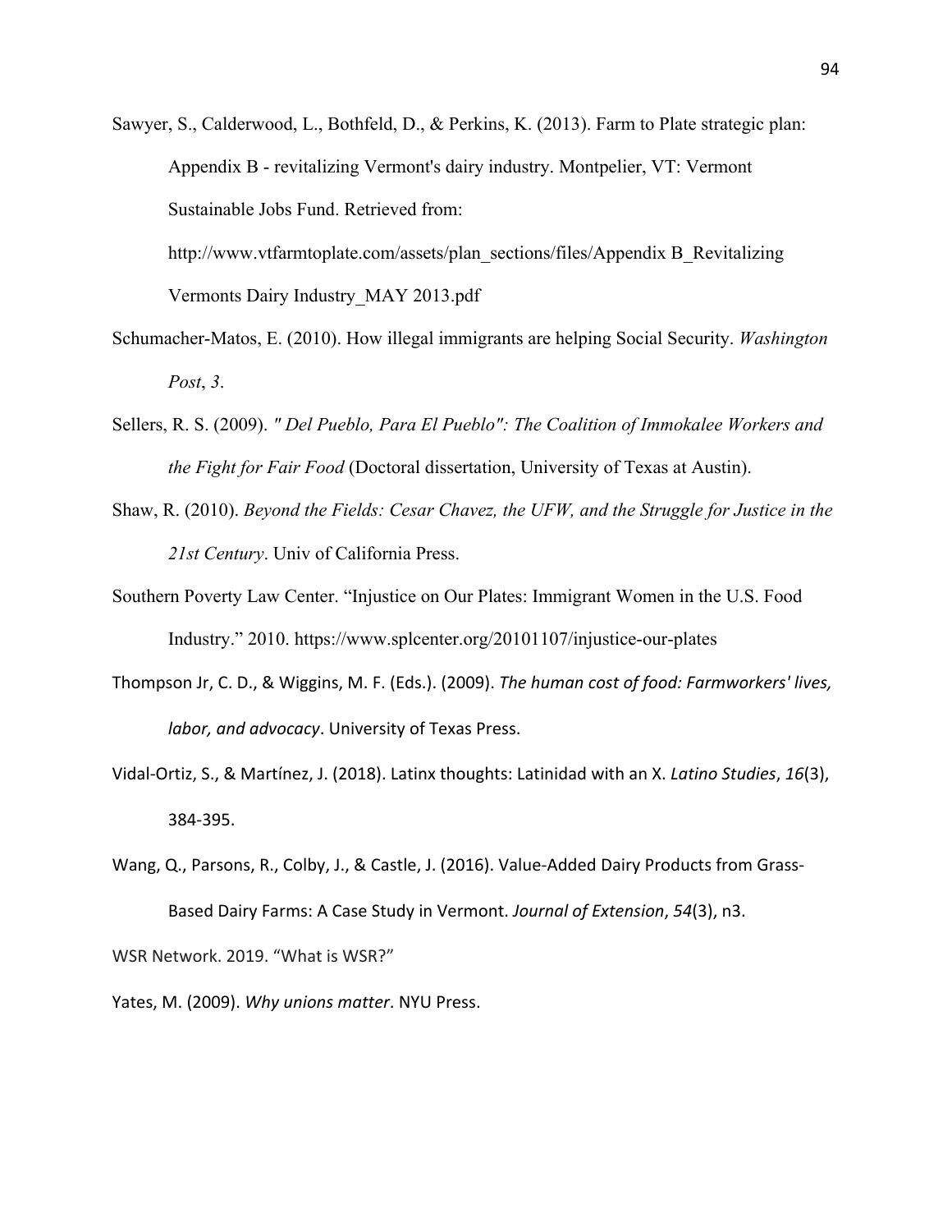Sawyer, S., Calderwood, L., Bothfeld, D., & Perkins, K. (2013). Farm to Plate strategic plan: Appendix B - revitalizing Vermont's dairy industry. Montpelier, VT: Vermont Sustainable Jobs Fund. Retrieved from: http://www.vtfarmtoplate.com/assets/plan_sections/files/Appendix B_Revitalizing Vermonts Dairy Industry_MAY 2013.pdf

Schumacher-Matos, E. (2010). How illegal immigrants are helping Social Security. *Washington Post*, *3*.

Sellers, R. S. (2009). *" Del Pueblo, Para El Pueblo": The Coalition of Immokalee Workers and the Fight for Fair Food* (Doctoral dissertation, University of Texas at Austin).

Shaw, R. (2010). *Beyond the Fields: Cesar Chavez, the UFW, and the Struggle for Justice in the 21st Century*. Univ of California Press.

Southern Poverty Law Center. "Injustice on Our Plates: Immigrant Women in the U.S. Food Industry." 2010. https://www.splcenter.org/20101107/injustice-our-plates

Thompson Jr, C. D., & Wiggins, M. F. (Eds.). (2009). *The human cost of food: Farmworkers' lives, labor, and advocacy*. University of Texas Press.

Vidal-Ortiz, S., & Martínez, J. (2018). Latinx thoughts: Latinidad with an X. *Latino Studies*, *16*(3), 384-395.

Wang, Q., Parsons, R., Colby, J., & Castle, J. (2016). Value-Added Dairy Products from Grass-Based Dairy Farms: A Case Study in Vermont. *Journal of Extension*, *54*(3), n3.

WSR Network. 2019. "What is WSR?"

Yates, M. (2009). *Why unions matter*. NYU Press.